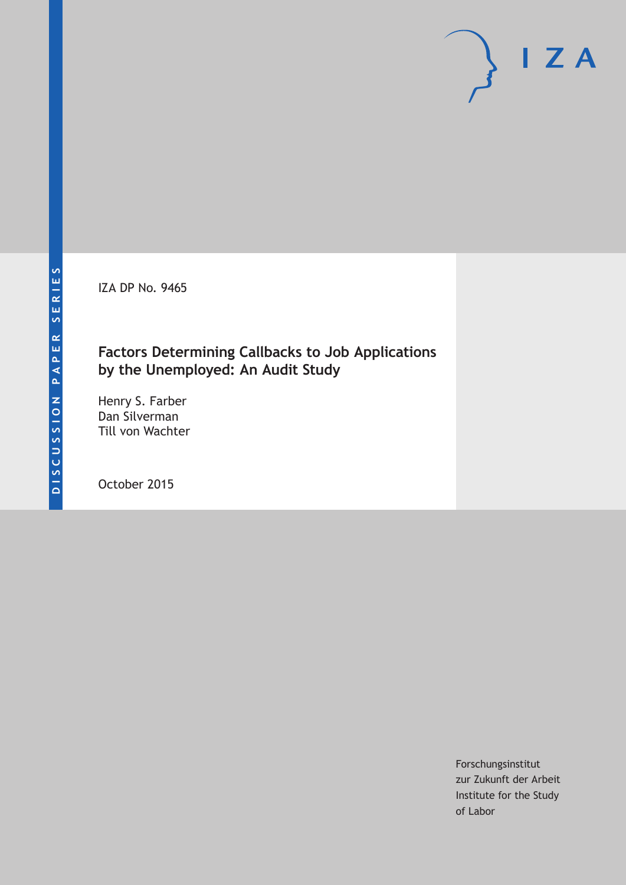DISCUSSION PAPER SERIES

IZA

IZA DP No. 9465

# Factors Determining Callbacks to Job Applications by the Unemployed: An Audit Study

Henry S. Farber
Dan Silverman
Till von Wachter

October 2015

Forschungsinstitut
zur Zukunft der Arbeit
Institute for the Study
of Labor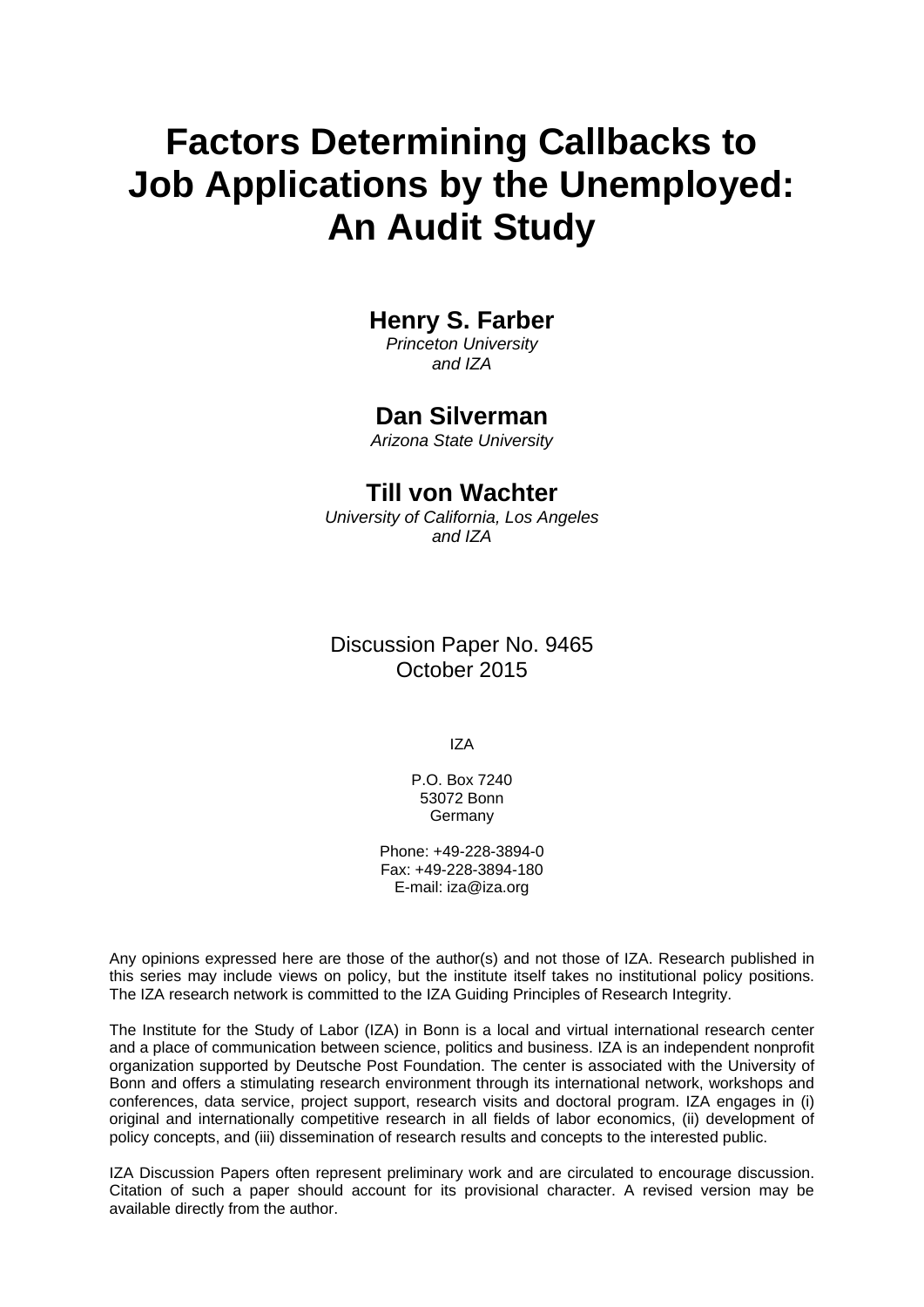# Factors Determining Callbacks to Job Applications by the Unemployed: An Audit Study

**Henry S. Farber**
*Princeton University*
*and IZA*

**Dan Silverman**
*Arizona State University*

**Till von Wachter**
*University of California, Los Angeles*
*and IZA*

Discussion Paper No. 9465
October 2015

IZA

P.O. Box 7240
53072 Bonn
Germany

Phone: +49-228-3894-0
Fax: +49-228-3894-180
E-mail: iza@iza.org

Any opinions expressed here are those of the author(s) and not those of IZA. Research published in this series may include views on policy, but the institute itself takes no institutional policy positions. The IZA research network is committed to the IZA Guiding Principles of Research Integrity.

The Institute for the Study of Labor (IZA) in Bonn is a local and virtual international research center and a place of communication between science, politics and business. IZA is an independent nonprofit organization supported by Deutsche Post Foundation. The center is associated with the University of Bonn and offers a stimulating research environment through its international network, workshops and conferences, data service, project support, research visits and doctoral program. IZA engages in (i) original and internationally competitive research in all fields of labor economics, (ii) development of policy concepts, and (iii) dissemination of research results and concepts to the interested public.

IZA Discussion Papers often represent preliminary work and are circulated to encourage discussion. Citation of such a paper should account for its provisional character. A revised version may be available directly from the author.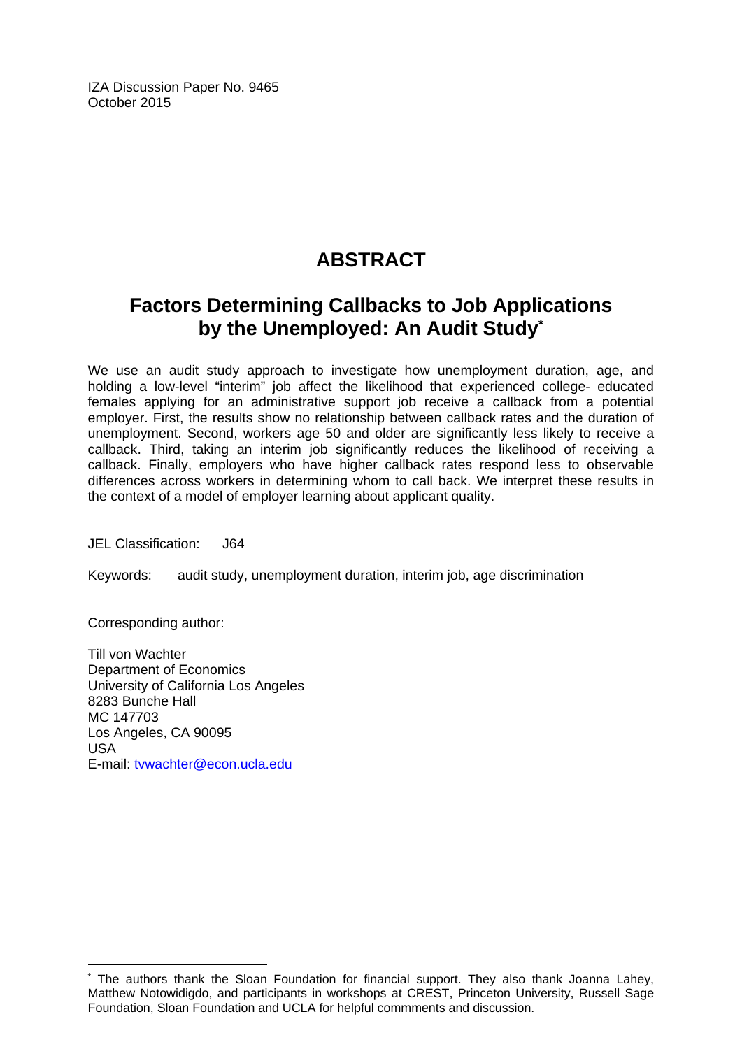IZA Discussion Paper No. 9465
October 2015

# ABSTRACT

## Factors Determining Callbacks to Job Applications by the Unemployed: An Audit Study*

We use an audit study approach to investigate how unemployment duration, age, and holding a low-level "interim" job affect the likelihood that experienced college- educated females applying for an administrative support job receive a callback from a potential employer. First, the results show no relationship between callback rates and the duration of unemployment. Second, workers age 50 and older are significantly less likely to receive a callback. Third, taking an interim job significantly reduces the likelihood of receiving a callback. Finally, employers who have higher callback rates respond less to observable differences across workers in determining whom to call back. We interpret these results in the context of a model of employer learning about applicant quality.

JEL Classification: J64

Keywords: audit study, unemployment duration, interim job, age discrimination

Corresponding author:

Till von Wachter
Department of Economics
University of California Los Angeles
8283 Bunche Hall
MC 147703
Los Angeles, CA 90095
USA
E-mail: tvwachter@econ.ucla.edu

* The authors thank the Sloan Foundation for financial support. They also thank Joanna Lahey, Matthew Notowidigdo, and participants in workshops at CREST, Princeton University, Russell Sage Foundation, Sloan Foundation and UCLA for helpful commments and discussion.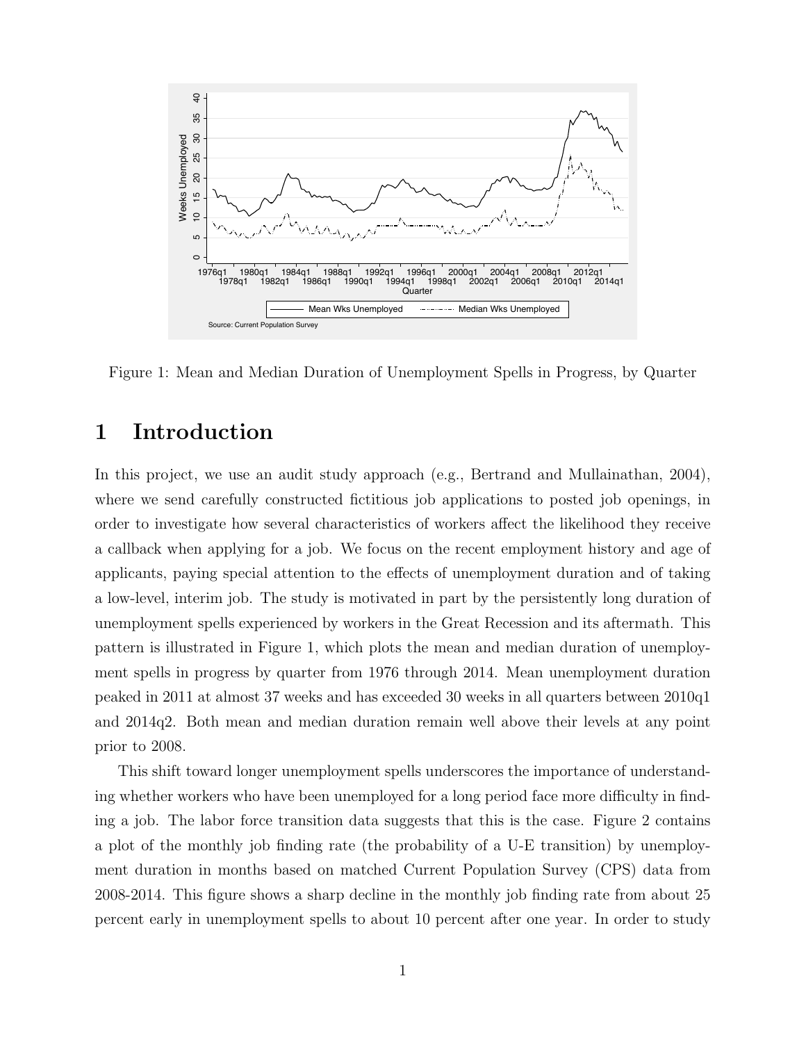Figure 1: Mean and Median Duration of Unemployment Spells in Progress, by Quarter

# 1 Introduction

In this project, we use an audit study approach (e.g., Bertrand and Mullainathan, 2004), where we send carefully constructed fictitious job applications to posted job openings, in order to investigate how several characteristics of workers affect the likelihood they receive a callback when applying for a job. We focus on the recent employment history and age of applicants, paying special attention to the effects of unemployment duration and of taking a low-level, interim job. The study is motivated in part by the persistently long duration of unemployment spells experienced by workers in the Great Recession and its aftermath. This pattern is illustrated in Figure 1, which plots the mean and median duration of unemployment spells in progress by quarter from 1976 through 2014. Mean unemployment duration peaked in 2011 at almost 37 weeks and has exceeded 30 weeks in all quarters between 2010q1 and 2014q2. Both mean and median duration remain well above their levels at any point prior to 2008.

This shift toward longer unemployment spells underscores the importance of understanding whether workers who have been unemployed for a long period face more difficulty in finding a job. The labor force transition data suggests that this is the case. Figure 2 contains a plot of the monthly job finding rate (the probability of a U-E transition) by unemployment duration in months based on matched Current Population Survey (CPS) data from 2008-2014. This figure shows a sharp decline in the monthly job finding rate from about 25 percent early in unemployment spells to about 10 percent after one year. In order to study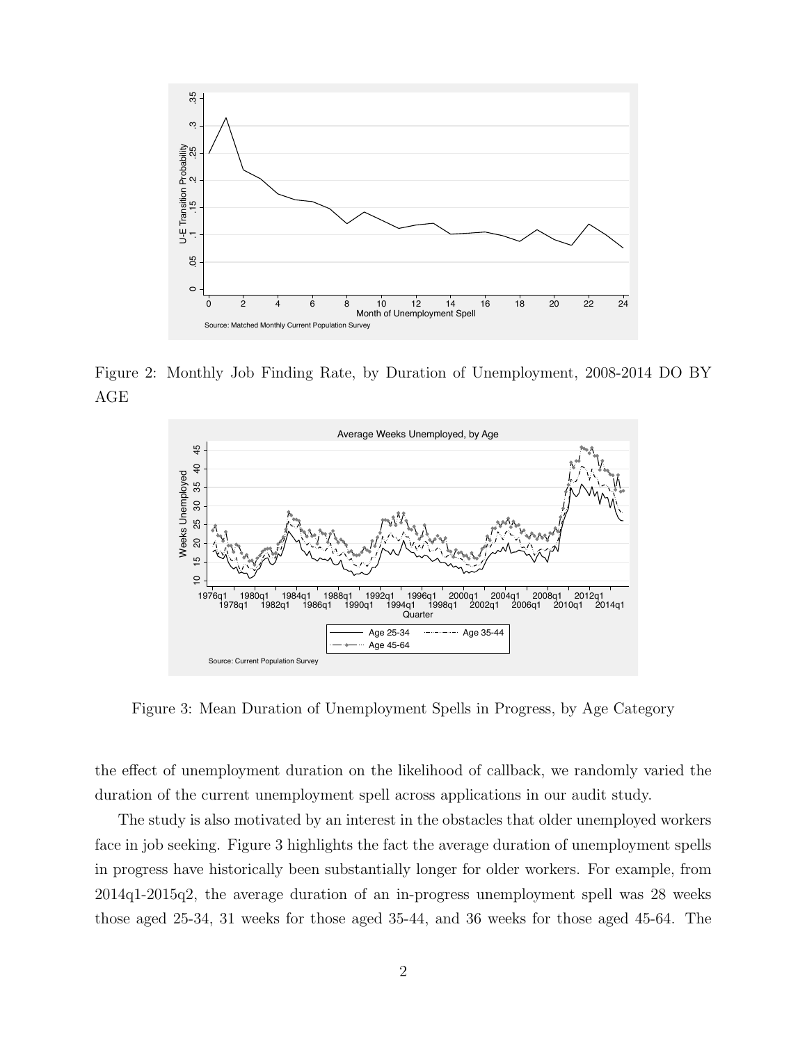Figure 2: Monthly Job Finding Rate, by Duration of Unemployment, 2008-2014 DO BY AGE

Figure 3: Mean Duration of Unemployment Spells in Progress, by Age Category

the effect of unemployment duration on the likelihood of callback, we randomly varied the duration of the current unemployment spell across applications in our audit study.

The study is also motivated by an interest in the obstacles that older unemployed workers face in job seeking. Figure 3 highlights the fact the average duration of unemployment spells in progress have historically been substantially longer for older workers. For example, from 2014q1-2015q2, the average duration of an in-progress unemployment spell was 28 weeks those aged 25-34, 31 weeks for those aged 35-44, and 36 weeks for those aged 45-64. The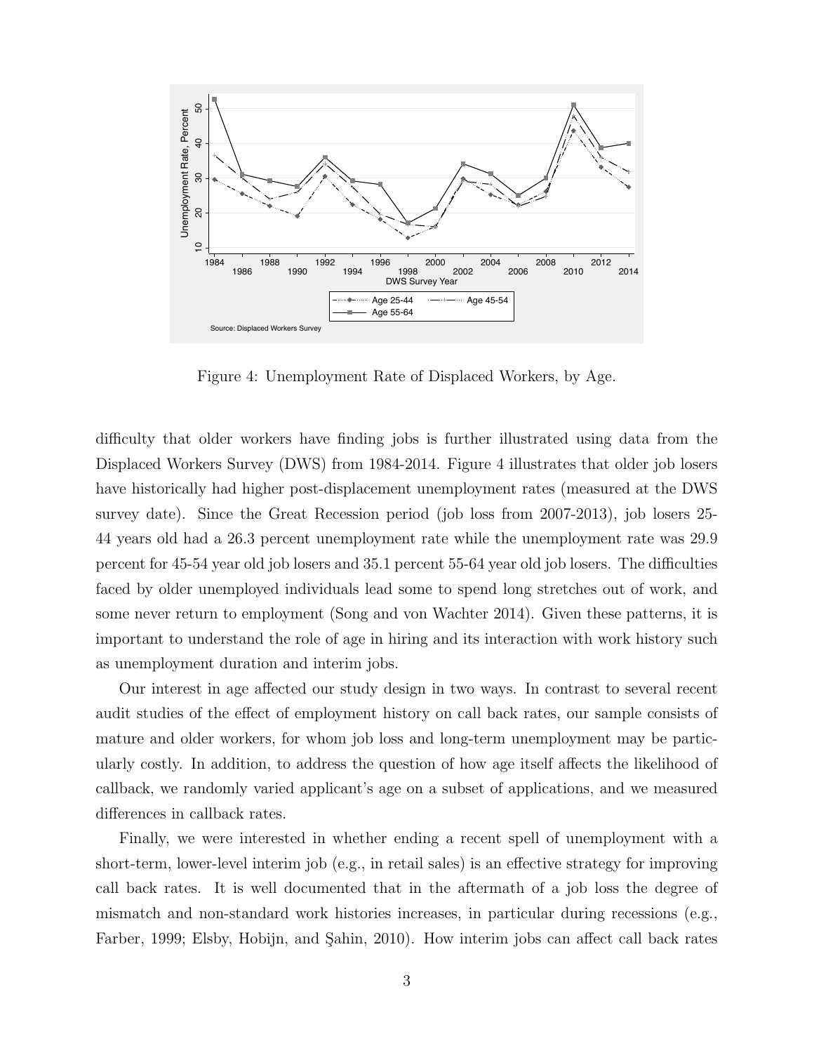Figure 4: Unemployment Rate of Displaced Workers, by Age.

difficulty that older workers have finding jobs is further illustrated using data from the Displaced Workers Survey (DWS) from 1984-2014. Figure 4 illustrates that older job losers have historically had higher post-displacement unemployment rates (measured at the DWS survey date). Since the Great Recession period (job loss from 2007-2013), job losers 25-44 years old had a 26.3 percent unemployment rate while the unemployment rate was 29.9 percent for 45-54 year old job losers and 35.1 percent 55-64 year old job losers. The difficulties faced by older unemployed individuals lead some to spend long stretches out of work, and some never return to employment (Song and von Wachter 2014). Given these patterns, it is important to understand the role of age in hiring and its interaction with work history such as unemployment duration and interim jobs.

Our interest in age affected our study design in two ways. In contrast to several recent audit studies of the effect of employment history on call back rates, our sample consists of mature and older workers, for whom job loss and long-term unemployment may be particularly costly. In addition, to address the question of how age itself affects the likelihood of callback, we randomly varied applicant's age on a subset of applications, and we measured differences in callback rates.

Finally, we were interested in whether ending a recent spell of unemployment with a short-term, lower-level interim job (e.g., in retail sales) is an effective strategy for improving call back rates. It is well documented that in the aftermath of a job loss the degree of mismatch and non-standard work histories increases, in particular during recessions (e.g., Farber, 1999; Elsby, Hobijn, and Şahin, 2010). How interim jobs can affect call back rates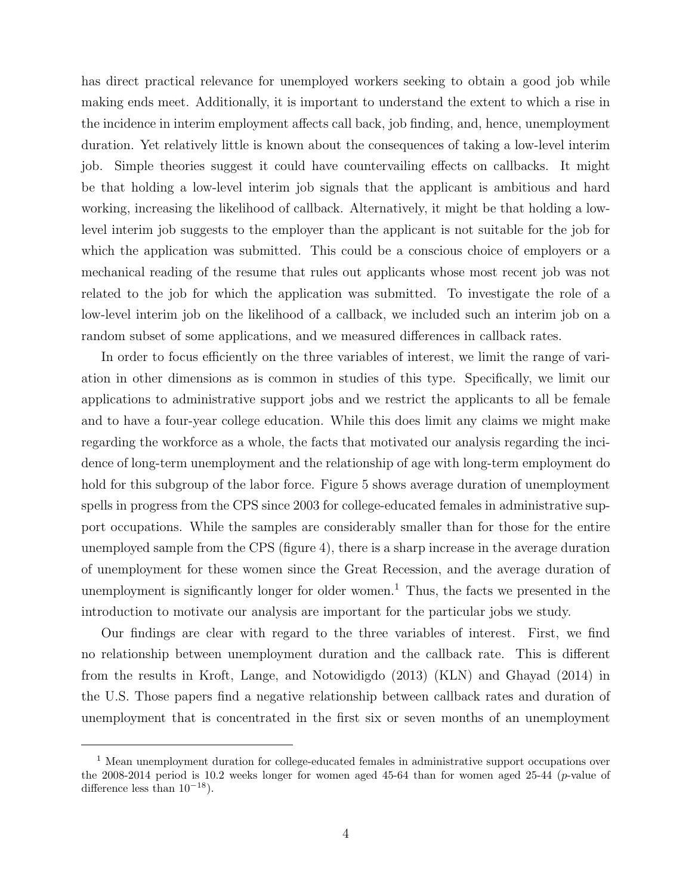has direct practical relevance for unemployed workers seeking to obtain a good job while making ends meet. Additionally, it is important to understand the extent to which a rise in the incidence in interim employment affects call back, job finding, and, hence, unemployment duration. Yet relatively little is known about the consequences of taking a low-level interim job. Simple theories suggest it could have countervailing effects on callbacks. It might be that holding a low-level interim job signals that the applicant is ambitious and hard working, increasing the likelihood of callback. Alternatively, it might be that holding a low-level interim job suggests to the employer than the applicant is not suitable for the job for which the application was submitted. This could be a conscious choice of employers or a mechanical reading of the resume that rules out applicants whose most recent job was not related to the job for which the application was submitted. To investigate the role of a low-level interim job on the likelihood of a callback, we included such an interim job on a random subset of some applications, and we measured differences in callback rates.

In order to focus efficiently on the three variables of interest, we limit the range of variation in other dimensions as is common in studies of this type. Specifically, we limit our applications to administrative support jobs and we restrict the applicants to all be female and to have a four-year college education. While this does limit any claims we might make regarding the workforce as a whole, the facts that motivated our analysis regarding the incidence of long-term unemployment and the relationship of age with long-term employment do hold for this subgroup of the labor force. Figure 5 shows average duration of unemployment spells in progress from the CPS since 2003 for college-educated females in administrative support occupations. While the samples are considerably smaller than for those for the entire unemployed sample from the CPS (figure 4), there is a sharp increase in the average duration of unemployment for these women since the Great Recession, and the average duration of unemployment is significantly longer for older women.[1] Thus, the facts we presented in the introduction to motivate our analysis are important for the particular jobs we study.

Our findings are clear with regard to the three variables of interest. First, we find no relationship between unemployment duration and the callback rate. This is different from the results in Kroft, Lange, and Notowidigdo (2013) (KLN) and Ghayad (2014) in the U.S. Those papers find a negative relationship between callback rates and duration of unemployment that is concentrated in the first six or seven months of an unemployment

[1] Mean unemployment duration for college-educated females in administrative support occupations over the 2008-2014 period is 10.2 weeks longer for women aged 45-64 than for women aged 25-44 ($p$-value of difference less than $10^{-18}$).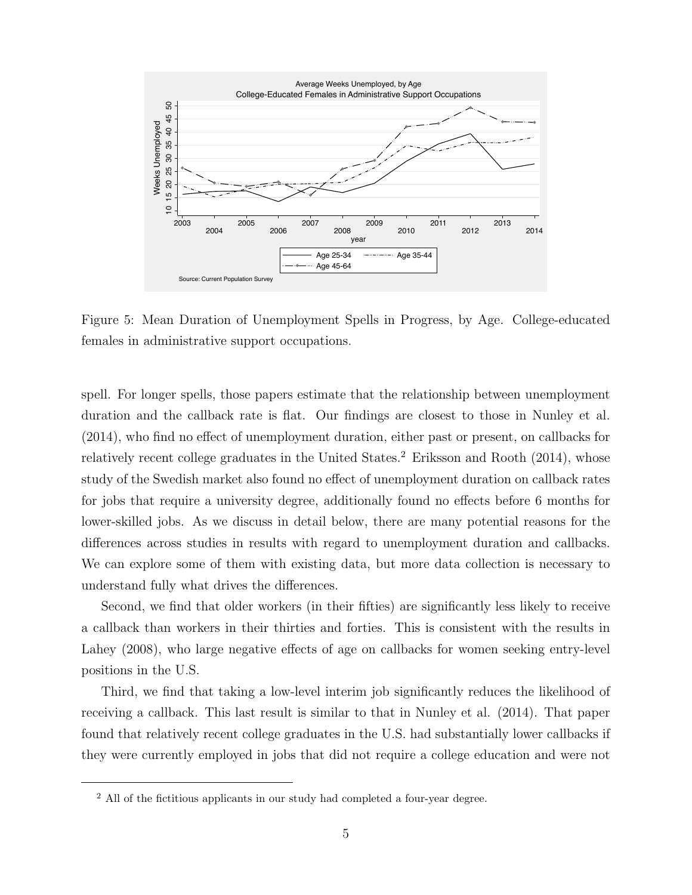Figure 5: Mean Duration of Unemployment Spells in Progress, by Age. College-educated females in administrative support occupations.

spell. For longer spells, those papers estimate that the relationship between unemployment duration and the callback rate is flat. Our findings are closest to those in Nunley et al. (2014), who find no effect of unemployment duration, either past or present, on callbacks for relatively recent college graduates in the United States.[2] Eriksson and Rooth (2014), whose study of the Swedish market also found no effect of unemployment duration on callback rates for jobs that require a university degree, additionally found no effects before 6 months for lower-skilled jobs. As we discuss in detail below, there are many potential reasons for the differences across studies in results with regard to unemployment duration and callbacks. We can explore some of them with existing data, but more data collection is necessary to understand fully what drives the differences.

Second, we find that older workers (in their fifties) are significantly less likely to receive a callback than workers in their thirties and forties. This is consistent with the results in Lahey (2008), who large negative effects of age on callbacks for women seeking entry-level positions in the U.S.

Third, we find that taking a low-level interim job significantly reduces the likelihood of receiving a callback. This last result is similar to that in Nunley et al. (2014). That paper found that relatively recent college graduates in the U.S. had substantially lower callbacks if they were currently employed in jobs that did not require a college education and were not

[2] All of the fictitious applicants in our study had completed a four-year degree.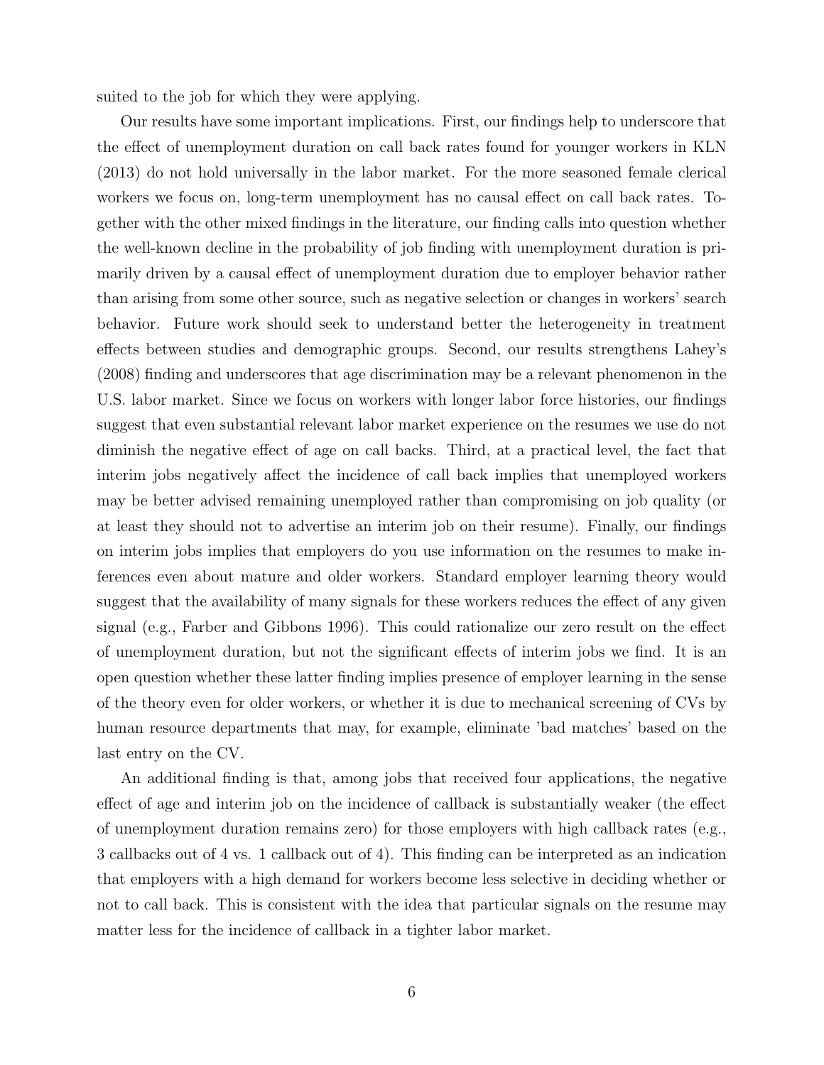suited to the job for which they were applying.

Our results have some important implications. First, our findings help to underscore that the effect of unemployment duration on call back rates found for younger workers in KLN (2013) do not hold universally in the labor market. For the more seasoned female clerical workers we focus on, long-term unemployment has no causal effect on call back rates. Together with the other mixed findings in the literature, our finding calls into question whether the well-known decline in the probability of job finding with unemployment duration is primarily driven by a causal effect of unemployment duration due to employer behavior rather than arising from some other source, such as negative selection or changes in workers' search behavior. Future work should seek to understand better the heterogeneity in treatment effects between studies and demographic groups. Second, our results strengthens Lahey's (2008) finding and underscores that age discrimination may be a relevant phenomenon in the U.S. labor market. Since we focus on workers with longer labor force histories, our findings suggest that even substantial relevant labor market experience on the resumes we use do not diminish the negative effect of age on call backs. Third, at a practical level, the fact that interim jobs negatively affect the incidence of call back implies that unemployed workers may be better advised remaining unemployed rather than compromising on job quality (or at least they should not to advertise an interim job on their resume). Finally, our findings on interim jobs implies that employers do you use information on the resumes to make inferences even about mature and older workers. Standard employer learning theory would suggest that the availability of many signals for these workers reduces the effect of any given signal (e.g., Farber and Gibbons 1996). This could rationalize our zero result on the effect of unemployment duration, but not the significant effects of interim jobs we find. It is an open question whether these latter finding implies presence of employer learning in the sense of the theory even for older workers, or whether it is due to mechanical screening of CVs by human resource departments that may, for example, eliminate 'bad matches' based on the last entry on the CV.

An additional finding is that, among jobs that received four applications, the negative effect of age and interim job on the incidence of callback is substantially weaker (the effect of unemployment duration remains zero) for those employers with high callback rates (e.g., 3 callbacks out of 4 vs. 1 callback out of 4). This finding can be interpreted as an indication that employers with a high demand for workers become less selective in deciding whether or not to call back. This is consistent with the idea that particular signals on the resume may matter less for the incidence of callback in a tighter labor market.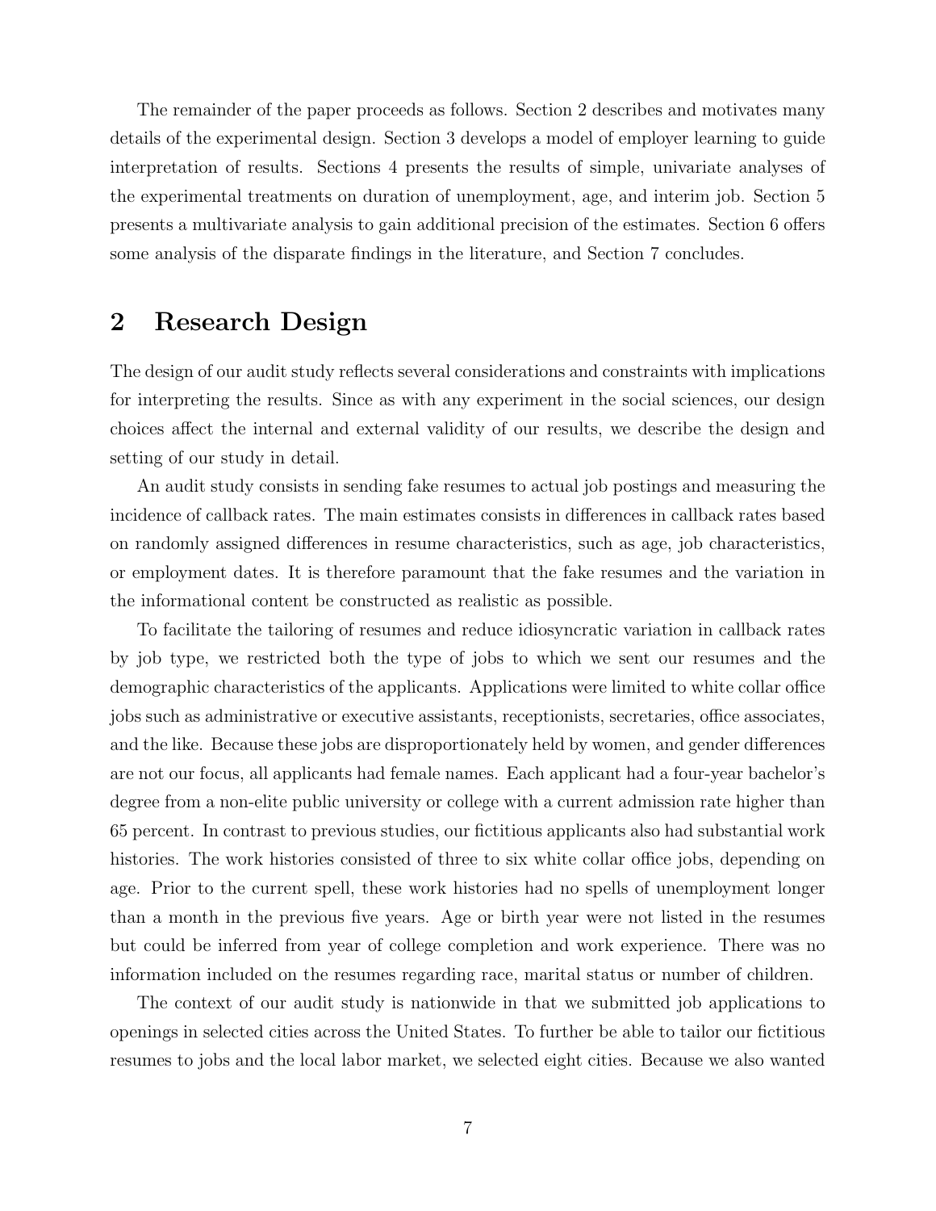The remainder of the paper proceeds as follows. Section 2 describes and motivates many details of the experimental design. Section 3 develops a model of employer learning to guide interpretation of results. Sections 4 presents the results of simple, univariate analyses of the experimental treatments on duration of unemployment, age, and interim job. Section 5 presents a multivariate analysis to gain additional precision of the estimates. Section 6 offers some analysis of the disparate findings in the literature, and Section 7 concludes.

# 2 Research Design

The design of our audit study reflects several considerations and constraints with implications for interpreting the results. Since as with any experiment in the social sciences, our design choices affect the internal and external validity of our results, we describe the design and setting of our study in detail.

An audit study consists in sending fake resumes to actual job postings and measuring the incidence of callback rates. The main estimates consists in differences in callback rates based on randomly assigned differences in resume characteristics, such as age, job characteristics, or employment dates. It is therefore paramount that the fake resumes and the variation in the informational content be constructed as realistic as possible.

To facilitate the tailoring of resumes and reduce idiosyncratic variation in callback rates by job type, we restricted both the type of jobs to which we sent our resumes and the demographic characteristics of the applicants. Applications were limited to white collar office jobs such as administrative or executive assistants, receptionists, secretaries, office associates, and the like. Because these jobs are disproportionately held by women, and gender differences are not our focus, all applicants had female names. Each applicant had a four-year bachelor's degree from a non-elite public university or college with a current admission rate higher than 65 percent. In contrast to previous studies, our fictitious applicants also had substantial work histories. The work histories consisted of three to six white collar office jobs, depending on age. Prior to the current spell, these work histories had no spells of unemployment longer than a month in the previous five years. Age or birth year were not listed in the resumes but could be inferred from year of college completion and work experience. There was no information included on the resumes regarding race, marital status or number of children.

The context of our audit study is nationwide in that we submitted job applications to openings in selected cities across the United States. To further be able to tailor our fictitious resumes to jobs and the local labor market, we selected eight cities. Because we also wanted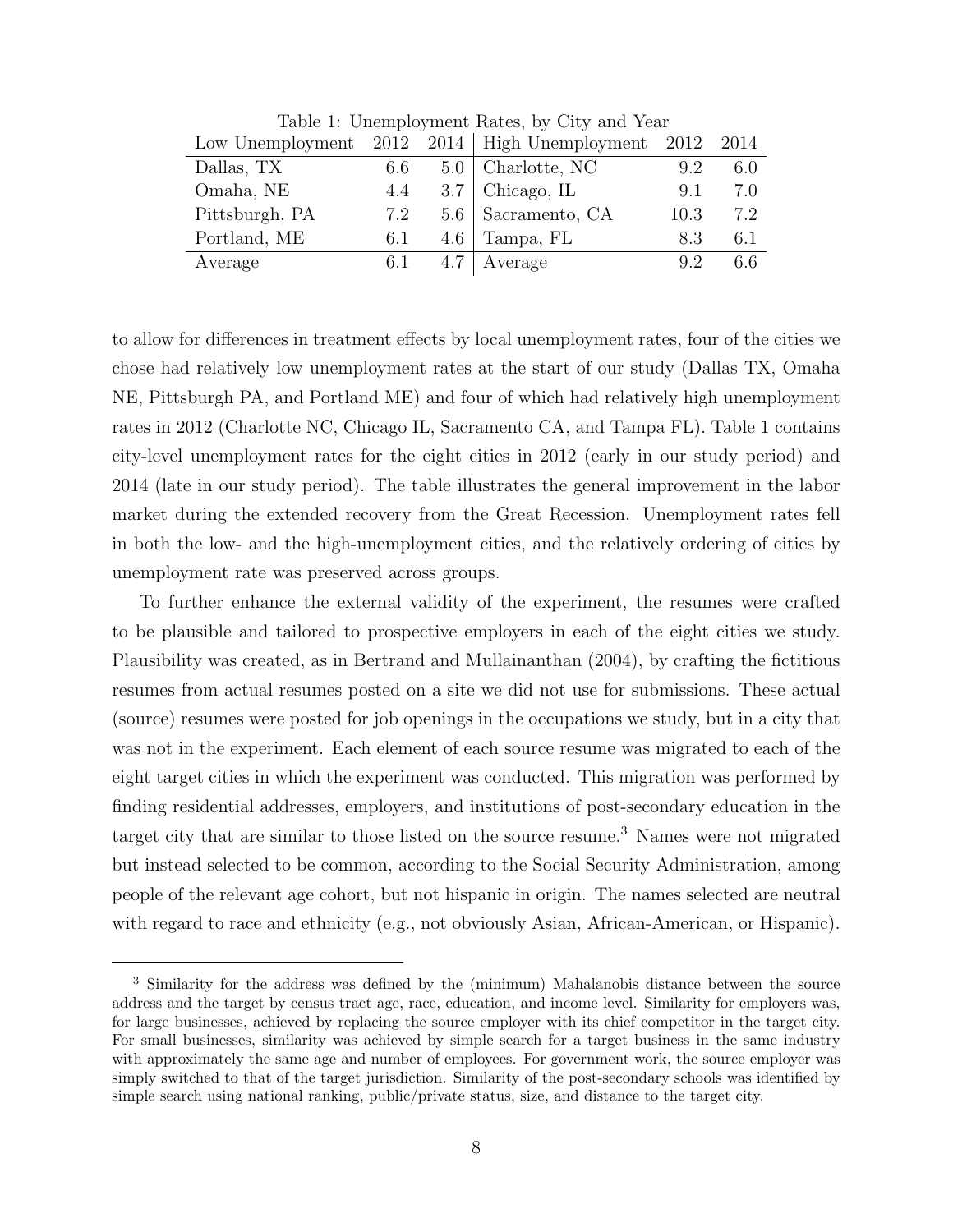Table 1: Unemployment Rates, by City and Year

| Low Unemployment | 2012 | 2014 | High Unemployment | 2012 | 2014 |
|---|---|---|---|---|---|
| Dallas, TX | 6.6 | 5.0 | Charlotte, NC | 9.2 | 6.0 |
| Omaha, NE | 4.4 | 3.7 | Chicago, IL | 9.1 | 7.0 |
| Pittsburgh, PA | 7.2 | 5.6 | Sacramento, CA | 10.3 | 7.2 |
| Portland, ME | 6.1 | 4.6 | Tampa, FL | 8.3 | 6.1 |
| Average | 6.1 | 4.7 | Average | 9.2 | 6.6 |

to allow for differences in treatment effects by local unemployment rates, four of the cities we chose had relatively low unemployment rates at the start of our study (Dallas TX, Omaha NE, Pittsburgh PA, and Portland ME) and four of which had relatively high unemployment rates in 2012 (Charlotte NC, Chicago IL, Sacramento CA, and Tampa FL). Table 1 contains city-level unemployment rates for the eight cities in 2012 (early in our study period) and 2014 (late in our study period). The table illustrates the general improvement in the labor market during the extended recovery from the Great Recession. Unemployment rates fell in both the low- and the high-unemployment cities, and the relatively ordering of cities by unemployment rate was preserved across groups.

To further enhance the external validity of the experiment, the resumes were crafted to be plausible and tailored to prospective employers in each of the eight cities we study. Plausibility was created, as in Bertrand and Mullainanthan (2004), by crafting the fictitious resumes from actual resumes posted on a site we did not use for submissions. These actual (source) resumes were posted for job openings in the occupations we study, but in a city that was not in the experiment. Each element of each source resume was migrated to each of the eight target cities in which the experiment was conducted. This migration was performed by finding residential addresses, employers, and institutions of post-secondary education in the target city that are similar to those listed on the source resume.[3] Names were not migrated but instead selected to be common, according to the Social Security Administration, among people of the relevant age cohort, but not hispanic in origin. The names selected are neutral with regard to race and ethnicity (e.g., not obviously Asian, African-American, or Hispanic).

[3] Similarity for the address was defined by the (minimum) Mahalanobis distance between the source address and the target by census tract age, race, education, and income level. Similarity for employers was, for large businesses, achieved by replacing the source employer with its chief competitor in the target city. For small businesses, similarity was achieved by simple search for a target business in the same industry with approximately the same age and number of employees. For government work, the source employer was simply switched to that of the target jurisdiction. Similarity of the post-secondary schools was identified by simple search using national ranking, public/private status, size, and distance to the target city.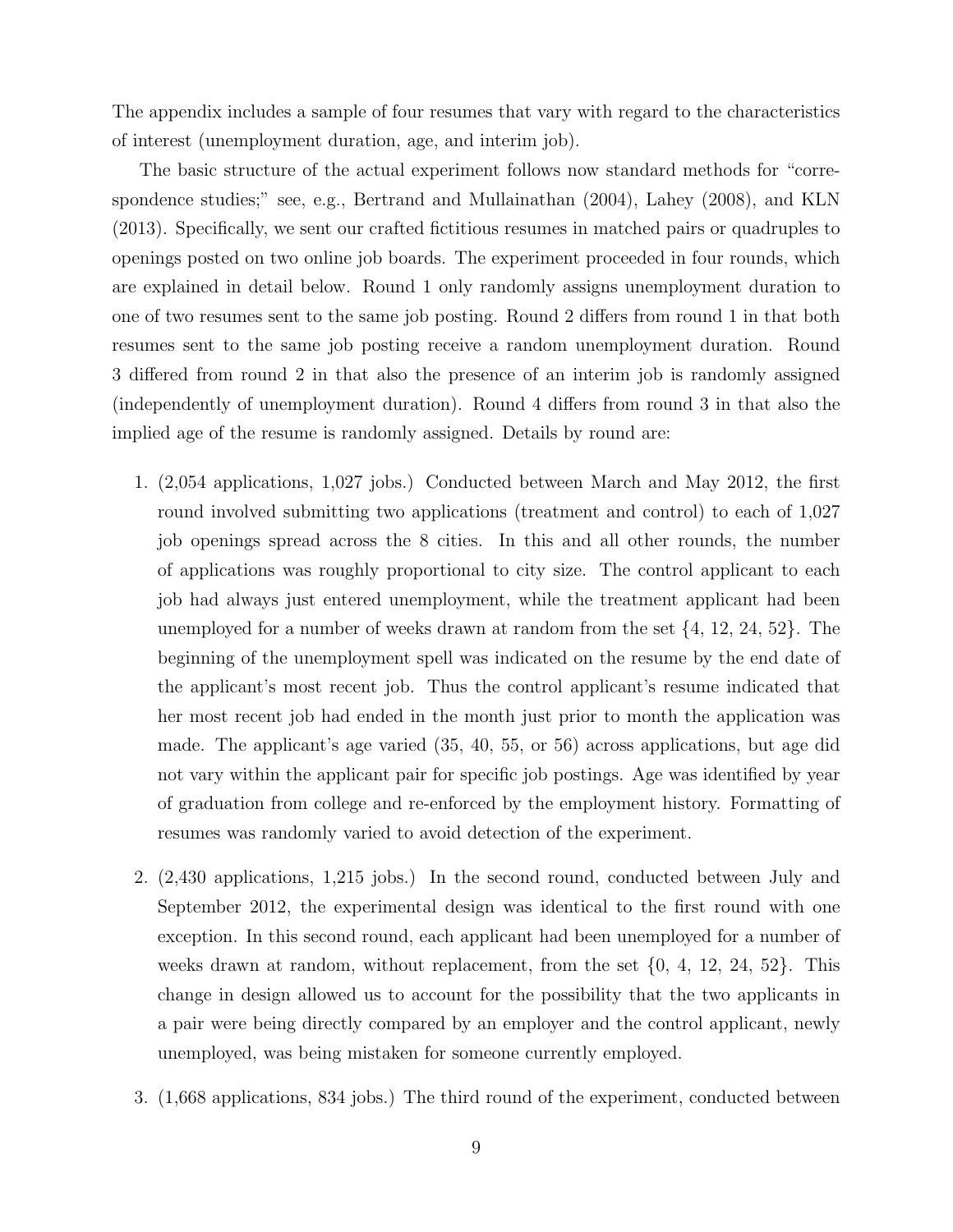The appendix includes a sample of four resumes that vary with regard to the characteristics of interest (unemployment duration, age, and interim job).

The basic structure of the actual experiment follows now standard methods for "correspondence studies;" see, e.g., Bertrand and Mullainathan (2004), Lahey (2008), and KLN (2013). Specifically, we sent our crafted fictitious resumes in matched pairs or quadruples to openings posted on two online job boards. The experiment proceeded in four rounds, which are explained in detail below. Round 1 only randomly assigns unemployment duration to one of two resumes sent to the same job posting. Round 2 differs from round 1 in that both resumes sent to the same job posting receive a random unemployment duration. Round 3 differed from round 2 in that also the presence of an interim job is randomly assigned (independently of unemployment duration). Round 4 differs from round 3 in that also the implied age of the resume is randomly assigned. Details by round are:

1. (2,054 applications, 1,027 jobs.) Conducted between March and May 2012, the first round involved submitting two applications (treatment and control) to each of 1,027 job openings spread across the 8 cities. In this and all other rounds, the number of applications was roughly proportional to city size. The control applicant to each job had always just entered unemployment, while the treatment applicant had been unemployed for a number of weeks drawn at random from the set {4, 12, 24, 52}. The beginning of the unemployment spell was indicated on the resume by the end date of the applicant's most recent job. Thus the control applicant's resume indicated that her most recent job had ended in the month just prior to month the application was made. The applicant's age varied (35, 40, 55, or 56) across applications, but age did not vary within the applicant pair for specific job postings. Age was identified by year of graduation from college and re-enforced by the employment history. Formatting of resumes was randomly varied to avoid detection of the experiment.

2. (2,430 applications, 1,215 jobs.) In the second round, conducted between July and September 2012, the experimental design was identical to the first round with one exception. In this second round, each applicant had been unemployed for a number of weeks drawn at random, without replacement, from the set {0, 4, 12, 24, 52}. This change in design allowed us to account for the possibility that the two applicants in a pair were being directly compared by an employer and the control applicant, newly unemployed, was being mistaken for someone currently employed.

3. (1,668 applications, 834 jobs.) The third round of the experiment, conducted between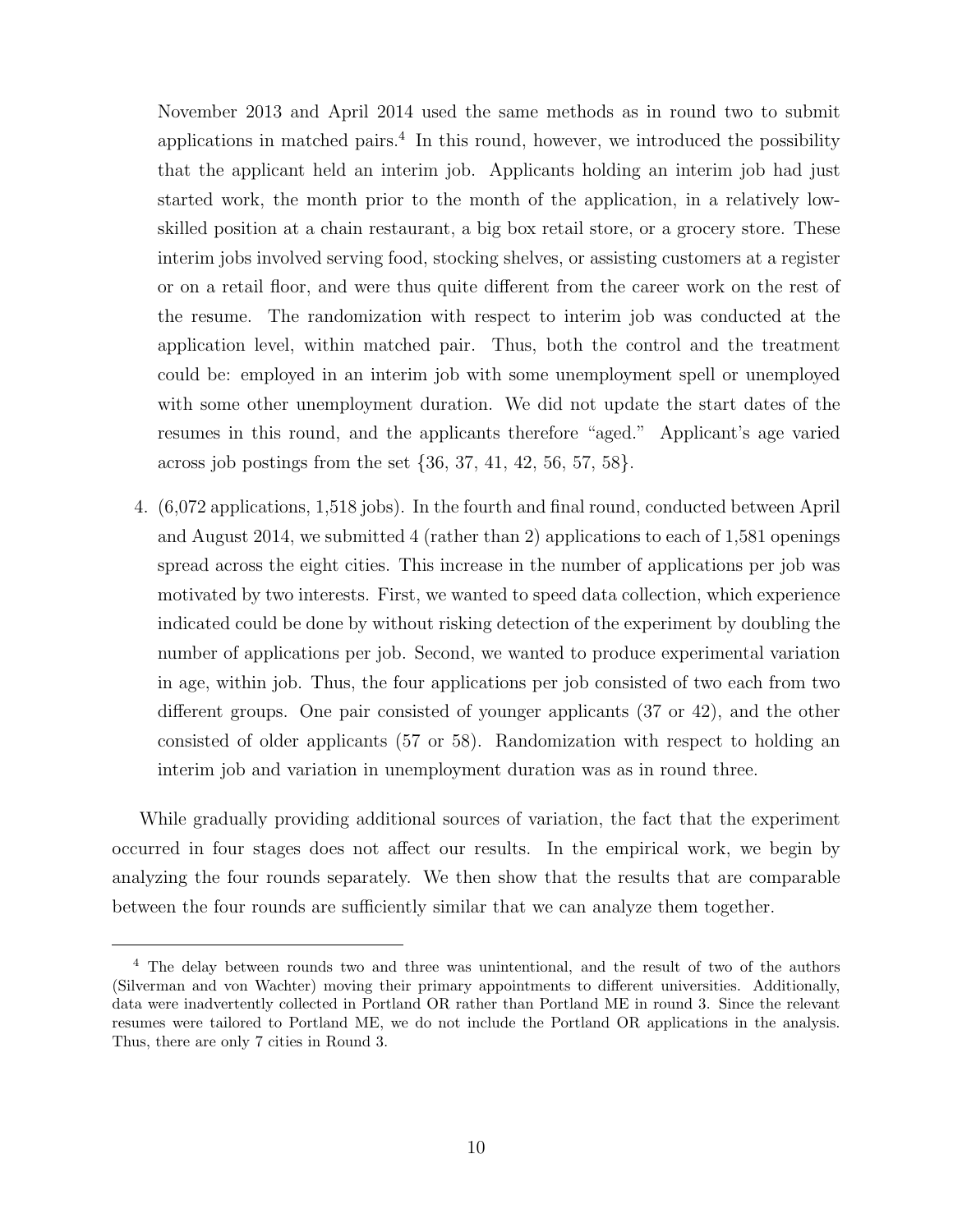November 2013 and April 2014 used the same methods as in round two to submit applications in matched pairs.[4] In this round, however, we introduced the possibility that the applicant held an interim job. Applicants holding an interim job had just started work, the month prior to the month of the application, in a relatively low-skilled position at a chain restaurant, a big box retail store, or a grocery store. These interim jobs involved serving food, stocking shelves, or assisting customers at a register or on a retail floor, and were thus quite different from the career work on the rest of the resume. The randomization with respect to interim job was conducted at the application level, within matched pair. Thus, both the control and the treatment could be: employed in an interim job with some unemployment spell or unemployed with some other unemployment duration. We did not update the start dates of the resumes in this round, and the applicants therefore "aged." Applicant's age varied across job postings from the set {36, 37, 41, 42, 56, 57, 58}.

4. (6,072 applications, 1,518 jobs). In the fourth and final round, conducted between April and August 2014, we submitted 4 (rather than 2) applications to each of 1,581 openings spread across the eight cities. This increase in the number of applications per job was motivated by two interests. First, we wanted to speed data collection, which experience indicated could be done by without risking detection of the experiment by doubling the number of applications per job. Second, we wanted to produce experimental variation in age, within job. Thus, the four applications per job consisted of two each from two different groups. One pair consisted of younger applicants (37 or 42), and the other consisted of older applicants (57 or 58). Randomization with respect to holding an interim job and variation in unemployment duration was as in round three.

While gradually providing additional sources of variation, the fact that the experiment occurred in four stages does not affect our results. In the empirical work, we begin by analyzing the four rounds separately. We then show that the results that are comparable between the four rounds are sufficiently similar that we can analyze them together.

[4] The delay between rounds two and three was unintentional, and the result of two of the authors (Silverman and von Wachter) moving their primary appointments to different universities. Additionally, data were inadvertently collected in Portland OR rather than Portland ME in round 3. Since the relevant resumes were tailored to Portland ME, we do not include the Portland OR applications in the analysis. Thus, there are only 7 cities in Round 3.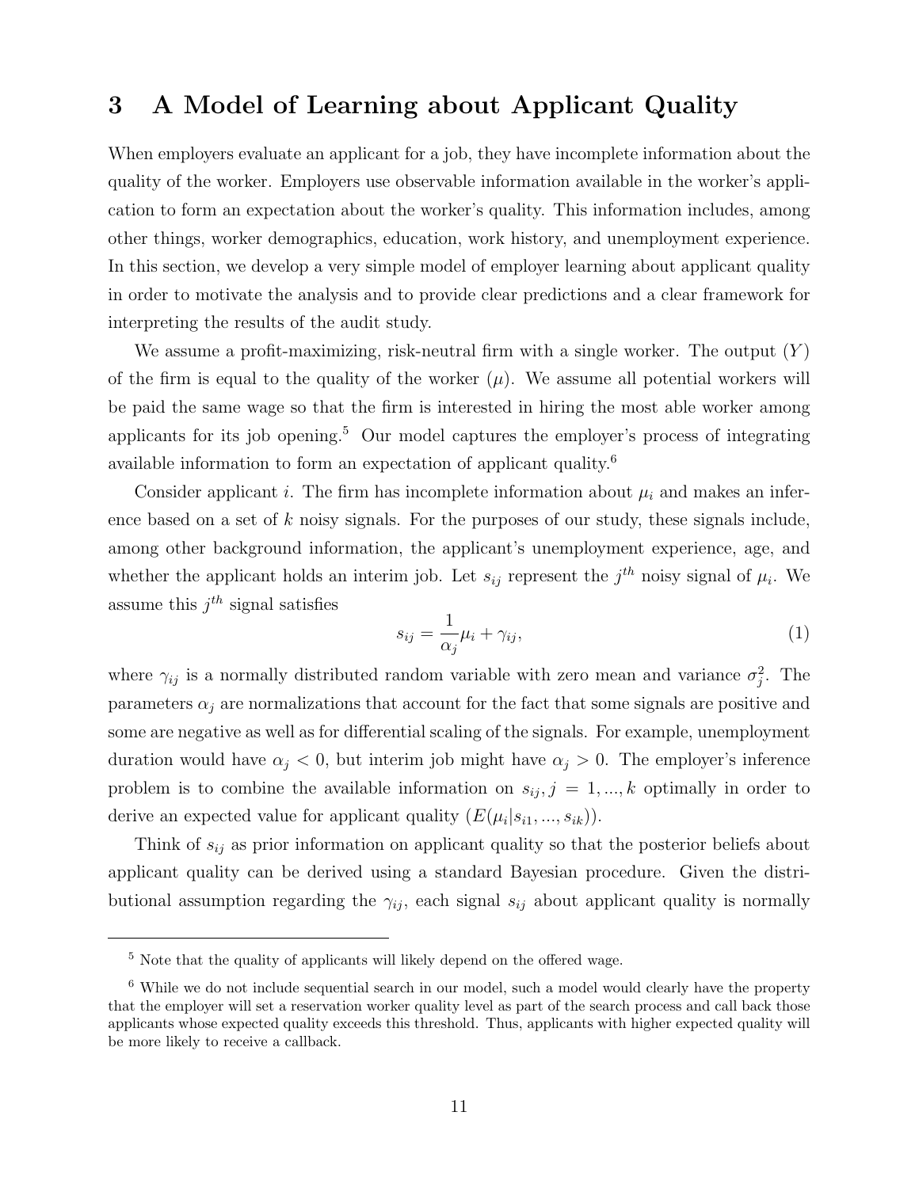# 3 A Model of Learning about Applicant Quality

When employers evaluate an applicant for a job, they have incomplete information about the quality of the worker. Employers use observable information available in the worker's application to form an expectation about the worker's quality. This information includes, among other things, worker demographics, education, work history, and unemployment experience. In this section, we develop a very simple model of employer learning about applicant quality in order to motivate the analysis and to provide clear predictions and a clear framework for interpreting the results of the audit study.

We assume a profit-maximizing, risk-neutral firm with a single worker. The output ($Y$) of the firm is equal to the quality of the worker ($\mu$). We assume all potential workers will be paid the same wage so that the firm is interested in hiring the most able worker among applicants for its job opening.[5] Our model captures the employer's process of integrating available information to form an expectation of applicant quality.[6]

Consider applicant $i$. The firm has incomplete information about $\mu_i$ and makes an inference based on a set of $k$ noisy signals. For the purposes of our study, these signals include, among other background information, the applicant's unemployment experience, age, and whether the applicant holds an interim job. Let $s_{ij}$ represent the $j^{th}$ noisy signal of $\mu_i$. We assume this $j^{th}$ signal satisfies

$$s_{ij} = \frac{1}{\alpha_j}\mu_i + \gamma_{ij}, \tag{1}$$

where $\gamma_{ij}$ is a normally distributed random variable with zero mean and variance $\sigma_j^2$. The parameters $\alpha_j$ are normalizations that account for the fact that some signals are positive and some are negative as well as for differential scaling of the signals. For example, unemployment duration would have $\alpha_j < 0$, but interim job might have $\alpha_j > 0$. The employer's inference problem is to combine the available information on $s_{ij}, j = 1, ..., k$ optimally in order to derive an expected value for applicant quality ($E(\mu_i|s_{i1}, ..., s_{ik})$).

Think of $s_{ij}$ as prior information on applicant quality so that the posterior beliefs about applicant quality can be derived using a standard Bayesian procedure. Given the distributional assumption regarding the $\gamma_{ij}$, each signal $s_{ij}$ about applicant quality is normally

[5] Note that the quality of applicants will likely depend on the offered wage.

[6] While we do not include sequential search in our model, such a model would clearly have the property that the employer will set a reservation worker quality level as part of the search process and call back those applicants whose expected quality exceeds this threshold. Thus, applicants with higher expected quality will be more likely to receive a callback.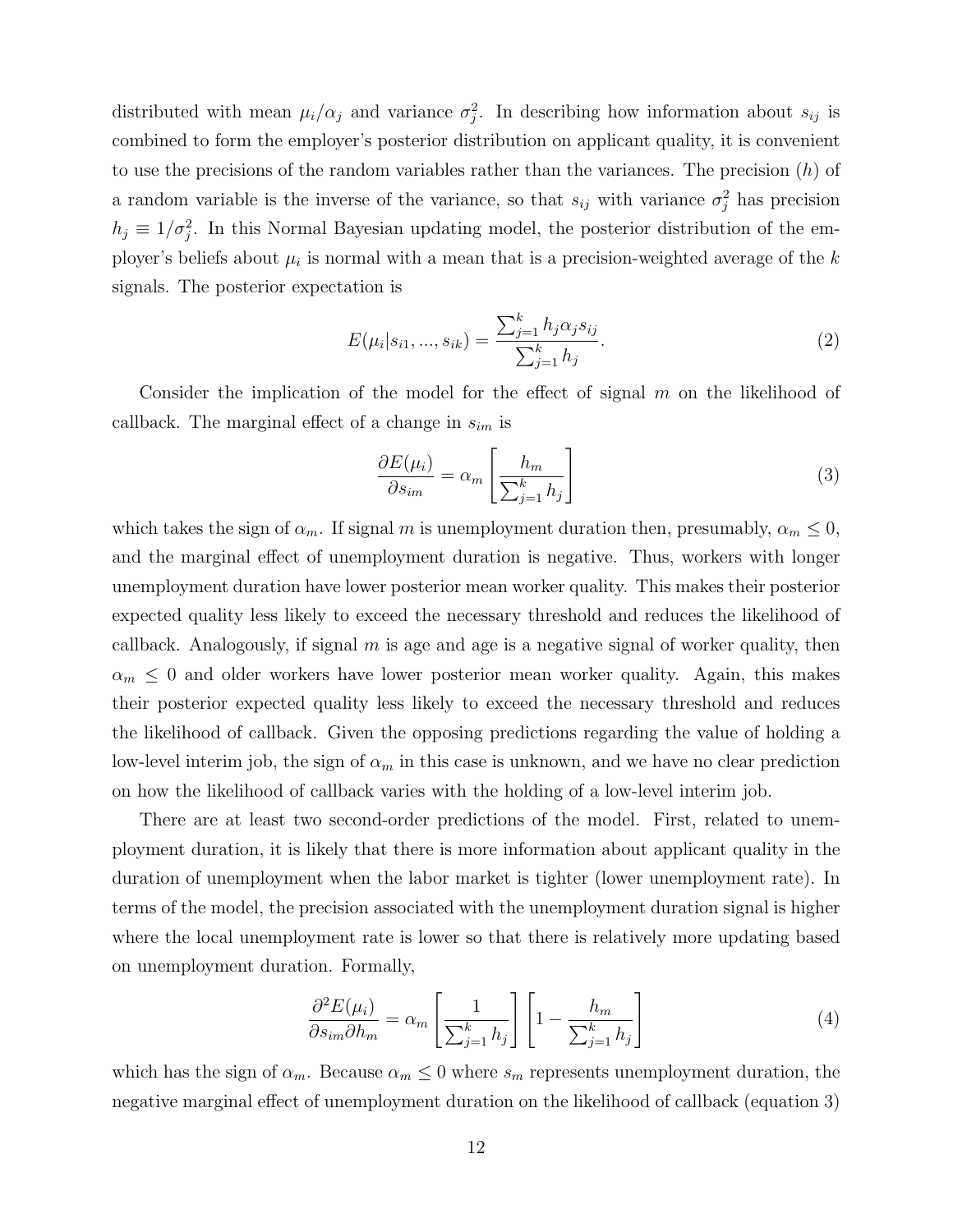distributed with mean $\mu_i/\alpha_j$ and variance $\sigma_j^2$. In describing how information about $s_{ij}$ is combined to form the employer's posterior distribution on applicant quality, it is convenient to use the precisions of the random variables rather than the variances. The precision ($h$) of a random variable is the inverse of the variance, so that $s_{ij}$ with variance $\sigma_j^2$ has precision $h_j \equiv 1/\sigma_j^2$. In this Normal Bayesian updating model, the posterior distribution of the employer's beliefs about $\mu_i$ is normal with a mean that is a precision-weighted average of the $k$ signals. The posterior expectation is

$$E(\mu_i|s_{i1},...,s_{ik}) = \frac{\sum_{j=1}^{k} h_j \alpha_j s_{ij}}{\sum_{j=1}^{k} h_j}. \tag{2}$$

Consider the implication of the model for the effect of signal $m$ on the likelihood of callback. The marginal effect of a change in $s_{im}$ is

$$\frac{\partial E(\mu_i)}{\partial s_{im}} = \alpha_m \left[ \frac{h_m}{\sum_{j=1}^{k} h_j} \right] \tag{3}$$

which takes the sign of $\alpha_m$. If signal $m$ is unemployment duration then, presumably, $\alpha_m \leq 0$, and the marginal effect of unemployment duration is negative. Thus, workers with longer unemployment duration have lower posterior mean worker quality. This makes their posterior expected quality less likely to exceed the necessary threshold and reduces the likelihood of callback. Analogously, if signal $m$ is age and age is a negative signal of worker quality, then $\alpha_m \leq 0$ and older workers have lower posterior mean worker quality. Again, this makes their posterior expected quality less likely to exceed the necessary threshold and reduces the likelihood of callback. Given the opposing predictions regarding the value of holding a low-level interim job, the sign of $\alpha_m$ in this case is unknown, and we have no clear prediction on how the likelihood of callback varies with the holding of a low-level interim job.

There are at least two second-order predictions of the model. First, related to unemployment duration, it is likely that there is more information about applicant quality in the duration of unemployment when the labor market is tighter (lower unemployment rate). In terms of the model, the precision associated with the unemployment duration signal is higher where the local unemployment rate is lower so that there is relatively more updating based on unemployment duration. Formally,

$$\frac{\partial^2 E(\mu_i)}{\partial s_{im} \partial h_m} = \alpha_m \left[ \frac{1}{\sum_{j=1}^{k} h_j} \right] \left[ 1 - \frac{h_m}{\sum_{j=1}^{k} h_j} \right] \tag{4}$$

which has the sign of $\alpha_m$. Because $\alpha_m \leq 0$ where $s_m$ represents unemployment duration, the negative marginal effect of unemployment duration on the likelihood of callback (equation 3)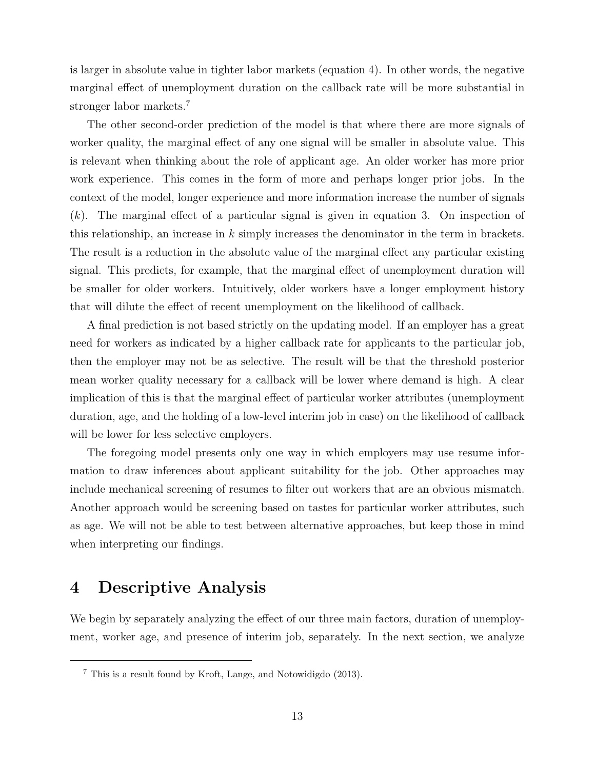is larger in absolute value in tighter labor markets (equation 4). In other words, the negative marginal effect of unemployment duration on the callback rate will be more substantial in stronger labor markets.[7]

The other second-order prediction of the model is that where there are more signals of worker quality, the marginal effect of any one signal will be smaller in absolute value. This is relevant when thinking about the role of applicant age. An older worker has more prior work experience. This comes in the form of more and perhaps longer prior jobs. In the context of the model, longer experience and more information increase the number of signals ($k$). The marginal effect of a particular signal is given in equation 3. On inspection of this relationship, an increase in $k$ simply increases the denominator in the term in brackets. The result is a reduction in the absolute value of the marginal effect any particular existing signal. This predicts, for example, that the marginal effect of unemployment duration will be smaller for older workers. Intuitively, older workers have a longer employment history that will dilute the effect of recent unemployment on the likelihood of callback.

A final prediction is not based strictly on the updating model. If an employer has a great need for workers as indicated by a higher callback rate for applicants to the particular job, then the employer may not be as selective. The result will be that the threshold posterior mean worker quality necessary for a callback will be lower where demand is high. A clear implication of this is that the marginal effect of particular worker attributes (unemployment duration, age, and the holding of a low-level interim job in case) on the likelihood of callback will be lower for less selective employers.

The foregoing model presents only one way in which employers may use resume information to draw inferences about applicant suitability for the job. Other approaches may include mechanical screening of resumes to filter out workers that are an obvious mismatch. Another approach would be screening based on tastes for particular worker attributes, such as age. We will not be able to test between alternative approaches, but keep those in mind when interpreting our findings.

# 4 Descriptive Analysis

We begin by separately analyzing the effect of our three main factors, duration of unemployment, worker age, and presence of interim job, separately. In the next section, we analyze

[7] This is a result found by Kroft, Lange, and Notowidigdo (2013).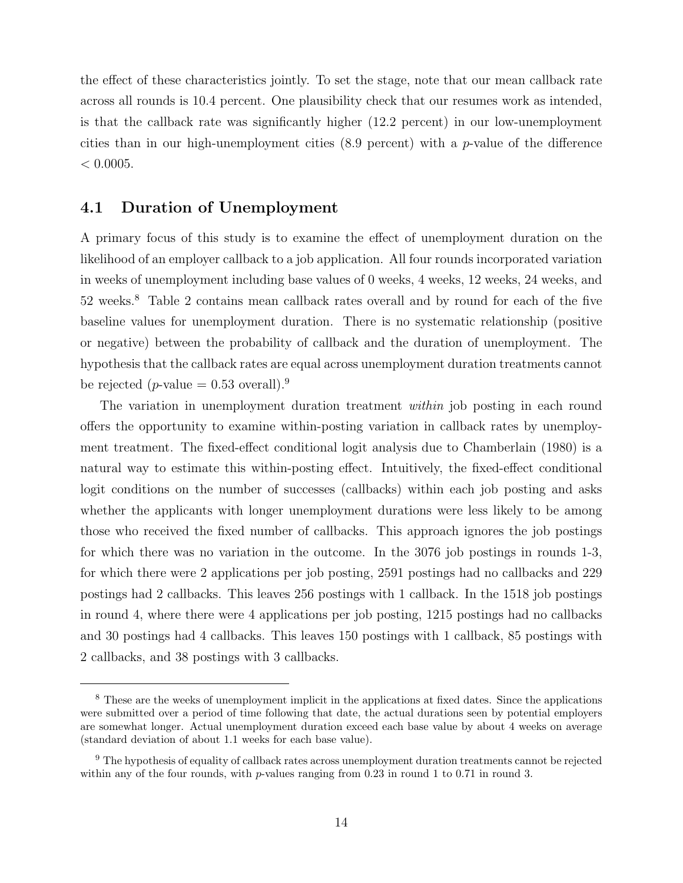the effect of these characteristics jointly. To set the stage, note that our mean callback rate across all rounds is 10.4 percent. One plausibility check that our resumes work as intended, is that the callback rate was significantly higher (12.2 percent) in our low-unemployment cities than in our high-unemployment cities (8.9 percent) with a $p$-value of the difference $< 0.0005$.

## 4.1 Duration of Unemployment

A primary focus of this study is to examine the effect of unemployment duration on the likelihood of an employer callback to a job application. All four rounds incorporated variation in weeks of unemployment including base values of 0 weeks, 4 weeks, 12 weeks, 24 weeks, and 52 weeks.[8] Table 2 contains mean callback rates overall and by round for each of the five baseline values for unemployment duration. There is no systematic relationship (positive or negative) between the probability of callback and the duration of unemployment. The hypothesis that the callback rates are equal across unemployment duration treatments cannot be rejected ($p$-value = 0.53 overall).[9]

The variation in unemployment duration treatment *within* job posting in each round offers the opportunity to examine within-posting variation in callback rates by unemployment treatment. The fixed-effect conditional logit analysis due to Chamberlain (1980) is a natural way to estimate this within-posting effect. Intuitively, the fixed-effect conditional logit conditions on the number of successes (callbacks) within each job posting and asks whether the applicants with longer unemployment durations were less likely to be among those who received the fixed number of callbacks. This approach ignores the job postings for which there was no variation in the outcome. In the 3076 job postings in rounds 1-3, for which there were 2 applications per job posting, 2591 postings had no callbacks and 229 postings had 2 callbacks. This leaves 256 postings with 1 callback. In the 1518 job postings in round 4, where there were 4 applications per job posting, 1215 postings had no callbacks and 30 postings had 4 callbacks. This leaves 150 postings with 1 callback, 85 postings with 2 callbacks, and 38 postings with 3 callbacks.

---

[8] These are the weeks of unemployment implicit in the applications at fixed dates. Since the applications were submitted over a period of time following that date, the actual durations seen by potential employers are somewhat longer. Actual unemployment duration exceed each base value by about 4 weeks on average (standard deviation of about 1.1 weeks for each base value).

[9] The hypothesis of equality of callback rates across unemployment duration treatments cannot be rejected within any of the four rounds, with $p$-values ranging from 0.23 in round 1 to 0.71 in round 3.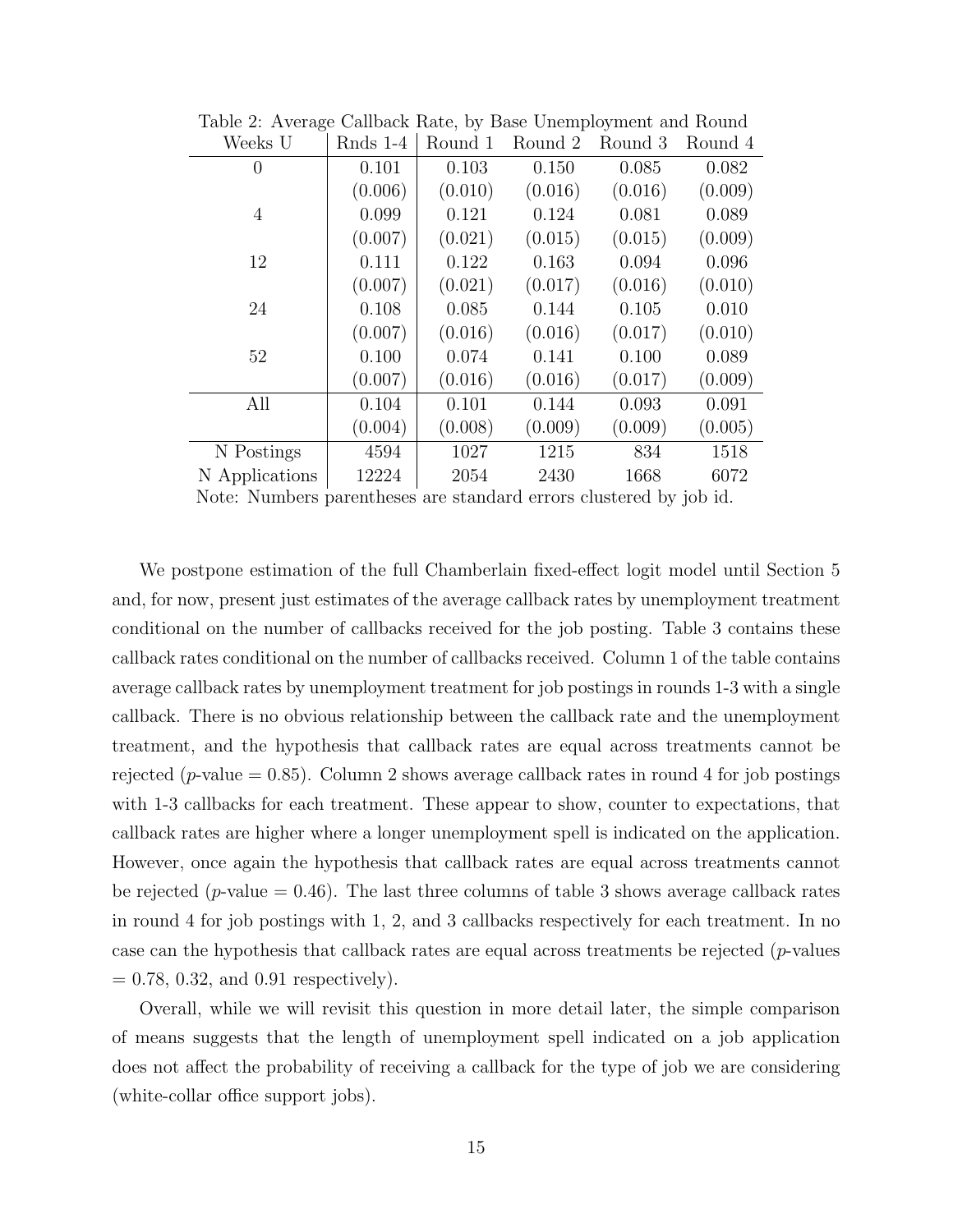Table 2: Average Callback Rate, by Base Unemployment and Round

| Weeks U | Rnds 1-4 | Round 1 | Round 2 | Round 3 | Round 4 |
|---|---|---|---|---|---|
| 0 | 0.101 | 0.103 | 0.150 | 0.085 | 0.082 |
| | (0.006) | (0.010) | (0.016) | (0.016) | (0.009) |
| 4 | 0.099 | 0.121 | 0.124 | 0.081 | 0.089 |
| | (0.007) | (0.021) | (0.015) | (0.015) | (0.009) |
| 12 | 0.111 | 0.122 | 0.163 | 0.094 | 0.096 |
| | (0.007) | (0.021) | (0.017) | (0.016) | (0.010) |
| 24 | 0.108 | 0.085 | 0.144 | 0.105 | 0.010 |
| | (0.007) | (0.016) | (0.016) | (0.017) | (0.010) |
| 52 | 0.100 | 0.074 | 0.141 | 0.100 | 0.089 |
| | (0.007) | (0.016) | (0.016) | (0.017) | (0.009) |
| All | 0.104 | 0.101 | 0.144 | 0.093 | 0.091 |
| | (0.004) | (0.008) | (0.009) | (0.009) | (0.005) |
| N Postings | 4594 | 1027 | 1215 | 834 | 1518 |
| N Applications | 12224 | 2054 | 2430 | 1668 | 6072 |

Note: Numbers parentheses are standard errors clustered by job id.

We postpone estimation of the full Chamberlain fixed-effect logit model until Section 5 and, for now, present just estimates of the average callback rates by unemployment treatment conditional on the number of callbacks received for the job posting. Table 3 contains these callback rates conditional on the number of callbacks received. Column 1 of the table contains average callback rates by unemployment treatment for job postings in rounds 1-3 with a single callback. There is no obvious relationship between the callback rate and the unemployment treatment, and the hypothesis that callback rates are equal across treatments cannot be rejected ($p$-value = 0.85). Column 2 shows average callback rates in round 4 for job postings with 1-3 callbacks for each treatment. These appear to show, counter to expectations, that callback rates are higher where a longer unemployment spell is indicated on the application. However, once again the hypothesis that callback rates are equal across treatments cannot be rejected ($p$-value = 0.46). The last three columns of table 3 shows average callback rates in round 4 for job postings with 1, 2, and 3 callbacks respectively for each treatment. In no case can the hypothesis that callback rates are equal across treatments be rejected ($p$-values = 0.78, 0.32, and 0.91 respectively).

Overall, while we will revisit this question in more detail later, the simple comparison of means suggests that the length of unemployment spell indicated on a job application does not affect the probability of receiving a callback for the type of job we are considering (white-collar office support jobs).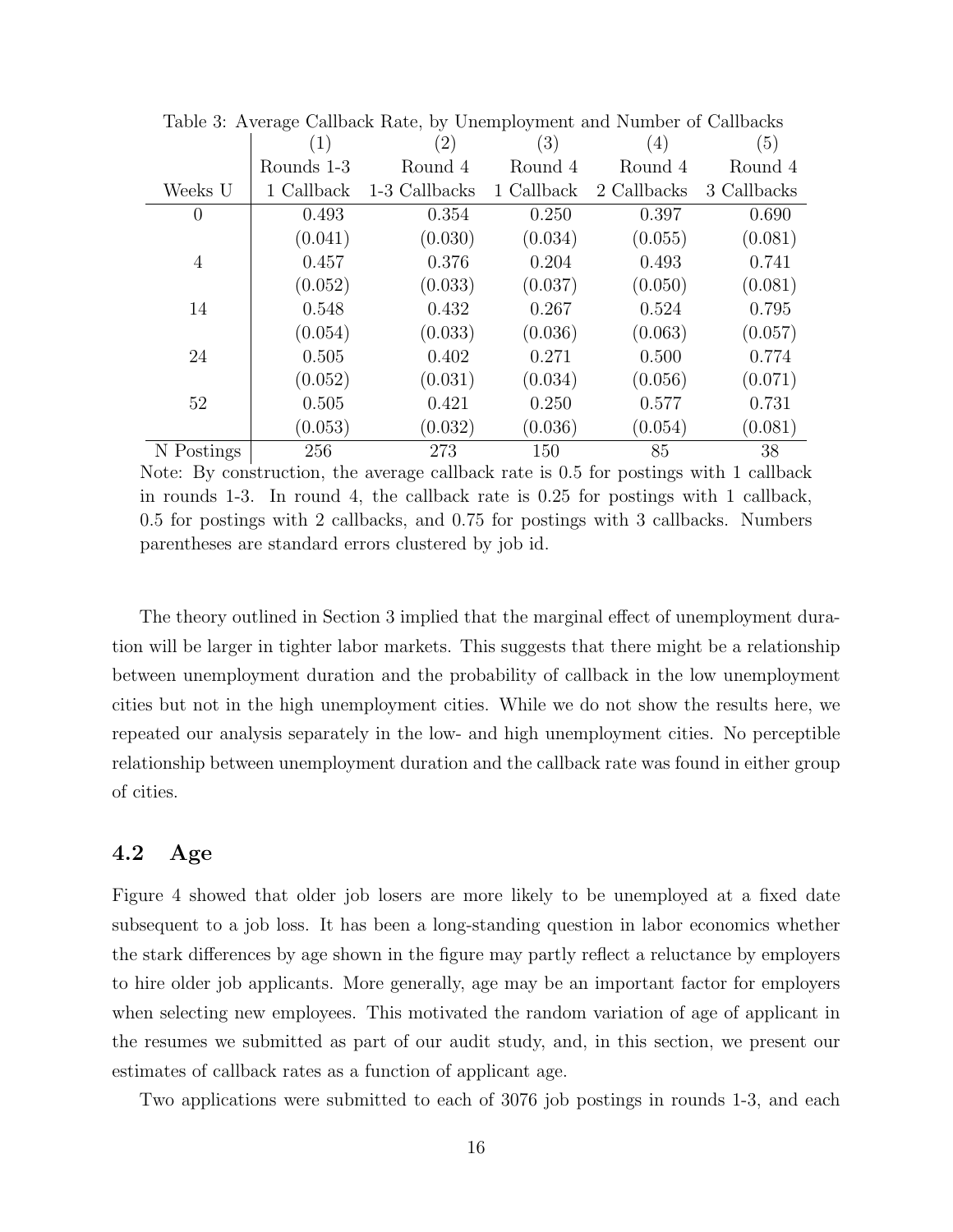Table 3: Average Callback Rate, by Unemployment and Number of Callbacks

| | (1) | (2) | (3) | (4) | (5) |
|---|---|---|---|---|---|
| | Rounds 1-3 | Round 4 | Round 4 | Round 4 | Round 4 |
| Weeks U | 1 Callback | 1-3 Callbacks | 1 Callback | 2 Callbacks | 3 Callbacks |
| 0 | 0.493 | 0.354 | 0.250 | 0.397 | 0.690 |
| | (0.041) | (0.030) | (0.034) | (0.055) | (0.081) |
| 4 | 0.457 | 0.376 | 0.204 | 0.493 | 0.741 |
| | (0.052) | (0.033) | (0.037) | (0.050) | (0.081) |
| 14 | 0.548 | 0.432 | 0.267 | 0.524 | 0.795 |
| | (0.054) | (0.033) | (0.036) | (0.063) | (0.057) |
| 24 | 0.505 | 0.402 | 0.271 | 0.500 | 0.774 |
| | (0.052) | (0.031) | (0.034) | (0.056) | (0.071) |
| 52 | 0.505 | 0.421 | 0.250 | 0.577 | 0.731 |
| | (0.053) | (0.032) | (0.036) | (0.054) | (0.081) |
| N Postings | 256 | 273 | 150 | 85 | 38 |

Note: By construction, the average callback rate is 0.5 for postings with 1 callback in rounds 1-3. In round 4, the callback rate is 0.25 for postings with 1 callback, 0.5 for postings with 2 callbacks, and 0.75 for postings with 3 callbacks. Numbers parentheses are standard errors clustered by job id.

The theory outlined in Section 3 implied that the marginal effect of unemployment duration will be larger in tighter labor markets. This suggests that there might be a relationship between unemployment duration and the probability of callback in the low unemployment cities but not in the high unemployment cities. While we do not show the results here, we repeated our analysis separately in the low- and high unemployment cities. No perceptible relationship between unemployment duration and the callback rate was found in either group of cities.

## 4.2 Age

Figure 4 showed that older job losers are more likely to be unemployed at a fixed date subsequent to a job loss. It has been a long-standing question in labor economics whether the stark differences by age shown in the figure may partly reflect a reluctance by employers to hire older job applicants. More generally, age may be an important factor for employers when selecting new employees. This motivated the random variation of age of applicant in the resumes we submitted as part of our audit study, and, in this section, we present our estimates of callback rates as a function of applicant age.

Two applications were submitted to each of 3076 job postings in rounds 1-3, and each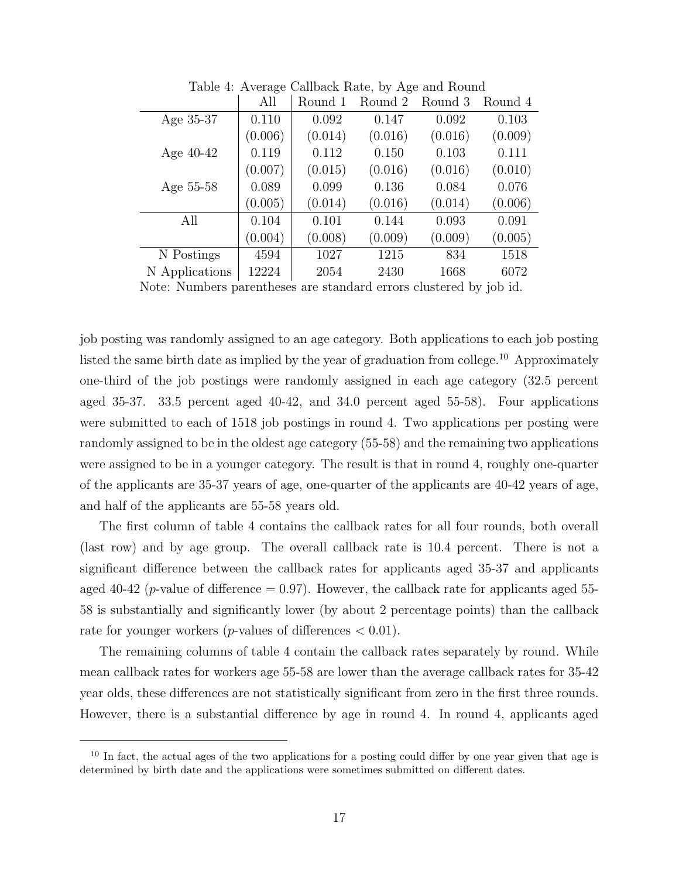Table 4: Average Callback Rate, by Age and Round

| | All | Round 1 | Round 2 | Round 3 | Round 4 |
|---|---|---|---|---|---|
| Age 35-37 | 0.110 | 0.092 | 0.147 | 0.092 | 0.103 |
| | (0.006) | (0.014) | (0.016) | (0.016) | (0.009) |
| Age 40-42 | 0.119 | 0.112 | 0.150 | 0.103 | 0.111 |
| | (0.007) | (0.015) | (0.016) | (0.016) | (0.010) |
| Age 55-58 | 0.089 | 0.099 | 0.136 | 0.084 | 0.076 |
| | (0.005) | (0.014) | (0.016) | (0.014) | (0.006) |
| All | 0.104 | 0.101 | 0.144 | 0.093 | 0.091 |
| | (0.004) | (0.008) | (0.009) | (0.009) | (0.005) |
| N Postings | 4594 | 1027 | 1215 | 834 | 1518 |
| N Applications | 12224 | 2054 | 2430 | 1668 | 6072 |

Note: Numbers parentheses are standard errors clustered by job id.

job posting was randomly assigned to an age category. Both applications to each job posting listed the same birth date as implied by the year of graduation from college.[10] Approximately one-third of the job postings were randomly assigned in each age category (32.5 percent aged 35-37. 33.5 percent aged 40-42, and 34.0 percent aged 55-58). Four applications were submitted to each of 1518 job postings in round 4. Two applications per posting were randomly assigned to be in the oldest age category (55-58) and the remaining two applications were assigned to be in a younger category. The result is that in round 4, roughly one-quarter of the applicants are 35-37 years of age, one-quarter of the applicants are 40-42 years of age, and half of the applicants are 55-58 years old.

The first column of table 4 contains the callback rates for all four rounds, both overall (last row) and by age group. The overall callback rate is 10.4 percent. There is not a significant difference between the callback rates for applicants aged 35-37 and applicants aged 40-42 ($p$-value of difference = 0.97). However, the callback rate for applicants aged 55-58 is substantially and significantly lower (by about 2 percentage points) than the callback rate for younger workers ($p$-values of differences $< 0.01$).

The remaining columns of table 4 contain the callback rates separately by round. While mean callback rates for workers age 55-58 are lower than the average callback rates for 35-42 year olds, these differences are not statistically significant from zero in the first three rounds. However, there is a substantial difference by age in round 4. In round 4, applicants aged

[10] In fact, the actual ages of the two applications for a posting could differ by one year given that age is determined by birth date and the applications were sometimes submitted on different dates.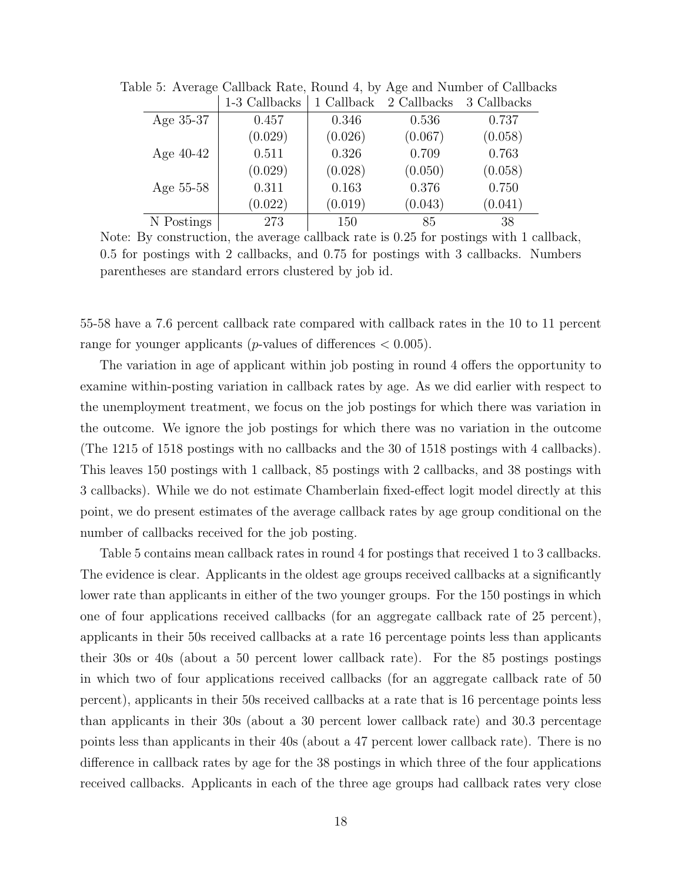Table 5: Average Callback Rate, Round 4, by Age and Number of Callbacks

| | 1-3 Callbacks | 1 Callback | 2 Callbacks | 3 Callbacks |
|---|---|---|---|---|
| Age 35-37 | 0.457 | 0.346 | 0.536 | 0.737 |
| | (0.029) | (0.026) | (0.067) | (0.058) |
| Age 40-42 | 0.511 | 0.326 | 0.709 | 0.763 |
| | (0.029) | (0.028) | (0.050) | (0.058) |
| Age 55-58 | 0.311 | 0.163 | 0.376 | 0.750 |
| | (0.022) | (0.019) | (0.043) | (0.041) |
| N Postings | 273 | 150 | 85 | 38 |

Note: By construction, the average callback rate is 0.25 for postings with 1 callback, 0.5 for postings with 2 callbacks, and 0.75 for postings with 3 callbacks. Numbers parentheses are standard errors clustered by job id.

55-58 have a 7.6 percent callback rate compared with callback rates in the 10 to 11 percent range for younger applicants ($p$-values of differences $< 0.005$).

The variation in age of applicant within job posting in round 4 offers the opportunity to examine within-posting variation in callback rates by age. As we did earlier with respect to the unemployment treatment, we focus on the job postings for which there was variation in the outcome. We ignore the job postings for which there was no variation in the outcome (The 1215 of 1518 postings with no callbacks and the 30 of 1518 postings with 4 callbacks). This leaves 150 postings with 1 callback, 85 postings with 2 callbacks, and 38 postings with 3 callbacks). While we do not estimate Chamberlain fixed-effect logit model directly at this point, we do present estimates of the average callback rates by age group conditional on the number of callbacks received for the job posting.

Table 5 contains mean callback rates in round 4 for postings that received 1 to 3 callbacks. The evidence is clear. Applicants in the oldest age groups received callbacks at a significantly lower rate than applicants in either of the two younger groups. For the 150 postings in which one of four applications received callbacks (for an aggregate callback rate of 25 percent), applicants in their 50s received callbacks at a rate 16 percentage points less than applicants their 30s or 40s (about a 50 percent lower callback rate). For the 85 postings postings in which two of four applications received callbacks (for an aggregate callback rate of 50 percent), applicants in their 50s received callbacks at a rate that is 16 percentage points less than applicants in their 30s (about a 30 percent lower callback rate) and 30.3 percentage points less than applicants in their 40s (about a 47 percent lower callback rate). There is no difference in callback rates by age for the 38 postings in which three of the four applications received callbacks. Applicants in each of the three age groups had callback rates very close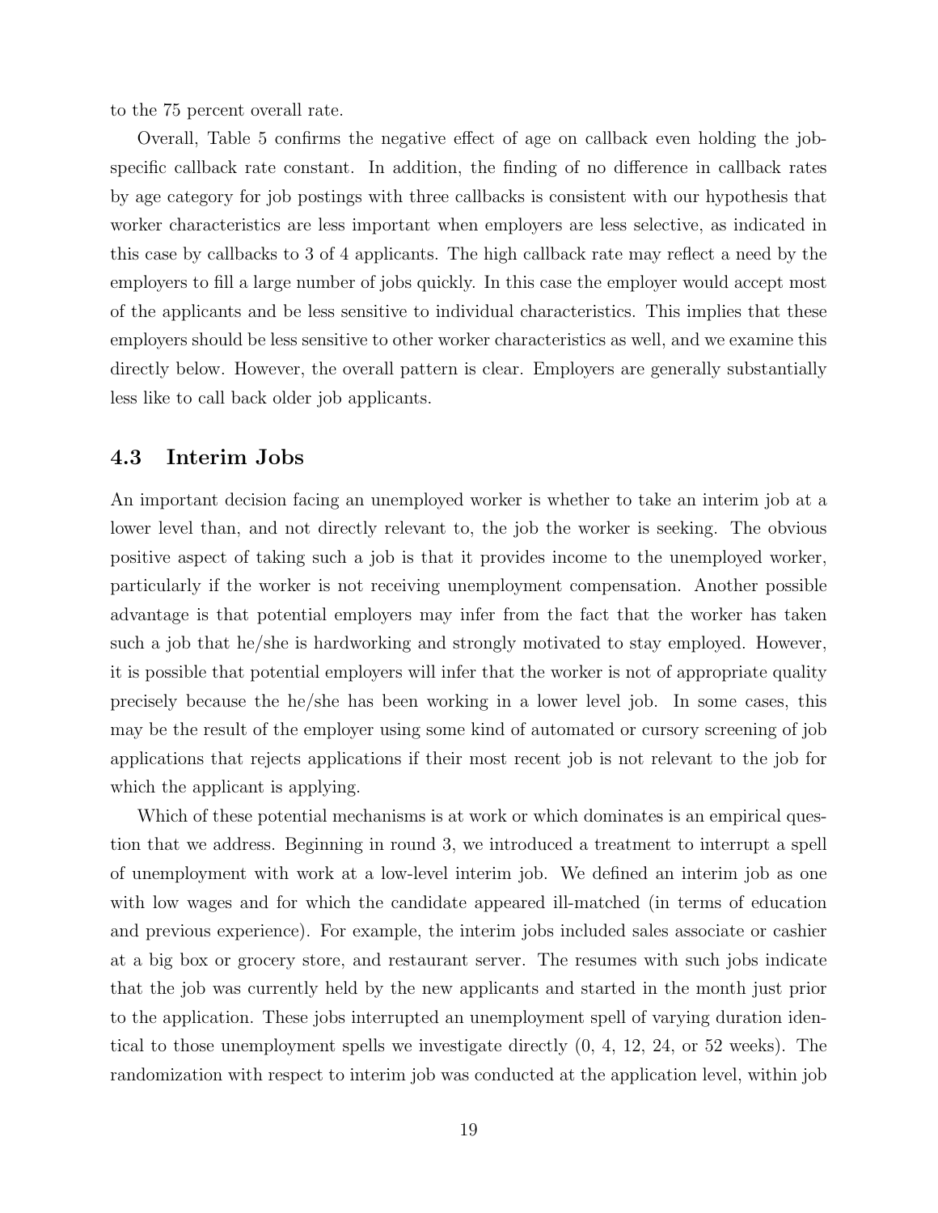to the 75 percent overall rate.

Overall, Table 5 confirms the negative effect of age on callback even holding the job-specific callback rate constant. In addition, the finding of no difference in callback rates by age category for job postings with three callbacks is consistent with our hypothesis that worker characteristics are less important when employers are less selective, as indicated in this case by callbacks to 3 of 4 applicants. The high callback rate may reflect a need by the employers to fill a large number of jobs quickly. In this case the employer would accept most of the applicants and be less sensitive to individual characteristics. This implies that these employers should be less sensitive to other worker characteristics as well, and we examine this directly below. However, the overall pattern is clear. Employers are generally substantially less like to call back older job applicants.

### 4.3 Interim Jobs

An important decision facing an unemployed worker is whether to take an interim job at a lower level than, and not directly relevant to, the job the worker is seeking. The obvious positive aspect of taking such a job is that it provides income to the unemployed worker, particularly if the worker is not receiving unemployment compensation. Another possible advantage is that potential employers may infer from the fact that the worker has taken such a job that he/she is hardworking and strongly motivated to stay employed. However, it is possible that potential employers will infer that the worker is not of appropriate quality precisely because the he/she has been working in a lower level job. In some cases, this may be the result of the employer using some kind of automated or cursory screening of job applications that rejects applications if their most recent job is not relevant to the job for which the applicant is applying.

Which of these potential mechanisms is at work or which dominates is an empirical question that we address. Beginning in round 3, we introduced a treatment to interrupt a spell of unemployment with work at a low-level interim job. We defined an interim job as one with low wages and for which the candidate appeared ill-matched (in terms of education and previous experience). For example, the interim jobs included sales associate or cashier at a big box or grocery store, and restaurant server. The resumes with such jobs indicate that the job was currently held by the new applicants and started in the month just prior to the application. These jobs interrupted an unemployment spell of varying duration identical to those unemployment spells we investigate directly (0, 4, 12, 24, or 52 weeks). The randomization with respect to interim job was conducted at the application level, within job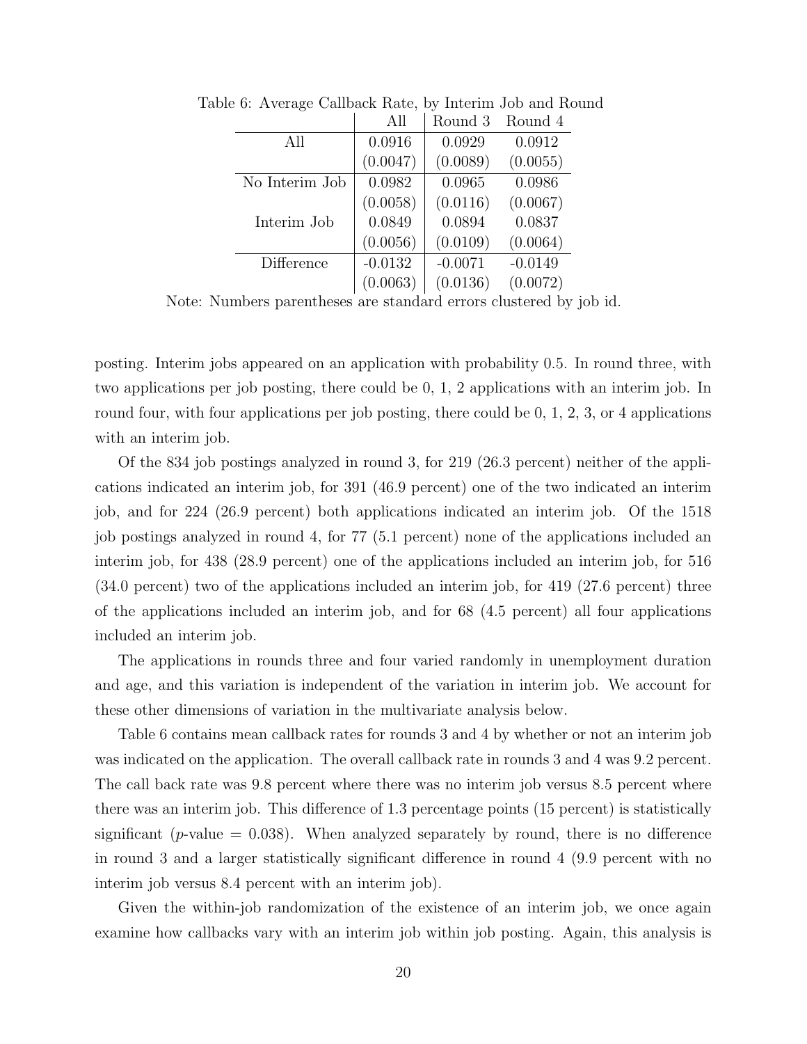Table 6: Average Callback Rate, by Interim Job and Round

| | All | Round 3 | Round 4 |
|---|---|---|---|
| All | 0.0916 | 0.0929 | 0.0912 |
| | (0.0047) | (0.0089) | (0.0055) |
| No Interim Job | 0.0982 | 0.0965 | 0.0986 |
| | (0.0058) | (0.0116) | (0.0067) |
| Interim Job | 0.0849 | 0.0894 | 0.0837 |
| | (0.0056) | (0.0109) | (0.0064) |
| Difference | -0.0132 | -0.0071 | -0.0149 |
| | (0.0063) | (0.0136) | (0.0072) |

Note: Numbers parentheses are standard errors clustered by job id.

posting. Interim jobs appeared on an application with probability 0.5. In round three, with two applications per job posting, there could be 0, 1, 2 applications with an interim job. In round four, with four applications per job posting, there could be 0, 1, 2, 3, or 4 applications with an interim job.

Of the 834 job postings analyzed in round 3, for 219 (26.3 percent) neither of the applications indicated an interim job, for 391 (46.9 percent) one of the two indicated an interim job, and for 224 (26.9 percent) both applications indicated an interim job. Of the 1518 job postings analyzed in round 4, for 77 (5.1 percent) none of the applications included an interim job, for 438 (28.9 percent) one of the applications included an interim job, for 516 (34.0 percent) two of the applications included an interim job, for 419 (27.6 percent) three of the applications included an interim job, and for 68 (4.5 percent) all four applications included an interim job.

The applications in rounds three and four varied randomly in unemployment duration and age, and this variation is independent of the variation in interim job. We account for these other dimensions of variation in the multivariate analysis below.

Table 6 contains mean callback rates for rounds 3 and 4 by whether or not an interim job was indicated on the application. The overall callback rate in rounds 3 and 4 was 9.2 percent. The call back rate was 9.8 percent where there was no interim job versus 8.5 percent where there was an interim job. This difference of 1.3 percentage points (15 percent) is statistically significant ($p$-value = 0.038). When analyzed separately by round, there is no difference in round 3 and a larger statistically significant difference in round 4 (9.9 percent with no interim job versus 8.4 percent with an interim job).

Given the within-job randomization of the existence of an interim job, we once again examine how callbacks vary with an interim job within job posting. Again, this analysis is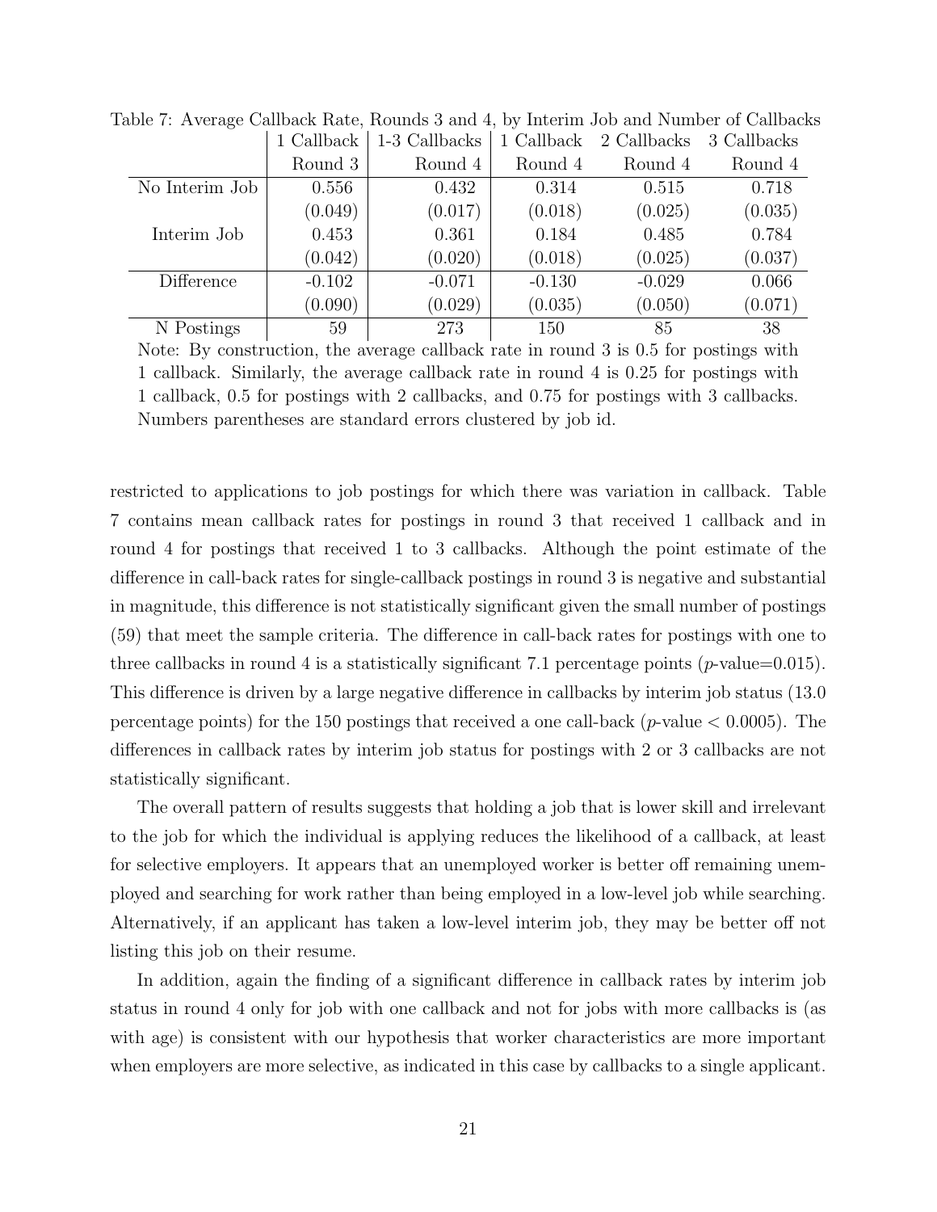Table 7: Average Callback Rate, Rounds 3 and 4, by Interim Job and Number of Callbacks

| | 1 Callback | 1-3 Callbacks | 1 Callback | 2 Callbacks | 3 Callbacks |
|---|---|---|---|---|---|
| | Round 3 | Round 4 | Round 4 | Round 4 | Round 4 |
| No Interim Job | 0.556 | 0.432 | 0.314 | 0.515 | 0.718 |
| | (0.049) | (0.017) | (0.018) | (0.025) | (0.035) |
| Interim Job | 0.453 | 0.361 | 0.184 | 0.485 | 0.784 |
| | (0.042) | (0.020) | (0.018) | (0.025) | (0.037) |
| Difference | -0.102 | -0.071 | -0.130 | -0.029 | 0.066 |
| | (0.090) | (0.029) | (0.035) | (0.050) | (0.071) |
| N Postings | 59 | 273 | 150 | 85 | 38 |

Note: By construction, the average callback rate in round 3 is 0.5 for postings with 1 callback. Similarly, the average callback rate in round 4 is 0.25 for postings with 1 callback, 0.5 for postings with 2 callbacks, and 0.75 for postings with 3 callbacks. Numbers parentheses are standard errors clustered by job id.

restricted to applications to job postings for which there was variation in callback. Table 7 contains mean callback rates for postings in round 3 that received 1 callback and in round 4 for postings that received 1 to 3 callbacks. Although the point estimate of the difference in call-back rates for single-callback postings in round 3 is negative and substantial in magnitude, this difference is not statistically significant given the small number of postings (59) that meet the sample criteria. The difference in call-back rates for postings with one to three callbacks in round 4 is a statistically significant 7.1 percentage points ($p$-value=0.015). This difference is driven by a large negative difference in callbacks by interim job status (13.0 percentage points) for the 150 postings that received a one call-back ($p$-value $< 0.0005$). The differences in callback rates by interim job status for postings with 2 or 3 callbacks are not statistically significant.

The overall pattern of results suggests that holding a job that is lower skill and irrelevant to the job for which the individual is applying reduces the likelihood of a callback, at least for selective employers. It appears that an unemployed worker is better off remaining unemployed and searching for work rather than being employed in a low-level job while searching. Alternatively, if an applicant has taken a low-level interim job, they may be better off not listing this job on their resume.

In addition, again the finding of a significant difference in callback rates by interim job status in round 4 only for job with one callback and not for jobs with more callbacks is (as with age) is consistent with our hypothesis that worker characteristics are more important when employers are more selective, as indicated in this case by callbacks to a single applicant.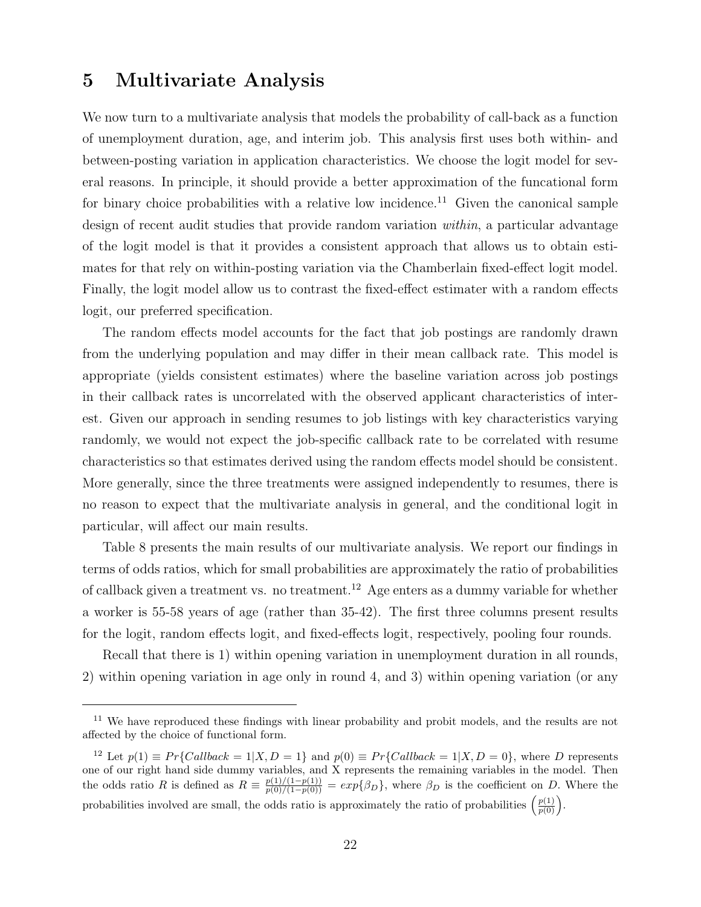## 5 Multivariate Analysis

We now turn to a multivariate analysis that models the probability of call-back as a function of unemployment duration, age, and interim job. This analysis first uses both within- and between-posting variation in application characteristics. We choose the logit model for several reasons. In principle, it should provide a better approximation of the funcational form for binary choice probabilities with a relative low incidence.[11] Given the canonical sample design of recent audit studies that provide random variation *within*, a particular advantage of the logit model is that it provides a consistent approach that allows us to obtain estimates for that rely on within-posting variation via the Chamberlain fixed-effect logit model. Finally, the logit model allow us to contrast the fixed-effect estimater with a random effects logit, our preferred specification.

The random effects model accounts for the fact that job postings are randomly drawn from the underlying population and may differ in their mean callback rate. This model is appropriate (yields consistent estimates) where the baseline variation across job postings in their callback rates is uncorrelated with the observed applicant characteristics of interest. Given our approach in sending resumes to job listings with key characteristics varying randomly, we would not expect the job-specific callback rate to be correlated with resume characteristics so that estimates derived using the random effects model should be consistent. More generally, since the three treatments were assigned independently to resumes, there is no reason to expect that the multivariate analysis in general, and the conditional logit in particular, will affect our main results.

Table 8 presents the main results of our multivariate analysis. We report our findings in terms of odds ratios, which for small probabilities are approximately the ratio of probabilities of callback given a treatment vs. no treatment.[12] Age enters as a dummy variable for whether a worker is 55-58 years of age (rather than 35-42). The first three columns present results for the logit, random effects logit, and fixed-effects logit, respectively, pooling four rounds.

Recall that there is 1) within opening variation in unemployment duration in all rounds, 2) within opening variation in age only in round 4, and 3) within opening variation (or any

---

[11] We have reproduced these findings with linear probability and probit models, and the results are not affected by the choice of functional form.

[12] Let $p(1) \equiv Pr\{Callback = 1|X, D = 1\}$ and $p(0) \equiv Pr\{Callback = 1|X, D = 0\}$, where $D$ represents one of our right hand side dummy variables, and X represents the remaining variables in the model. Then the odds ratio $R$ is defined as $R \equiv \frac{p(1)/(1-p(1))}{p(0)/(1-p(0))} = exp\{\beta_D\}$, where $\beta_D$ is the coefficient on $D$. Where the probabilities involved are small, the odds ratio is approximately the ratio of probabilities $\left(\frac{p(1)}{p(0)}\right)$.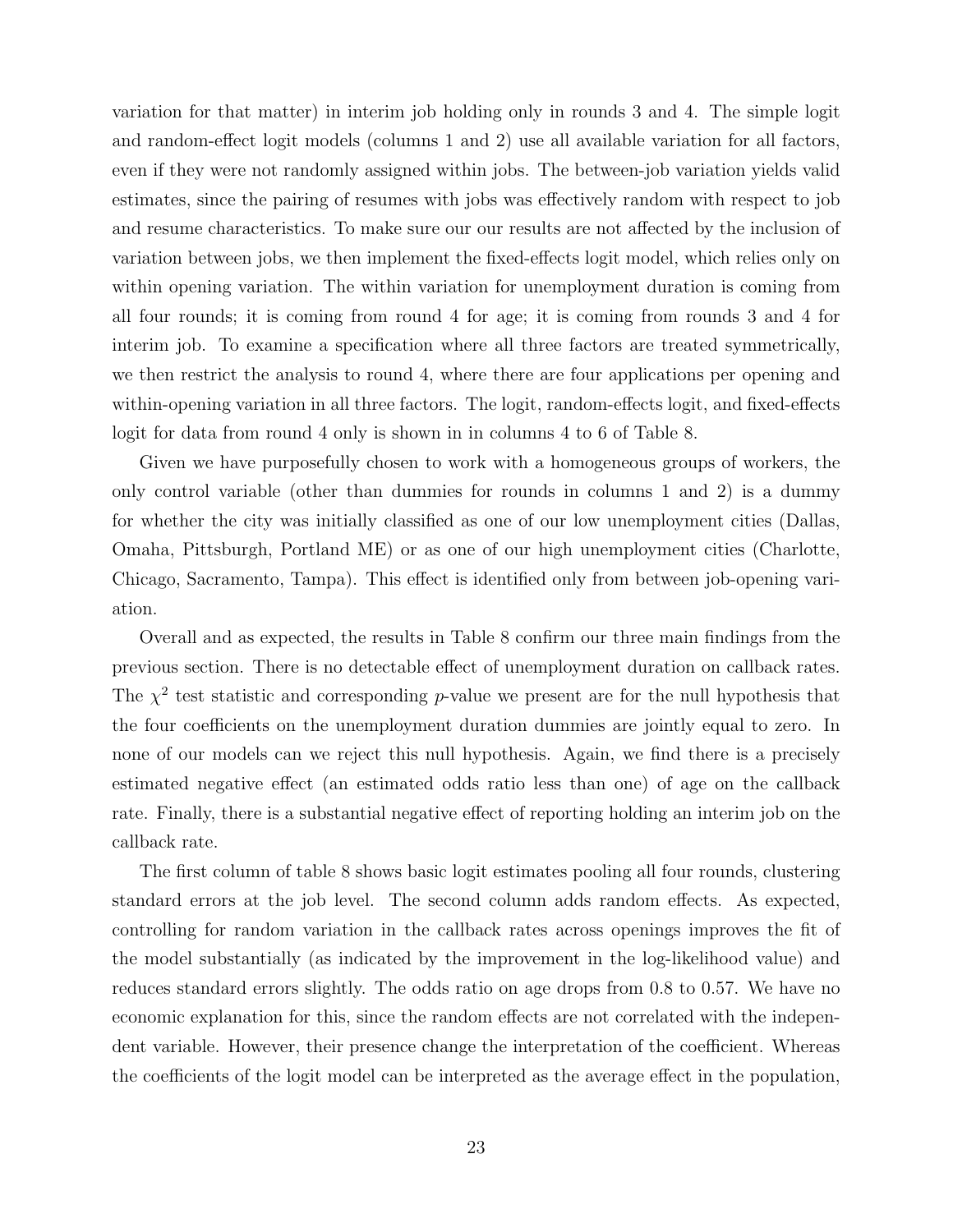variation for that matter) in interim job holding only in rounds 3 and 4. The simple logit and random-effect logit models (columns 1 and 2) use all available variation for all factors, even if they were not randomly assigned within jobs. The between-job variation yields valid estimates, since the pairing of resumes with jobs was effectively random with respect to job and resume characteristics. To make sure our our results are not affected by the inclusion of variation between jobs, we then implement the fixed-effects logit model, which relies only on within opening variation. The within variation for unemployment duration is coming from all four rounds; it is coming from round 4 for age; it is coming from rounds 3 and 4 for interim job. To examine a specification where all three factors are treated symmetrically, we then restrict the analysis to round 4, where there are four applications per opening and within-opening variation in all three factors. The logit, random-effects logit, and fixed-effects logit for data from round 4 only is shown in in columns 4 to 6 of Table 8.

Given we have purposefully chosen to work with a homogeneous groups of workers, the only control variable (other than dummies for rounds in columns 1 and 2) is a dummy for whether the city was initially classified as one of our low unemployment cities (Dallas, Omaha, Pittsburgh, Portland ME) or as one of our high unemployment cities (Charlotte, Chicago, Sacramento, Tampa). This effect is identified only from between job-opening variation.

Overall and as expected, the results in Table 8 confirm our three main findings from the previous section. There is no detectable effect of unemployment duration on callback rates. The $\chi^2$ test statistic and corresponding $p$-value we present are for the null hypothesis that the four coefficients on the unemployment duration dummies are jointly equal to zero. In none of our models can we reject this null hypothesis. Again, we find there is a precisely estimated negative effect (an estimated odds ratio less than one) of age on the callback rate. Finally, there is a substantial negative effect of reporting holding an interim job on the callback rate.

The first column of table 8 shows basic logit estimates pooling all four rounds, clustering standard errors at the job level. The second column adds random effects. As expected, controlling for random variation in the callback rates across openings improves the fit of the model substantially (as indicated by the improvement in the log-likelihood value) and reduces standard errors slightly. The odds ratio on age drops from 0.8 to 0.57. We have no economic explanation for this, since the random effects are not correlated with the independent variable. However, their presence change the interpretation of the coefficient. Whereas the coefficients of the logit model can be interpreted as the average effect in the population,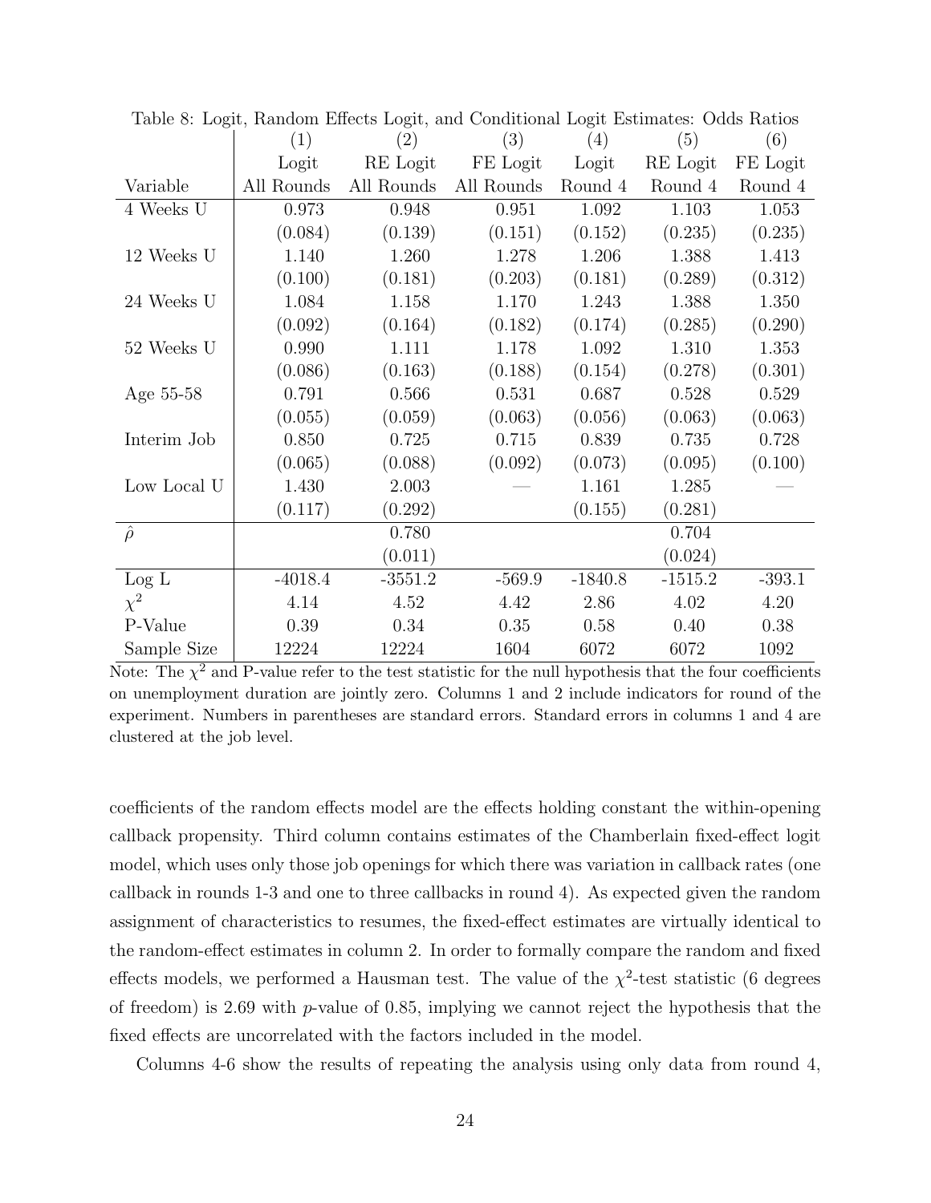Table 8: Logit, Random Effects Logit, and Conditional Logit Estimates: Odds Ratios

| | (1) | (2) | (3) | (4) | (5) | (6) |
|---|---|---|---|---|---|---|
| | Logit | RE Logit | FE Logit | Logit | RE Logit | FE Logit |
| Variable | All Rounds | All Rounds | All Rounds | Round 4 | Round 4 | Round 4 |
| 4 Weeks U | 0.973 | 0.948 | 0.951 | 1.092 | 1.103 | 1.053 |
| | (0.084) | (0.139) | (0.151) | (0.152) | (0.235) | (0.235) |
| 12 Weeks U | 1.140 | 1.260 | 1.278 | 1.206 | 1.388 | 1.413 |
| | (0.100) | (0.181) | (0.203) | (0.181) | (0.289) | (0.312) |
| 24 Weeks U | 1.084 | 1.158 | 1.170 | 1.243 | 1.388 | 1.350 |
| | (0.092) | (0.164) | (0.182) | (0.174) | (0.285) | (0.290) |
| 52 Weeks U | 0.990 | 1.111 | 1.178 | 1.092 | 1.310 | 1.353 |
| | (0.086) | (0.163) | (0.188) | (0.154) | (0.278) | (0.301) |
| Age 55-58 | 0.791 | 0.566 | 0.531 | 0.687 | 0.528 | 0.529 |
| | (0.055) | (0.059) | (0.063) | (0.056) | (0.063) | (0.063) |
| Interim Job | 0.850 | 0.725 | 0.715 | 0.839 | 0.735 | 0.728 |
| | (0.065) | (0.088) | (0.092) | (0.073) | (0.095) | (0.100) |
| Low Local U | 1.430 | 2.003 | — | 1.161 | 1.285 | — |
| | (0.117) | (0.292) | | (0.155) | (0.281) | |
| $\hat{\rho}$ | | 0.780 | | | 0.704 | |
| | | (0.011) | | | (0.024) | |
| Log L | -4018.4 | -3551.2 | -569.9 | -1840.8 | -1515.2 | -393.1 |
| $\chi^2$ | 4.14 | 4.52 | 4.42 | 2.86 | 4.02 | 4.20 |
| P-Value | 0.39 | 0.34 | 0.35 | 0.58 | 0.40 | 0.38 |
| Sample Size | 12224 | 12224 | 1604 | 6072 | 6072 | 1092 |

Note: The $\chi^2$ and P-value refer to the test statistic for the null hypothesis that the four coefficients on unemployment duration are jointly zero. Columns 1 and 2 include indicators for round of the experiment. Numbers in parentheses are standard errors. Standard errors in columns 1 and 4 are clustered at the job level.

coefficients of the random effects model are the effects holding constant the within-opening callback propensity. Third column contains estimates of the Chamberlain fixed-effect logit model, which uses only those job openings for which there was variation in callback rates (one callback in rounds 1-3 and one to three callbacks in round 4). As expected given the random assignment of characteristics to resumes, the fixed-effect estimates are virtually identical to the random-effect estimates in column 2. In order to formally compare the random and fixed effects models, we performed a Hausman test. The value of the $\chi^2$-test statistic (6 degrees of freedom) is 2.69 with $p$-value of 0.85, implying we cannot reject the hypothesis that the fixed effects are uncorrelated with the factors included in the model.

Columns 4-6 show the results of repeating the analysis using only data from round 4,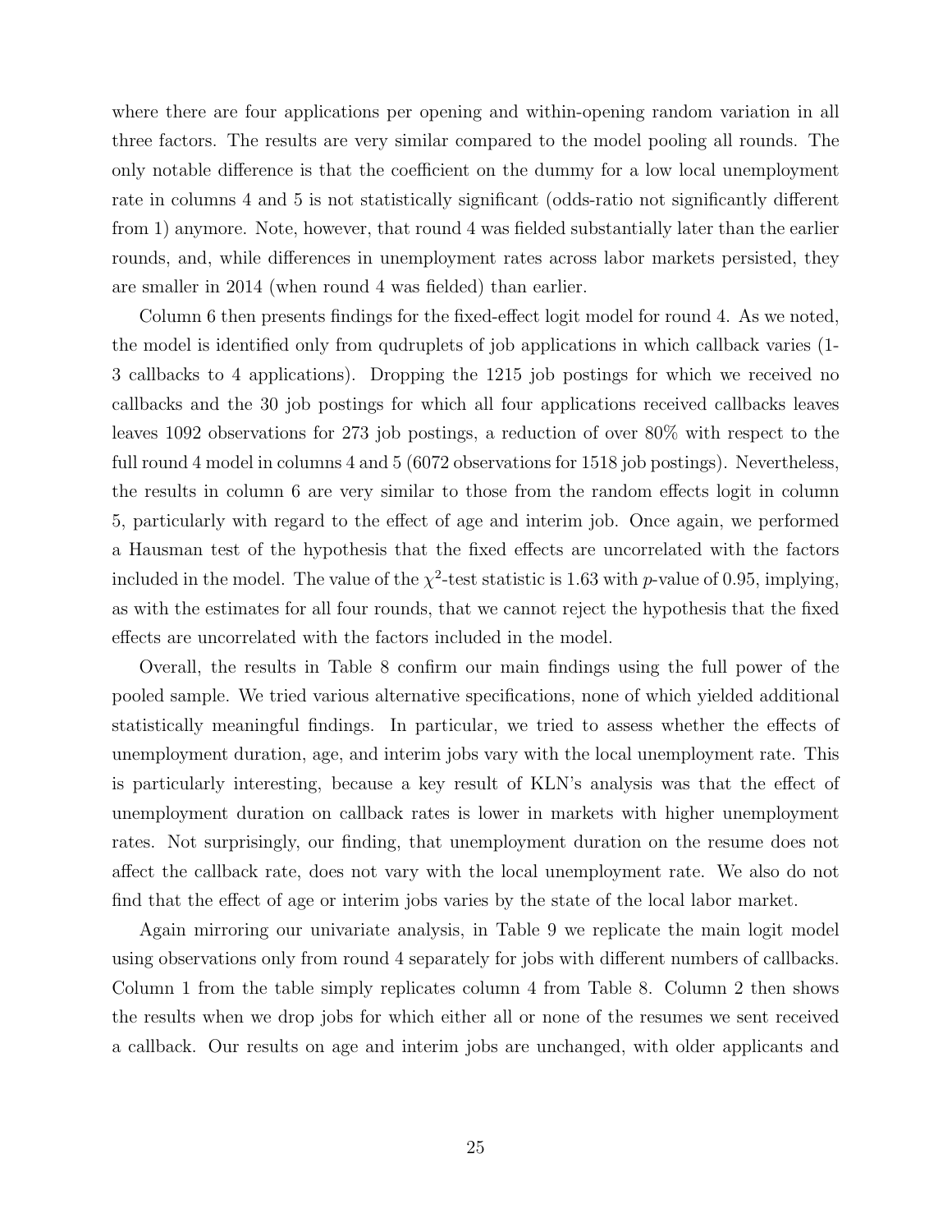where there are four applications per opening and within-opening random variation in all three factors. The results are very similar compared to the model pooling all rounds. The only notable difference is that the coefficient on the dummy for a low local unemployment rate in columns 4 and 5 is not statistically significant (odds-ratio not significantly different from 1) anymore. Note, however, that round 4 was fielded substantially later than the earlier rounds, and, while differences in unemployment rates across labor markets persisted, they are smaller in 2014 (when round 4 was fielded) than earlier.

Column 6 then presents findings for the fixed-effect logit model for round 4. As we noted, the model is identified only from qudruplets of job applications in which callback varies (1-3 callbacks to 4 applications). Dropping the 1215 job postings for which we received no callbacks and the 30 job postings for which all four applications received callbacks leaves leaves 1092 observations for 273 job postings, a reduction of over 80% with respect to the full round 4 model in columns 4 and 5 (6072 observations for 1518 job postings). Nevertheless, the results in column 6 are very similar to those from the random effects logit in column 5, particularly with regard to the effect of age and interim job. Once again, we performed a Hausman test of the hypothesis that the fixed effects are uncorrelated with the factors included in the model. The value of the $\chi^2$-test statistic is 1.63 with $p$-value of 0.95, implying, as with the estimates for all four rounds, that we cannot reject the hypothesis that the fixed effects are uncorrelated with the factors included in the model.

Overall, the results in Table 8 confirm our main findings using the full power of the pooled sample. We tried various alternative specifications, none of which yielded additional statistically meaningful findings. In particular, we tried to assess whether the effects of unemployment duration, age, and interim jobs vary with the local unemployment rate. This is particularly interesting, because a key result of KLN's analysis was that the effect of unemployment duration on callback rates is lower in markets with higher unemployment rates. Not surprisingly, our finding, that unemployment duration on the resume does not affect the callback rate, does not vary with the local unemployment rate. We also do not find that the effect of age or interim jobs varies by the state of the local labor market.

Again mirroring our univariate analysis, in Table 9 we replicate the main logit model using observations only from round 4 separately for jobs with different numbers of callbacks. Column 1 from the table simply replicates column 4 from Table 8. Column 2 then shows the results when we drop jobs for which either all or none of the resumes we sent received a callback. Our results on age and interim jobs are unchanged, with older applicants and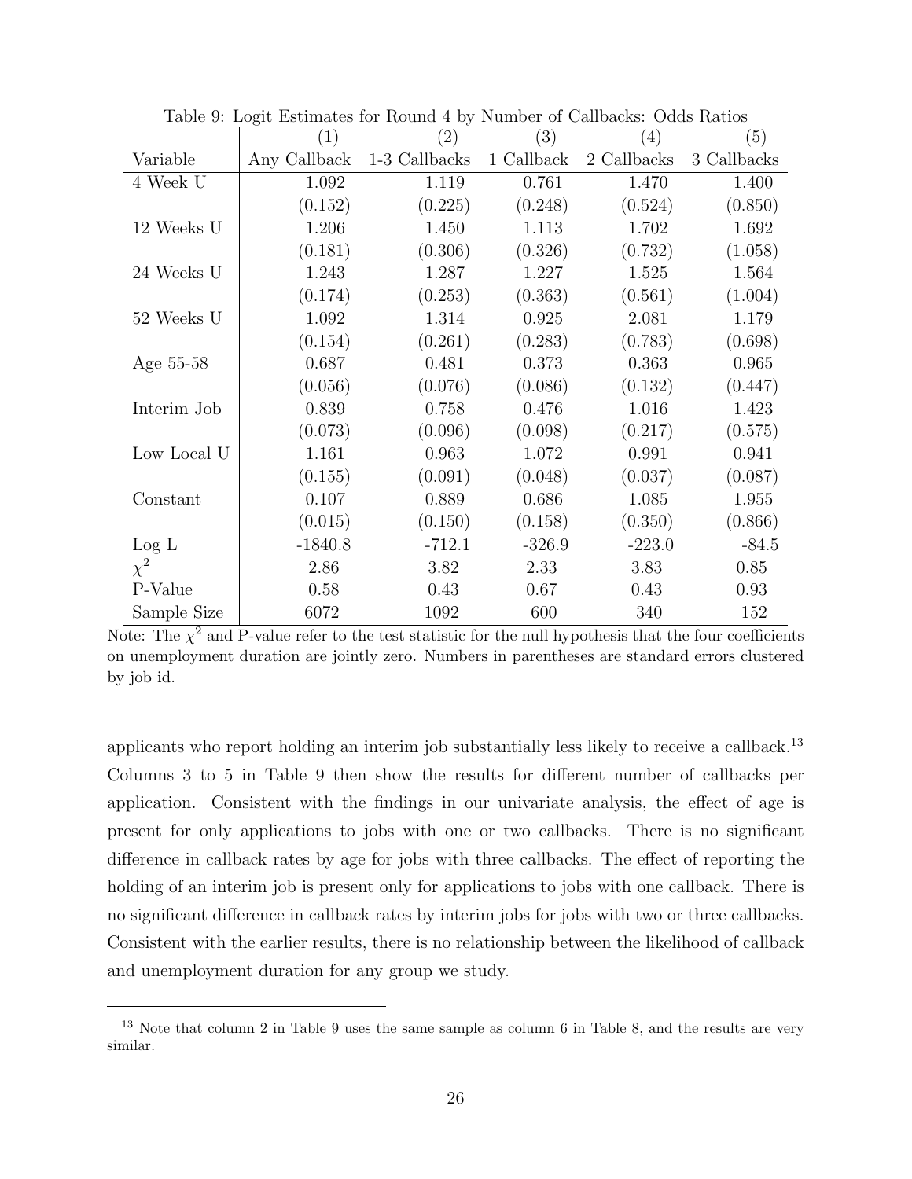Table 9: Logit Estimates for Round 4 by Number of Callbacks: Odds Ratios

| | (1) | (2) | (3) | (4) | (5) |
|---|---|---|---|---|---|
| Variable | Any Callback | 1-3 Callbacks | 1 Callback | 2 Callbacks | 3 Callbacks |
| 4 Week U | 1.092 | 1.119 | 0.761 | 1.470 | 1.400 |
| | (0.152) | (0.225) | (0.248) | (0.524) | (0.850) |
| 12 Weeks U | 1.206 | 1.450 | 1.113 | 1.702 | 1.692 |
| | (0.181) | (0.306) | (0.326) | (0.732) | (1.058) |
| 24 Weeks U | 1.243 | 1.287 | 1.227 | 1.525 | 1.564 |
| | (0.174) | (0.253) | (0.363) | (0.561) | (1.004) |
| 52 Weeks U | 1.092 | 1.314 | 0.925 | 2.081 | 1.179 |
| | (0.154) | (0.261) | (0.283) | (0.783) | (0.698) |
| Age 55-58 | 0.687 | 0.481 | 0.373 | 0.363 | 0.965 |
| | (0.056) | (0.076) | (0.086) | (0.132) | (0.447) |
| Interim Job | 0.839 | 0.758 | 0.476 | 1.016 | 1.423 |
| | (0.073) | (0.096) | (0.098) | (0.217) | (0.575) |
| Low Local U | 1.161 | 0.963 | 1.072 | 0.991 | 0.941 |
| | (0.155) | (0.091) | (0.048) | (0.037) | (0.087) |
| Constant | 0.107 | 0.889 | 0.686 | 1.085 | 1.955 |
| | (0.015) | (0.150) | (0.158) | (0.350) | (0.866) |
| Log L | -1840.8 | -712.1 | -326.9 | -223.0 | -84.5 |
| $\chi^2$ | 2.86 | 3.82 | 2.33 | 3.83 | 0.85 |
| P-Value | 0.58 | 0.43 | 0.67 | 0.43 | 0.93 |
| Sample Size | 6072 | 1092 | 600 | 340 | 152 |

Note: The $\chi^2$ and P-value refer to the test statistic for the null hypothesis that the four coefficients on unemployment duration are jointly zero. Numbers in parentheses are standard errors clustered by job id.

applicants who report holding an interim job substantially less likely to receive a callback.[13] Columns 3 to 5 in Table 9 then show the results for different number of callbacks per application. Consistent with the findings in our univariate analysis, the effect of age is present for only applications to jobs with one or two callbacks. There is no significant difference in callback rates by age for jobs with three callbacks. The effect of reporting the holding of an interim job is present only for applications to jobs with one callback. There is no significant difference in callback rates by interim jobs for jobs with two or three callbacks. Consistent with the earlier results, there is no relationship between the likelihood of callback and unemployment duration for any group we study.

[13] Note that column 2 in Table 9 uses the same sample as column 6 in Table 8, and the results are very similar.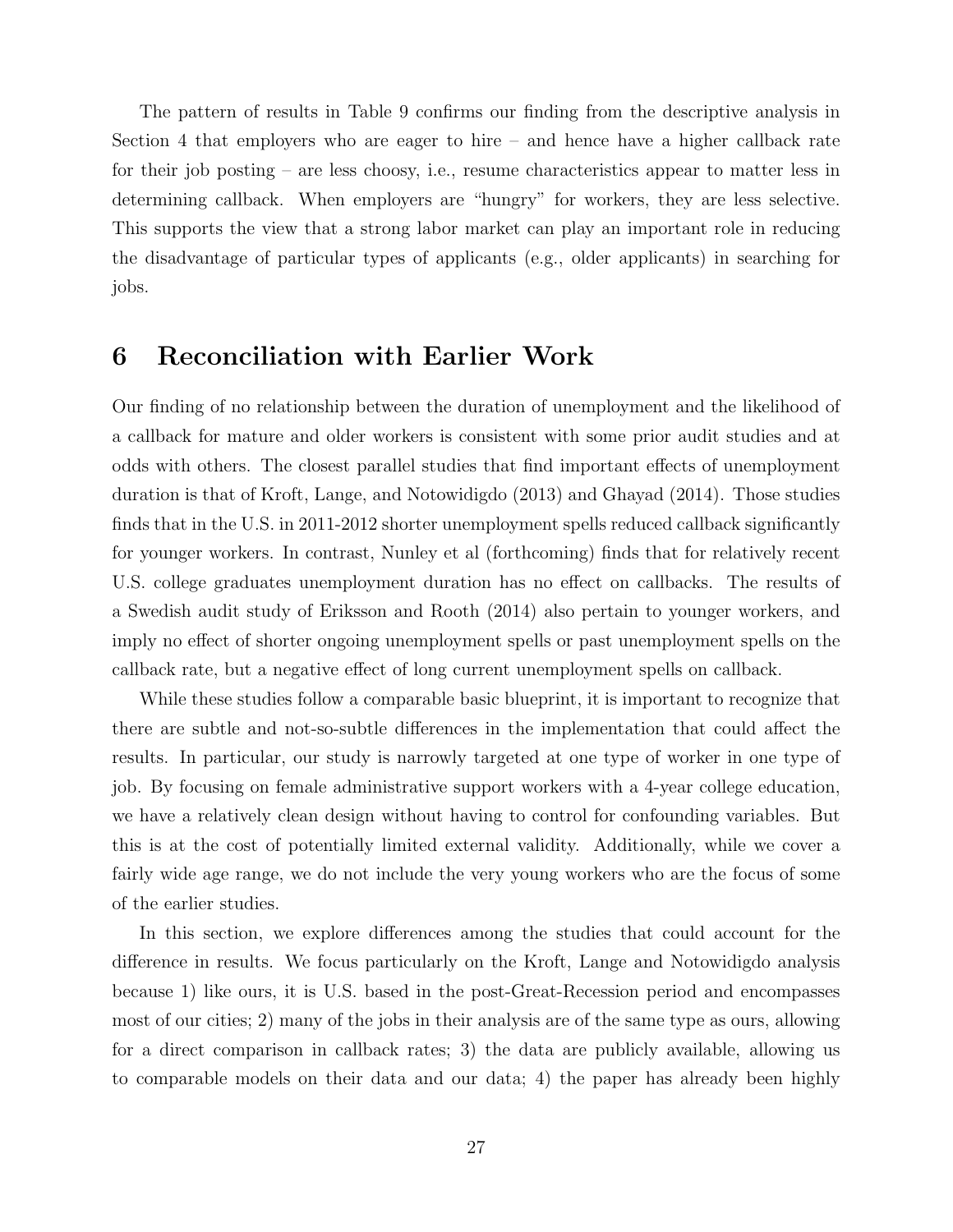The pattern of results in Table 9 confirms our finding from the descriptive analysis in Section 4 that employers who are eager to hire – and hence have a higher callback rate for their job posting – are less choosy, i.e., resume characteristics appear to matter less in determining callback. When employers are "hungry" for workers, they are less selective. This supports the view that a strong labor market can play an important role in reducing the disadvantage of particular types of applicants (e.g., older applicants) in searching for jobs.

# 6 Reconciliation with Earlier Work

Our finding of no relationship between the duration of unemployment and the likelihood of a callback for mature and older workers is consistent with some prior audit studies and at odds with others. The closest parallel studies that find important effects of unemployment duration is that of Kroft, Lange, and Notowidigdo (2013) and Ghayad (2014). Those studies finds that in the U.S. in 2011-2012 shorter unemployment spells reduced callback significantly for younger workers. In contrast, Nunley et al (forthcoming) finds that for relatively recent U.S. college graduates unemployment duration has no effect on callbacks. The results of a Swedish audit study of Eriksson and Rooth (2014) also pertain to younger workers, and imply no effect of shorter ongoing unemployment spells or past unemployment spells on the callback rate, but a negative effect of long current unemployment spells on callback.

While these studies follow a comparable basic blueprint, it is important to recognize that there are subtle and not-so-subtle differences in the implementation that could affect the results. In particular, our study is narrowly targeted at one type of worker in one type of job. By focusing on female administrative support workers with a 4-year college education, we have a relatively clean design without having to control for confounding variables. But this is at the cost of potentially limited external validity. Additionally, while we cover a fairly wide age range, we do not include the very young workers who are the focus of some of the earlier studies.

In this section, we explore differences among the studies that could account for the difference in results. We focus particularly on the Kroft, Lange and Notowidigdo analysis because 1) like ours, it is U.S. based in the post-Great-Recession period and encompasses most of our cities; 2) many of the jobs in their analysis are of the same type as ours, allowing for a direct comparison in callback rates; 3) the data are publicly available, allowing us to comparable models on their data and our data; 4) the paper has already been highly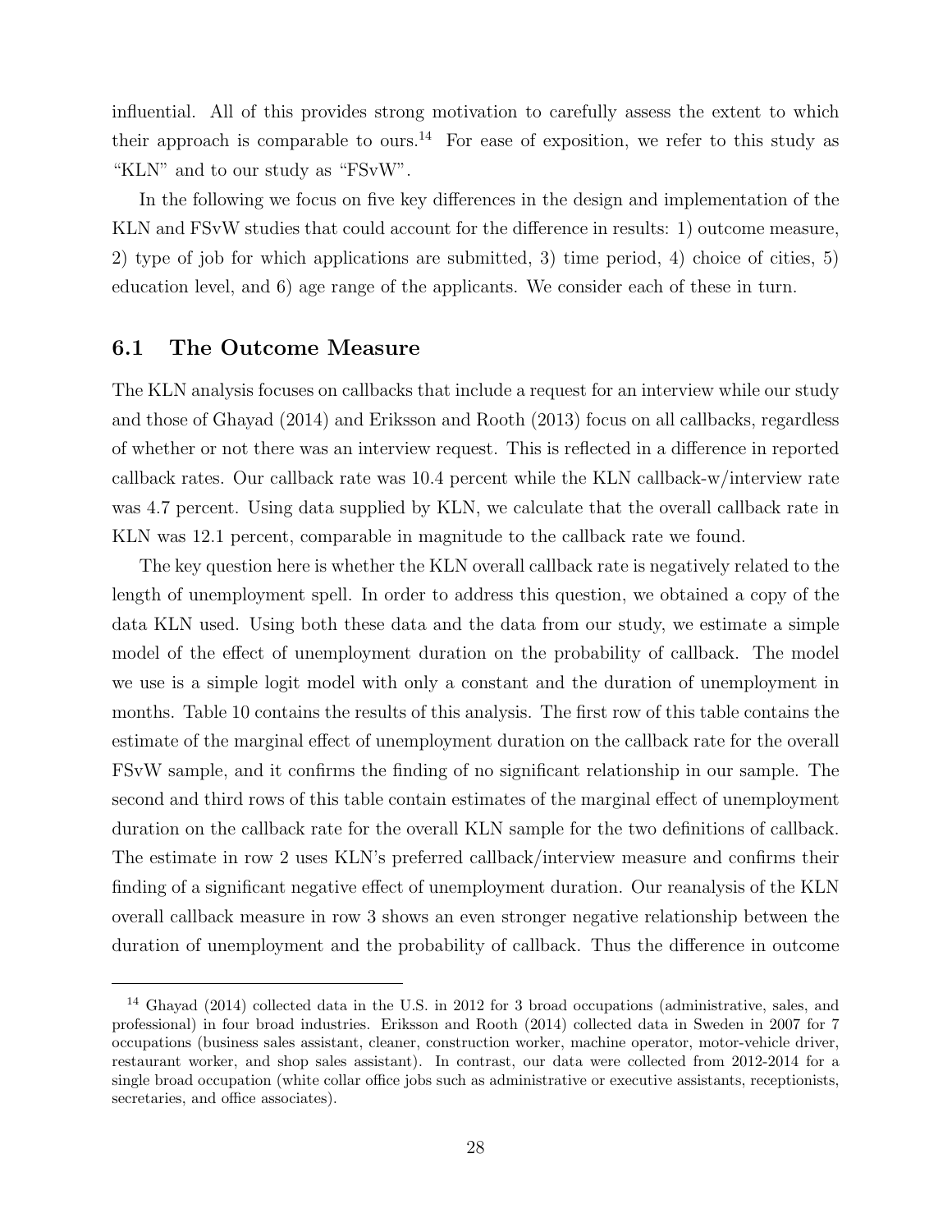influential. All of this provides strong motivation to carefully assess the extent to which their approach is comparable to ours.[14] For ease of exposition, we refer to this study as "KLN" and to our study as "FSvW".

In the following we focus on five key differences in the design and implementation of the KLN and FSvW studies that could account for the difference in results: 1) outcome measure, 2) type of job for which applications are submitted, 3) time period, 4) choice of cities, 5) education level, and 6) age range of the applicants. We consider each of these in turn.

### 6.1 The Outcome Measure

The KLN analysis focuses on callbacks that include a request for an interview while our study and those of Ghayad (2014) and Eriksson and Rooth (2013) focus on all callbacks, regardless of whether or not there was an interview request. This is reflected in a difference in reported callback rates. Our callback rate was 10.4 percent while the KLN callback-w/interview rate was 4.7 percent. Using data supplied by KLN, we calculate that the overall callback rate in KLN was 12.1 percent, comparable in magnitude to the callback rate we found.

The key question here is whether the KLN overall callback rate is negatively related to the length of unemployment spell. In order to address this question, we obtained a copy of the data KLN used. Using both these data and the data from our study, we estimate a simple model of the effect of unemployment duration on the probability of callback. The model we use is a simple logit model with only a constant and the duration of unemployment in months. Table 10 contains the results of this analysis. The first row of this table contains the estimate of the marginal effect of unemployment duration on the callback rate for the overall FSvW sample, and it confirms the finding of no significant relationship in our sample. The second and third rows of this table contain estimates of the marginal effect of unemployment duration on the callback rate for the overall KLN sample for the two definitions of callback. The estimate in row 2 uses KLN's preferred callback/interview measure and confirms their finding of a significant negative effect of unemployment duration. Our reanalysis of the KLN overall callback measure in row 3 shows an even stronger negative relationship between the duration of unemployment and the probability of callback. Thus the difference in outcome

[14] Ghayad (2014) collected data in the U.S. in 2012 for 3 broad occupations (administrative, sales, and professional) in four broad industries. Eriksson and Rooth (2014) collected data in Sweden in 2007 for 7 occupations (business sales assistant, cleaner, construction worker, machine operator, motor-vehicle driver, restaurant worker, and shop sales assistant). In contrast, our data were collected from 2012-2014 for a single broad occupation (white collar office jobs such as administrative or executive assistants, receptionists, secretaries, and office associates).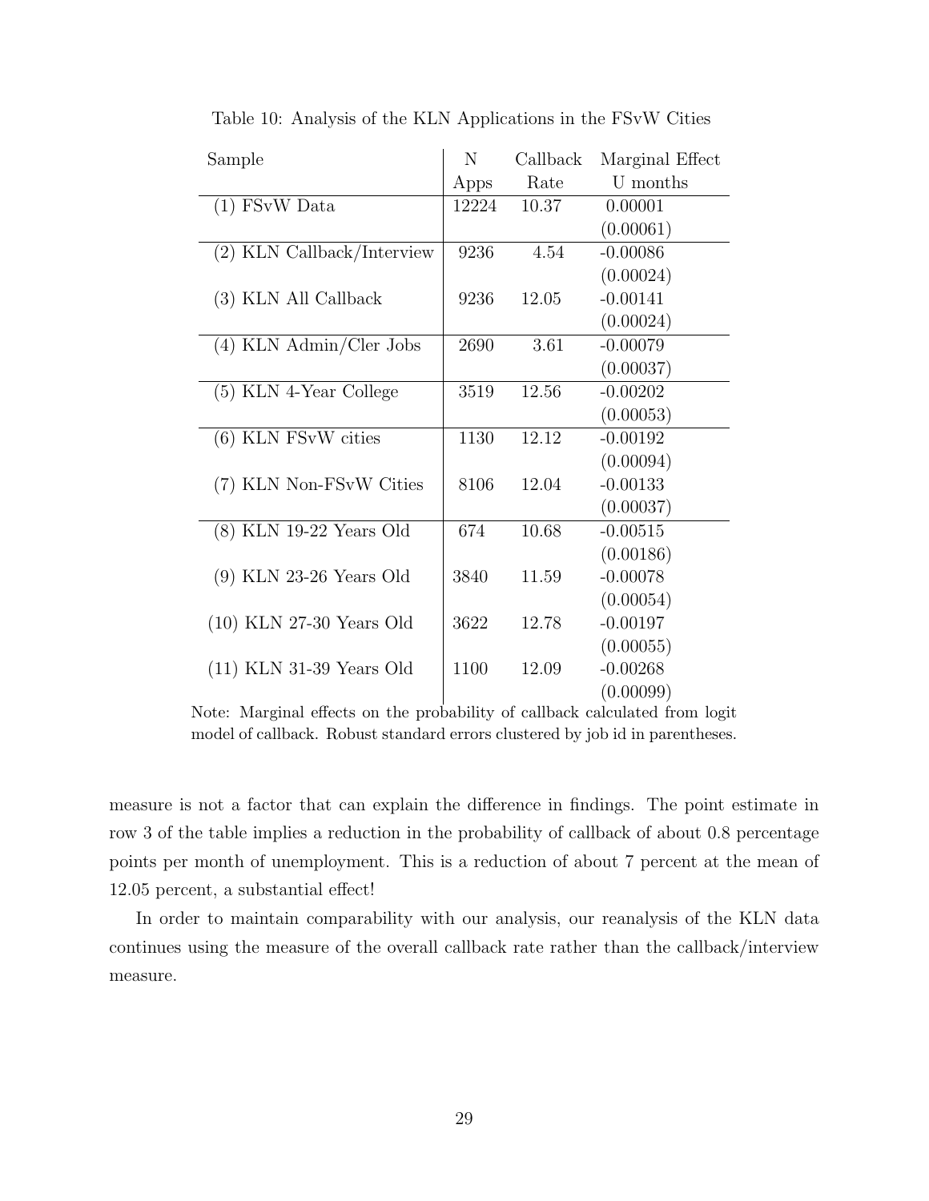Table 10: Analysis of the KLN Applications in the FSvW Cities

| Sample | N Apps | Callback Rate | Marginal Effect U months |
|---|---|---|---|
| (1) FSvW Data | 12224 | 10.37 | 0.00001 |
| | | | (0.00061) |
| (2) KLN Callback/Interview | 9236 | 4.54 | -0.00086 |
| | | | (0.00024) |
| (3) KLN All Callback | 9236 | 12.05 | -0.00141 |
| | | | (0.00024) |
| (4) KLN Admin/Cler Jobs | 2690 | 3.61 | -0.00079 |
| | | | (0.00037) |
| (5) KLN 4-Year College | 3519 | 12.56 | -0.00202 |
| | | | (0.00053) |
| (6) KLN FSvW cities | 1130 | 12.12 | -0.00192 |
| | | | (0.00094) |
| (7) KLN Non-FSvW Cities | 8106 | 12.04 | -0.00133 |
| | | | (0.00037) |
| (8) KLN 19-22 Years Old | 674 | 10.68 | -0.00515 |
| | | | (0.00186) |
| (9) KLN 23-26 Years Old | 3840 | 11.59 | -0.00078 |
| | | | (0.00054) |
| (10) KLN 27-30 Years Old | 3622 | 12.78 | -0.00197 |
| | | | (0.00055) |
| (11) KLN 31-39 Years Old | 1100 | 12.09 | -0.00268 |
| | | | (0.00099) |

Note: Marginal effects on the probability of callback calculated from logit model of callback. Robust standard errors clustered by job id in parentheses.

measure is not a factor that can explain the difference in findings. The point estimate in row 3 of the table implies a reduction in the probability of callback of about 0.8 percentage points per month of unemployment. This is a reduction of about 7 percent at the mean of 12.05 percent, a substantial effect!

In order to maintain comparability with our analysis, our reanalysis of the KLN data continues using the measure of the overall callback rate rather than the callback/interview measure.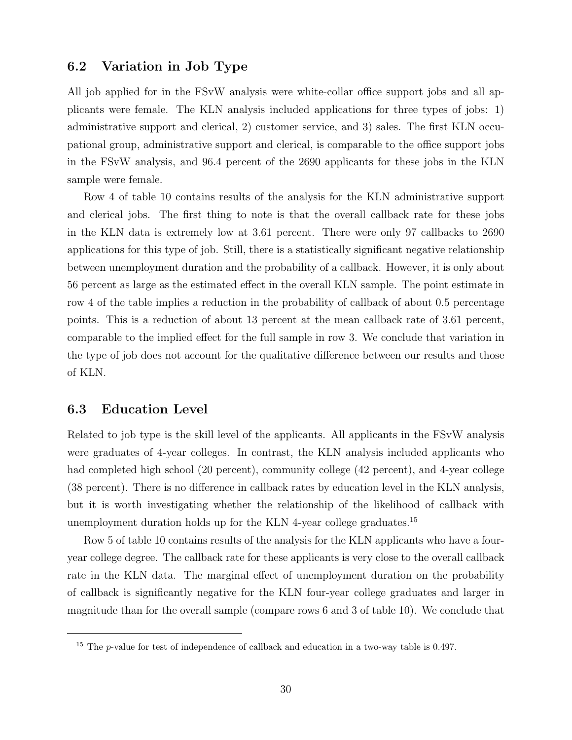## 6.2 Variation in Job Type

All job applied for in the FSvW analysis were white-collar office support jobs and all applicants were female. The KLN analysis included applications for three types of jobs: 1) administrative support and clerical, 2) customer service, and 3) sales. The first KLN occupational group, administrative support and clerical, is comparable to the office support jobs in the FSvW analysis, and 96.4 percent of the 2690 applicants for these jobs in the KLN sample were female.

Row 4 of table 10 contains results of the analysis for the KLN administrative support and clerical jobs. The first thing to note is that the overall callback rate for these jobs in the KLN data is extremely low at 3.61 percent. There were only 97 callbacks to 2690 applications for this type of job. Still, there is a statistically significant negative relationship between unemployment duration and the probability of a callback. However, it is only about 56 percent as large as the estimated effect in the overall KLN sample. The point estimate in row 4 of the table implies a reduction in the probability of callback of about 0.5 percentage points. This is a reduction of about 13 percent at the mean callback rate of 3.61 percent, comparable to the implied effect for the full sample in row 3. We conclude that variation in the type of job does not account for the qualitative difference between our results and those of KLN.

## 6.3 Education Level

Related to job type is the skill level of the applicants. All applicants in the FSvW analysis were graduates of 4-year colleges. In contrast, the KLN analysis included applicants who had completed high school (20 percent), community college (42 percent), and 4-year college (38 percent). There is no difference in callback rates by education level in the KLN analysis, but it is worth investigating whether the relationship of the likelihood of callback with unemployment duration holds up for the KLN 4-year college graduates.[15]

Row 5 of table 10 contains results of the analysis for the KLN applicants who have a four-year college degree. The callback rate for these applicants is very close to the overall callback rate in the KLN data. The marginal effect of unemployment duration on the probability of callback is significantly negative for the KLN four-year college graduates and larger in magnitude than for the overall sample (compare rows 6 and 3 of table 10). We conclude that

[15] The $p$-value for test of independence of callback and education in a two-way table is 0.497.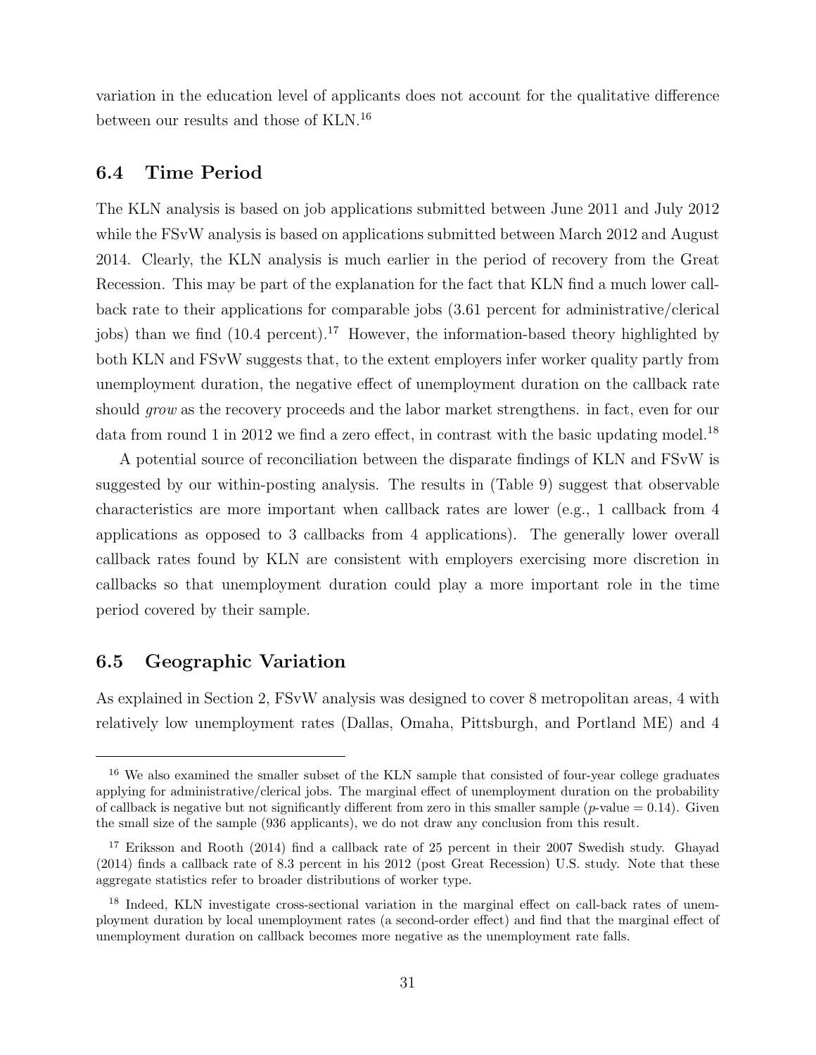variation in the education level of applicants does not account for the qualitative difference between our results and those of KLN.[16]

## 6.4 Time Period

The KLN analysis is based on job applications submitted between June 2011 and July 2012 while the FSvW analysis is based on applications submitted between March 2012 and August 2014. Clearly, the KLN analysis is much earlier in the period of recovery from the Great Recession. This may be part of the explanation for the fact that KLN find a much lower callback rate to their applications for comparable jobs (3.61 percent for administrative/clerical jobs) than we find (10.4 percent).[17] However, the information-based theory highlighted by both KLN and FSvW suggests that, to the extent employers infer worker quality partly from unemployment duration, the negative effect of unemployment duration on the callback rate should *grow* as the recovery proceeds and the labor market strengthens. in fact, even for our data from round 1 in 2012 we find a zero effect, in contrast with the basic updating model.[18]

A potential source of reconciliation between the disparate findings of KLN and FSvW is suggested by our within-posting analysis. The results in (Table 9) suggest that observable characteristics are more important when callback rates are lower (e.g., 1 callback from 4 applications as opposed to 3 callbacks from 4 applications). The generally lower overall callback rates found by KLN are consistent with employers exercising more discretion in callbacks so that unemployment duration could play a more important role in the time period covered by their sample.

## 6.5 Geographic Variation

As explained in Section 2, FSvW analysis was designed to cover 8 metropolitan areas, 4 with relatively low unemployment rates (Dallas, Omaha, Pittsburgh, and Portland ME) and 4

---

[16] We also examined the smaller subset of the KLN sample that consisted of four-year college graduates applying for administrative/clerical jobs. The marginal effect of unemployment duration on the probability of callback is negative but not significantly different from zero in this smaller sample ($p$-value = 0.14). Given the small size of the sample (936 applicants), we do not draw any conclusion from this result.

[17] Eriksson and Rooth (2014) find a callback rate of 25 percent in their 2007 Swedish study. Ghayad (2014) finds a callback rate of 8.3 percent in his 2012 (post Great Recession) U.S. study. Note that these aggregate statistics refer to broader distributions of worker type.

[18] Indeed, KLN investigate cross-sectional variation in the marginal effect on call-back rates of unemployment duration by local unemployment rates (a second-order effect) and find that the marginal effect of unemployment duration on callback becomes more negative as the unemployment rate falls.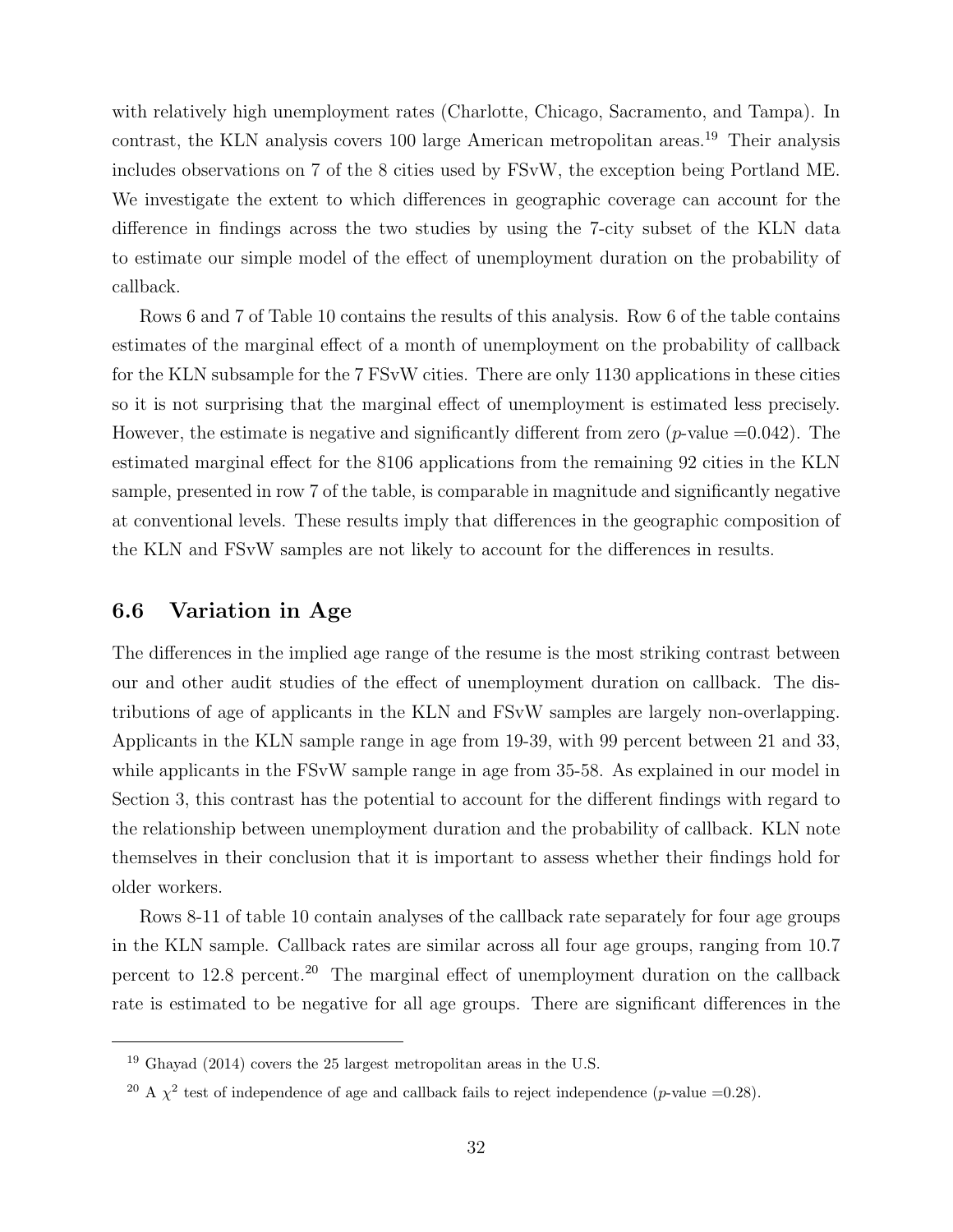with relatively high unemployment rates (Charlotte, Chicago, Sacramento, and Tampa). In contrast, the KLN analysis covers 100 large American metropolitan areas.[19] Their analysis includes observations on 7 of the 8 cities used by FSvW, the exception being Portland ME. We investigate the extent to which differences in geographic coverage can account for the difference in findings across the two studies by using the 7-city subset of the KLN data to estimate our simple model of the effect of unemployment duration on the probability of callback.

Rows 6 and 7 of Table 10 contains the results of this analysis. Row 6 of the table contains estimates of the marginal effect of a month of unemployment on the probability of callback for the KLN subsample for the 7 FSvW cities. There are only 1130 applications in these cities so it is not surprising that the marginal effect of unemployment is estimated less precisely. However, the estimate is negative and significantly different from zero ($p$-value =0.042). The estimated marginal effect for the 8106 applications from the remaining 92 cities in the KLN sample, presented in row 7 of the table, is comparable in magnitude and significantly negative at conventional levels. These results imply that differences in the geographic composition of the KLN and FSvW samples are not likely to account for the differences in results.

## 6.6 Variation in Age

The differences in the implied age range of the resume is the most striking contrast between our and other audit studies of the effect of unemployment duration on callback. The distributions of age of applicants in the KLN and FSvW samples are largely non-overlapping. Applicants in the KLN sample range in age from 19-39, with 99 percent between 21 and 33, while applicants in the FSvW sample range in age from 35-58. As explained in our model in Section 3, this contrast has the potential to account for the different findings with regard to the relationship between unemployment duration and the probability of callback. KLN note themselves in their conclusion that it is important to assess whether their findings hold for older workers.

Rows 8-11 of table 10 contain analyses of the callback rate separately for four age groups in the KLN sample. Callback rates are similar across all four age groups, ranging from 10.7 percent to 12.8 percent.[20] The marginal effect of unemployment duration on the callback rate is estimated to be negative for all age groups. There are significant differences in the

[19] Ghayad (2014) covers the 25 largest metropolitan areas in the U.S.

[20] A $\chi^2$ test of independence of age and callback fails to reject independence ($p$-value =0.28).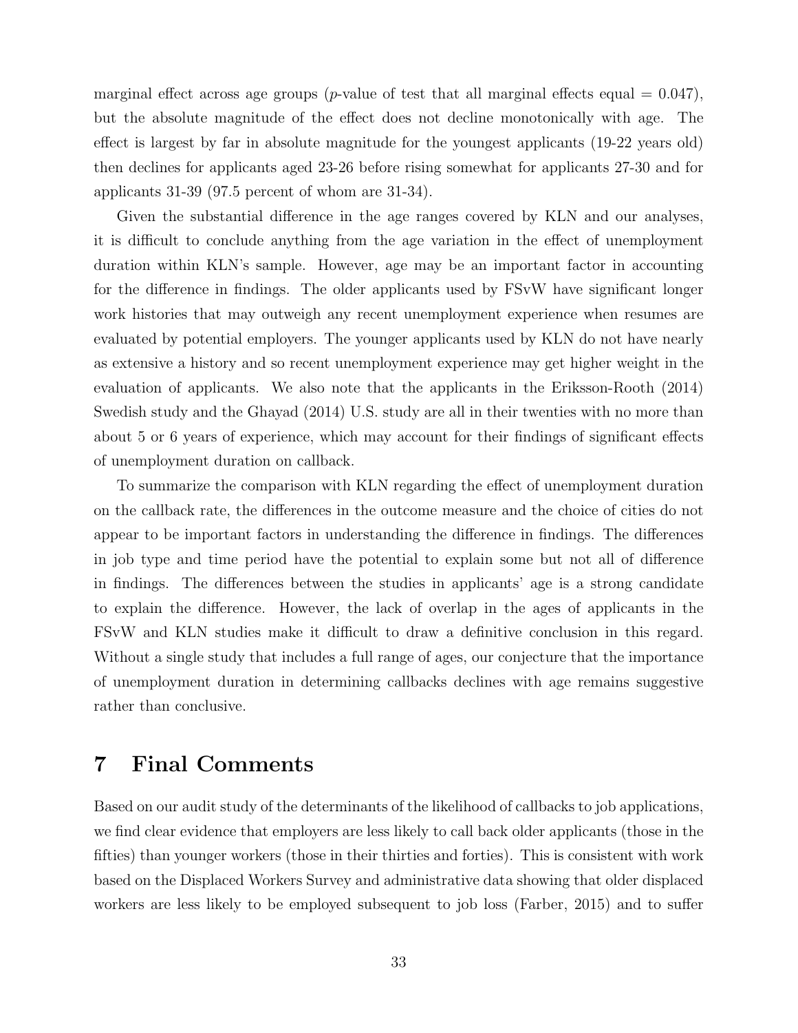marginal effect across age groups ($p$-value of test that all marginal effects equal = 0.047), but the absolute magnitude of the effect does not decline monotonically with age. The effect is largest by far in absolute magnitude for the youngest applicants (19-22 years old) then declines for applicants aged 23-26 before rising somewhat for applicants 27-30 and for applicants 31-39 (97.5 percent of whom are 31-34).

Given the substantial difference in the age ranges covered by KLN and our analyses, it is difficult to conclude anything from the age variation in the effect of unemployment duration within KLN's sample. However, age may be an important factor in accounting for the difference in findings. The older applicants used by FSvW have significant longer work histories that may outweigh any recent unemployment experience when resumes are evaluated by potential employers. The younger applicants used by KLN do not have nearly as extensive a history and so recent unemployment experience may get higher weight in the evaluation of applicants. We also note that the applicants in the Eriksson-Rooth (2014) Swedish study and the Ghayad (2014) U.S. study are all in their twenties with no more than about 5 or 6 years of experience, which may account for their findings of significant effects of unemployment duration on callback.

To summarize the comparison with KLN regarding the effect of unemployment duration on the callback rate, the differences in the outcome measure and the choice of cities do not appear to be important factors in understanding the difference in findings. The differences in job type and time period have the potential to explain some but not all of difference in findings. The differences between the studies in applicants' age is a strong candidate to explain the difference. However, the lack of overlap in the ages of applicants in the FSvW and KLN studies make it difficult to draw a definitive conclusion in this regard. Without a single study that includes a full range of ages, our conjecture that the importance of unemployment duration in determining callbacks declines with age remains suggestive rather than conclusive.

# 7 Final Comments

Based on our audit study of the determinants of the likelihood of callbacks to job applications, we find clear evidence that employers are less likely to call back older applicants (those in the fifties) than younger workers (those in their thirties and forties). This is consistent with work based on the Displaced Workers Survey and administrative data showing that older displaced workers are less likely to be employed subsequent to job loss (Farber, 2015) and to suffer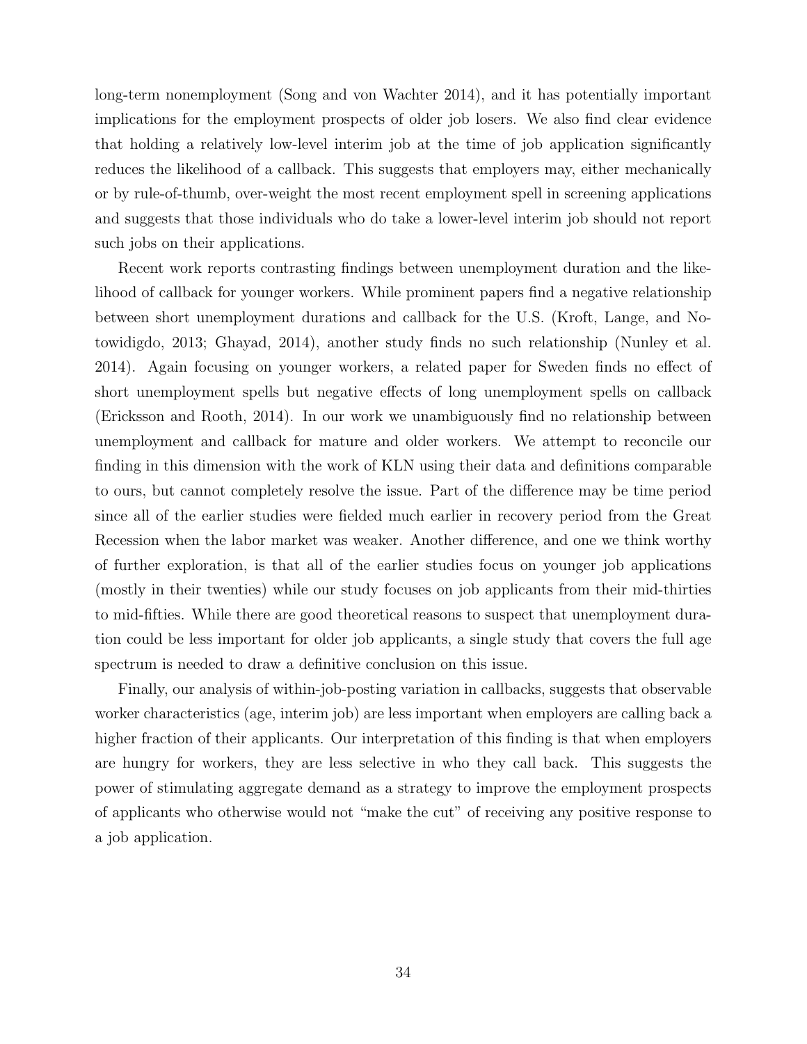long-term nonemployment (Song and von Wachter 2014), and it has potentially important implications for the employment prospects of older job losers. We also find clear evidence that holding a relatively low-level interim job at the time of job application significantly reduces the likelihood of a callback. This suggests that employers may, either mechanically or by rule-of-thumb, over-weight the most recent employment spell in screening applications and suggests that those individuals who do take a lower-level interim job should not report such jobs on their applications.

Recent work reports contrasting findings between unemployment duration and the likelihood of callback for younger workers. While prominent papers find a negative relationship between short unemployment durations and callback for the U.S. (Kroft, Lange, and Notowidigdo, 2013; Ghayad, 2014), another study finds no such relationship (Nunley et al. 2014). Again focusing on younger workers, a related paper for Sweden finds no effect of short unemployment spells but negative effects of long unemployment spells on callback (Ericksson and Rooth, 2014). In our work we unambiguously find no relationship between unemployment and callback for mature and older workers. We attempt to reconcile our finding in this dimension with the work of KLN using their data and definitions comparable to ours, but cannot completely resolve the issue. Part of the difference may be time period since all of the earlier studies were fielded much earlier in recovery period from the Great Recession when the labor market was weaker. Another difference, and one we think worthy of further exploration, is that all of the earlier studies focus on younger job applications (mostly in their twenties) while our study focuses on job applicants from their mid-thirties to mid-fifties. While there are good theoretical reasons to suspect that unemployment duration could be less important for older job applicants, a single study that covers the full age spectrum is needed to draw a definitive conclusion on this issue.

Finally, our analysis of within-job-posting variation in callbacks, suggests that observable worker characteristics (age, interim job) are less important when employers are calling back a higher fraction of their applicants. Our interpretation of this finding is that when employers are hungry for workers, they are less selective in who they call back. This suggests the power of stimulating aggregate demand as a strategy to improve the employment prospects of applicants who otherwise would not "make the cut" of receiving any positive response to a job application.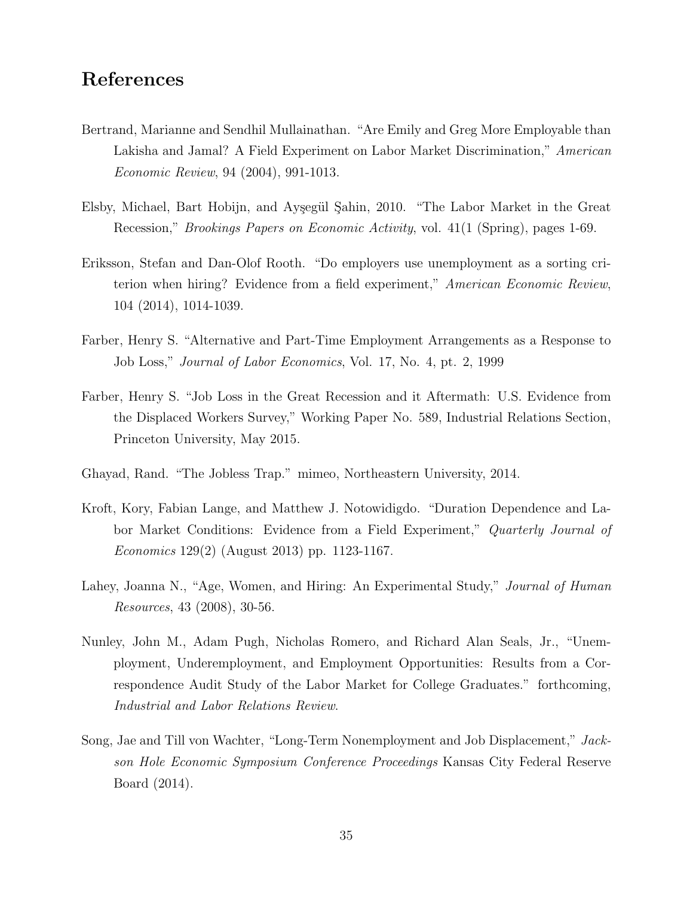# References

Bertrand, Marianne and Sendhil Mullainathan. "Are Emily and Greg More Employable than Lakisha and Jamal? A Field Experiment on Labor Market Discrimination," *American Economic Review*, 94 (2004), 991-1013.

Elsby, Michael, Bart Hobijn, and Ayşegül Şahin, 2010. "The Labor Market in the Great Recession," *Brookings Papers on Economic Activity*, vol. 41(1 (Spring), pages 1-69.

Eriksson, Stefan and Dan-Olof Rooth. "Do employers use unemployment as a sorting criterion when hiring? Evidence from a field experiment," *American Economic Review*, 104 (2014), 1014-1039.

Farber, Henry S. "Alternative and Part-Time Employment Arrangements as a Response to Job Loss," *Journal of Labor Economics*, Vol. 17, No. 4, pt. 2, 1999

Farber, Henry S. "Job Loss in the Great Recession and it Aftermath: U.S. Evidence from the Displaced Workers Survey," Working Paper No. 589, Industrial Relations Section, Princeton University, May 2015.

Ghayad, Rand. "The Jobless Trap." mimeo, Northeastern University, 2014.

Kroft, Kory, Fabian Lange, and Matthew J. Notowidigdo. "Duration Dependence and Labor Market Conditions: Evidence from a Field Experiment," *Quarterly Journal of Economics* 129(2) (August 2013) pp. 1123-1167.

Lahey, Joanna N., "Age, Women, and Hiring: An Experimental Study," *Journal of Human Resources*, 43 (2008), 30-56.

Nunley, John M., Adam Pugh, Nicholas Romero, and Richard Alan Seals, Jr., "Unemployment, Underemployment, and Employment Opportunities: Results from a Correspondence Audit Study of the Labor Market for College Graduates." forthcoming, *Industrial and Labor Relations Review*.

Song, Jae and Till von Wachter, "Long-Term Nonemployment and Job Displacement," *Jackson Hole Economic Symposium Conference Proceedings* Kansas City Federal Reserve Board (2014).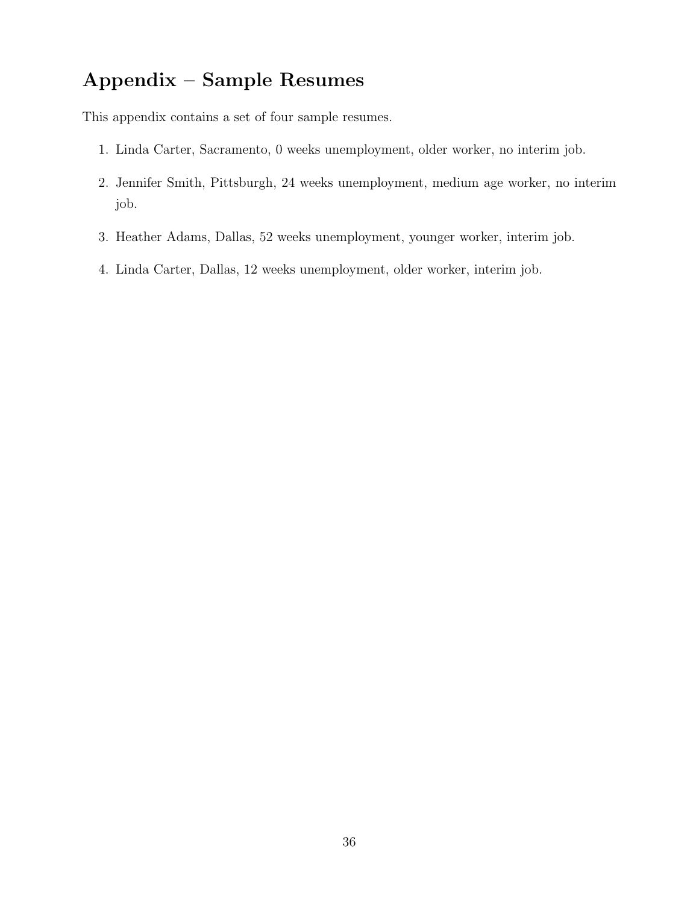# Appendix – Sample Resumes

This appendix contains a set of four sample resumes.

1. Linda Carter, Sacramento, 0 weeks unemployment, older worker, no interim job.
2. Jennifer Smith, Pittsburgh, 24 weeks unemployment, medium age worker, no interim job.
3. Heather Adams, Dallas, 52 weeks unemployment, younger worker, interim job.
4. Linda Carter, Dallas, 12 weeks unemployment, older worker, interim job.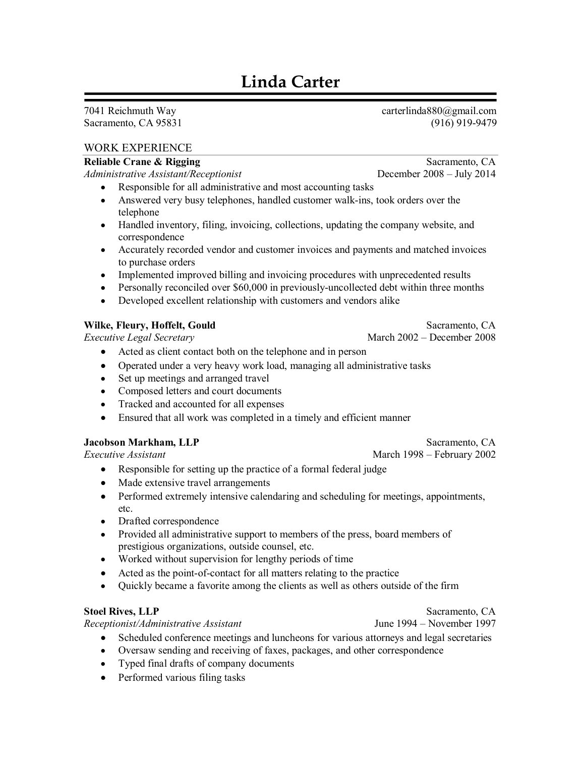# Linda Carter

7041 Reichmuth Way
Sacramento, CA 95831

carterlinda880@gmail.com
(916) 919-9479

## WORK EXPERIENCE

**Reliable Crane & Rigging** — Sacramento, CA
*Administrative Assistant/Receptionist* — December 2008 – July 2014

- Responsible for all administrative and most accounting tasks
- Answered very busy telephones, handled customer walk-ins, took orders over the telephone
- Handled inventory, filing, invoicing, collections, updating the company website, and correspondence
- Accurately recorded vendor and customer invoices and payments and matched invoices to purchase orders
- Implemented improved billing and invoicing procedures with unprecedented results
- Personally reconciled over $60,000 in previously-uncollected debt within three months
- Developed excellent relationship with customers and vendors alike

**Wilke, Fleury, Hoffelt, Gould** — Sacramento, CA
*Executive Legal Secretary* — March 2002 – December 2008

- Acted as client contact both on the telephone and in person
- Operated under a very heavy work load, managing all administrative tasks
- Set up meetings and arranged travel
- Composed letters and court documents
- Tracked and accounted for all expenses
- Ensured that all work was completed in a timely and efficient manner

**Jacobson Markham, LLP** — Sacramento, CA
*Executive Assistant* — March 1998 – February 2002

- Responsible for setting up the practice of a formal federal judge
- Made extensive travel arrangements
- Performed extremely intensive calendaring and scheduling for meetings, appointments, etc.
- Drafted correspondence
- Provided all administrative support to members of the press, board members of prestigious organizations, outside counsel, etc.
- Worked without supervision for lengthy periods of time
- Acted as the point-of-contact for all matters relating to the practice
- Quickly became a favorite among the clients as well as others outside of the firm

**Stoel Rives, LLP** — Sacramento, CA
*Receptionist/Administrative Assistant* — June 1994 – November 1997

- Scheduled conference meetings and luncheons for various attorneys and legal secretaries
- Oversaw sending and receiving of faxes, packages, and other correspondence
- Typed final drafts of company documents
- Performed various filing tasks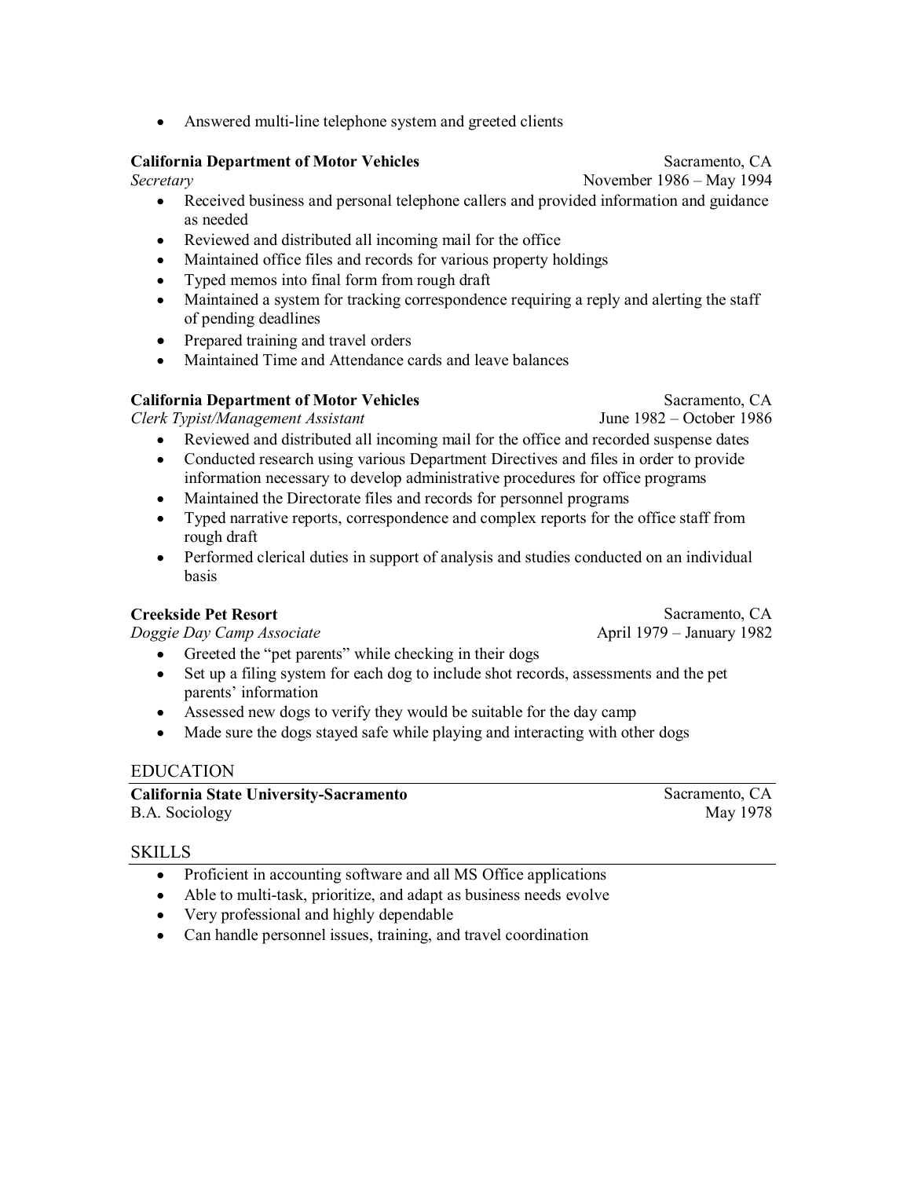- Answered multi-line telephone system and greeted clients

**California Department of Motor Vehicles** Sacramento, CA
*Secretary* November 1986 – May 1994

- Received business and personal telephone callers and provided information and guidance as needed
- Reviewed and distributed all incoming mail for the office
- Maintained office files and records for various property holdings
- Typed memos into final form from rough draft
- Maintained a system for tracking correspondence requiring a reply and alerting the staff of pending deadlines
- Prepared training and travel orders
- Maintained Time and Attendance cards and leave balances

**California Department of Motor Vehicles** Sacramento, CA
*Clerk Typist/Management Assistant* June 1982 – October 1986

- Reviewed and distributed all incoming mail for the office and recorded suspense dates
- Conducted research using various Department Directives and files in order to provide information necessary to develop administrative procedures for office programs
- Maintained the Directorate files and records for personnel programs
- Typed narrative reports, correspondence and complex reports for the office staff from rough draft
- Performed clerical duties in support of analysis and studies conducted on an individual basis

**Creekside Pet Resort** Sacramento, CA
*Doggie Day Camp Associate* April 1979 – January 1982

- Greeted the "pet parents" while checking in their dogs
- Set up a filing system for each dog to include shot records, assessments and the pet parents' information
- Assessed new dogs to verify they would be suitable for the day camp
- Made sure the dogs stayed safe while playing and interacting with other dogs

## EDUCATION

**California State University-Sacramento** Sacramento, CA
B.A. Sociology May 1978

## SKILLS

- Proficient in accounting software and all MS Office applications
- Able to multi-task, prioritize, and adapt as business needs evolve
- Very professional and highly dependable
- Can handle personnel issues, training, and travel coordination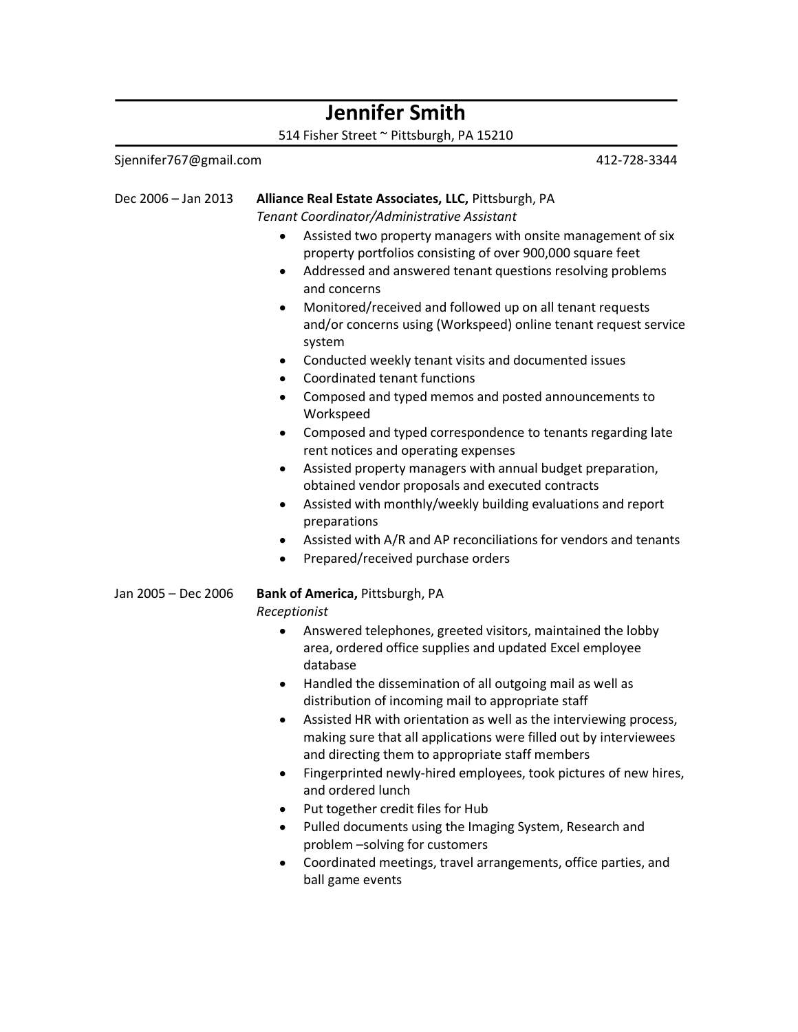# Jennifer Smith

514 Fisher Street ~ Pittsburgh, PA 15210

Sjennifer767@gmail.com 412-728-3344

Dec 2006 – Jan 2013 **Alliance Real Estate Associates, LLC,** Pittsburgh, PA

*Tenant Coordinator/Administrative Assistant*

- Assisted two property managers with onsite management of six property portfolios consisting of over 900,000 square feet
- Addressed and answered tenant questions resolving problems and concerns
- Monitored/received and followed up on all tenant requests and/or concerns using (Workspeed) online tenant request service system
- Conducted weekly tenant visits and documented issues
- Coordinated tenant functions
- Composed and typed memos and posted announcements to Workspeed
- Composed and typed correspondence to tenants regarding late rent notices and operating expenses
- Assisted property managers with annual budget preparation, obtained vendor proposals and executed contracts
- Assisted with monthly/weekly building evaluations and report preparations
- Assisted with A/R and AP reconciliations for vendors and tenants
- Prepared/received purchase orders

Jan 2005 – Dec 2006 **Bank of America,** Pittsburgh, PA

*Receptionist*

- Answered telephones, greeted visitors, maintained the lobby area, ordered office supplies and updated Excel employee database
- Handled the dissemination of all outgoing mail as well as distribution of incoming mail to appropriate staff
- Assisted HR with orientation as well as the interviewing process, making sure that all applications were filled out by interviewees and directing them to appropriate staff members
- Fingerprinted newly-hired employees, took pictures of new hires, and ordered lunch
- Put together credit files for Hub
- Pulled documents using the Imaging System, Research and problem –solving for customers
- Coordinated meetings, travel arrangements, office parties, and ball game events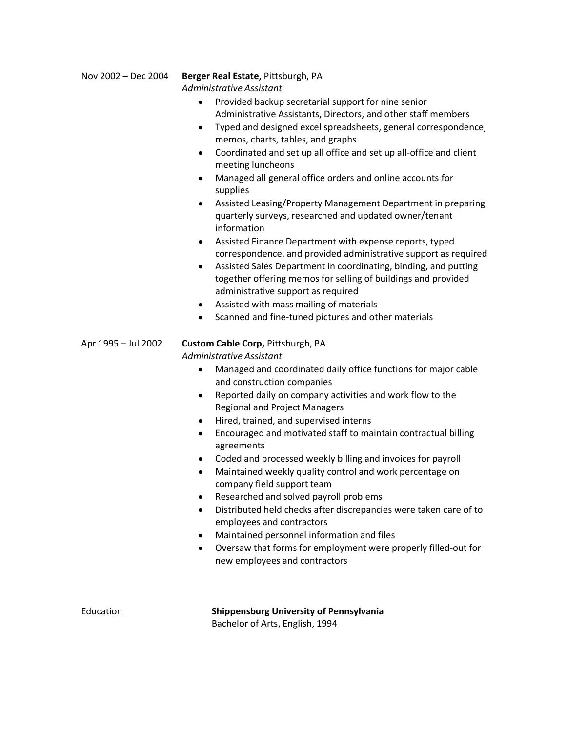Nov 2002 – Dec 2004 **Berger Real Estate,** Pittsburgh, PA
*Administrative Assistant*

- Provided backup secretarial support for nine senior Administrative Assistants, Directors, and other staff members
- Typed and designed excel spreadsheets, general correspondence, memos, charts, tables, and graphs
- Coordinated and set up all office and set up all-office and client meeting luncheons
- Managed all general office orders and online accounts for supplies
- Assisted Leasing/Property Management Department in preparing quarterly surveys, researched and updated owner/tenant information
- Assisted Finance Department with expense reports, typed correspondence, and provided administrative support as required
- Assisted Sales Department in coordinating, binding, and putting together offering memos for selling of buildings and provided administrative support as required
- Assisted with mass mailing of materials
- Scanned and fine-tuned pictures and other materials

Apr 1995 – Jul 2002 **Custom Cable Corp,** Pittsburgh, PA
*Administrative Assistant*

- Managed and coordinated daily office functions for major cable and construction companies
- Reported daily on company activities and work flow to the Regional and Project Managers
- Hired, trained, and supervised interns
- Encouraged and motivated staff to maintain contractual billing agreements
- Coded and processed weekly billing and invoices for payroll
- Maintained weekly quality control and work percentage on company field support team
- Researched and solved payroll problems
- Distributed held checks after discrepancies were taken care of to employees and contractors
- Maintained personnel information and files
- Oversaw that forms for employment were properly filled-out for new employees and contractors

Education **Shippensburg University of Pennsylvania**
Bachelor of Arts, English, 1994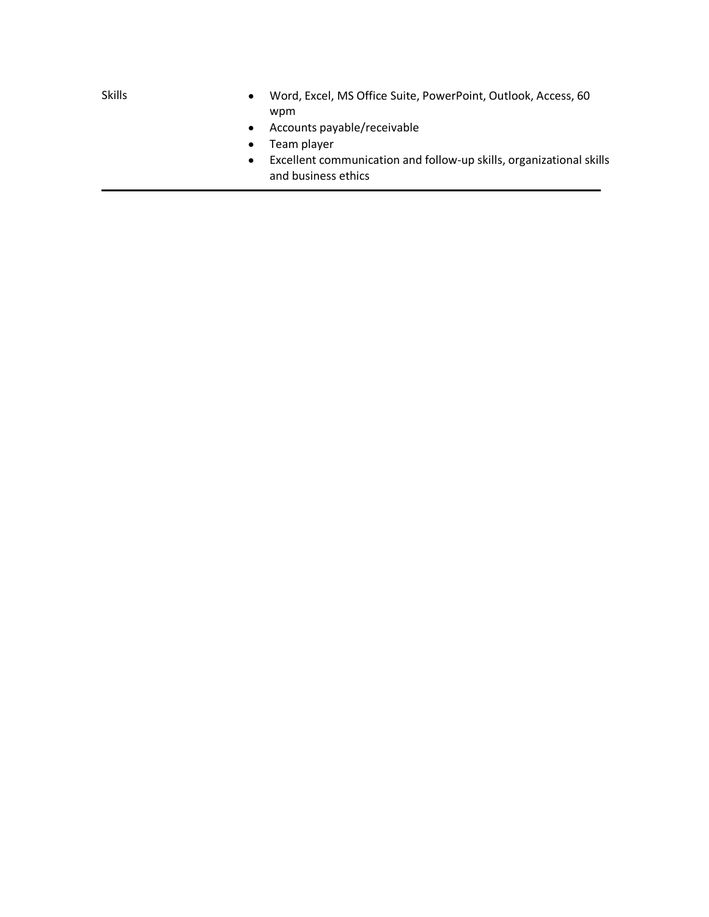Skills

- Word, Excel, MS Office Suite, PowerPoint, Outlook, Access, 60 wpm
- Accounts payable/receivable
- Team player
- Excellent communication and follow-up skills, organizational skills and business ethics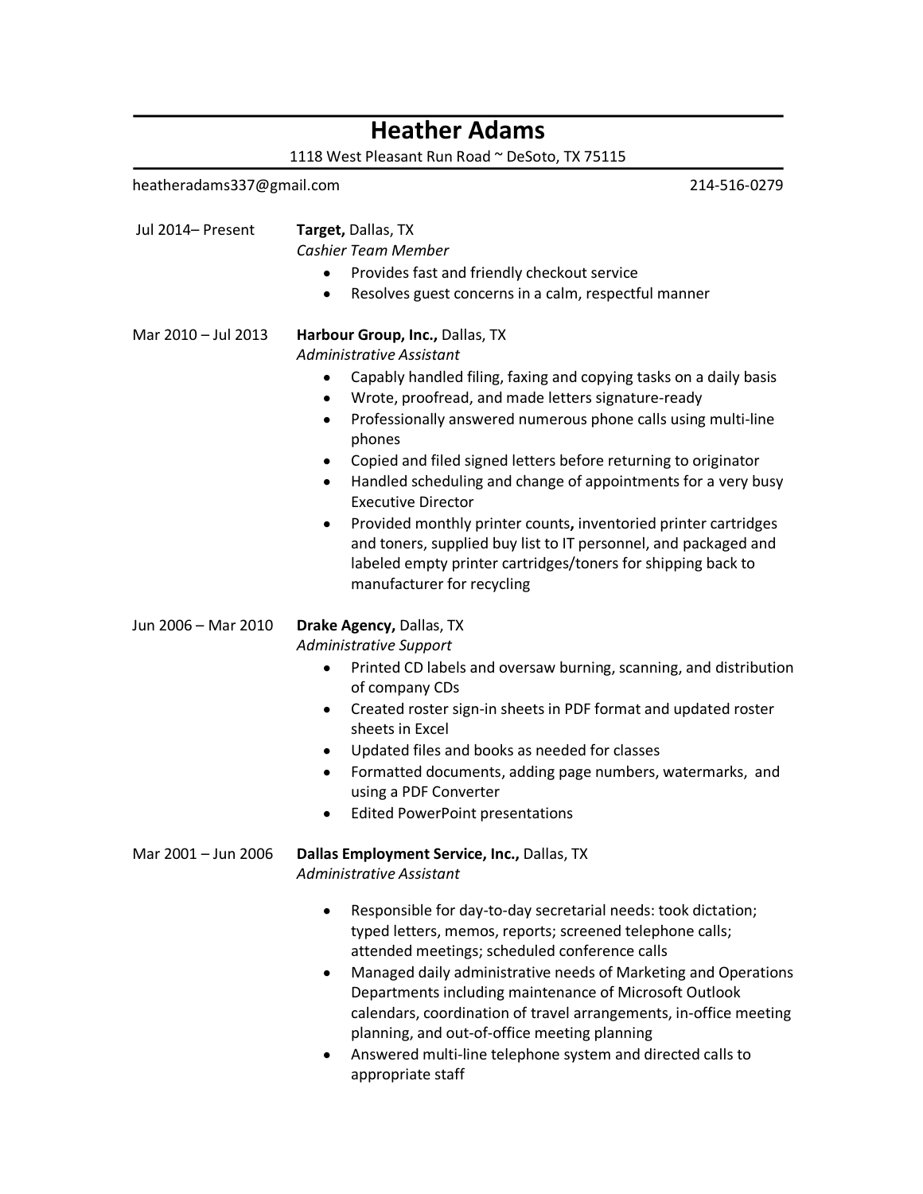# Heather Adams

1118 West Pleasant Run Road ~ DeSoto, TX 75115

heatheradams337@gmail.com 214-516-0279

Jul 2014– Present **Target,** Dallas, TX
*Cashier Team Member*

- Provides fast and friendly checkout service
- Resolves guest concerns in a calm, respectful manner

Mar 2010 – Jul 2013 **Harbour Group, Inc.,** Dallas, TX
*Administrative Assistant*

- Capably handled filing, faxing and copying tasks on a daily basis
- Wrote, proofread, and made letters signature-ready
- Professionally answered numerous phone calls using multi-line phones
- Copied and filed signed letters before returning to originator
- Handled scheduling and change of appointments for a very busy Executive Director
- Provided monthly printer counts**,** inventoried printer cartridges and toners, supplied buy list to IT personnel, and packaged and labeled empty printer cartridges/toners for shipping back to manufacturer for recycling

Jun 2006 – Mar 2010 **Drake Agency,** Dallas, TX
*Administrative Support*

- Printed CD labels and oversaw burning, scanning, and distribution of company CDs
- Created roster sign-in sheets in PDF format and updated roster sheets in Excel
- Updated files and books as needed for classes
- Formatted documents, adding page numbers, watermarks, and using a PDF Converter
- Edited PowerPoint presentations

Mar 2001 – Jun 2006 **Dallas Employment Service, Inc.,** Dallas, TX
*Administrative Assistant*

- Responsible for day-to-day secretarial needs: took dictation; typed letters, memos, reports; screened telephone calls; attended meetings; scheduled conference calls
- Managed daily administrative needs of Marketing and Operations Departments including maintenance of Microsoft Outlook calendars, coordination of travel arrangements, in-office meeting planning, and out-of-office meeting planning
- Answered multi-line telephone system and directed calls to appropriate staff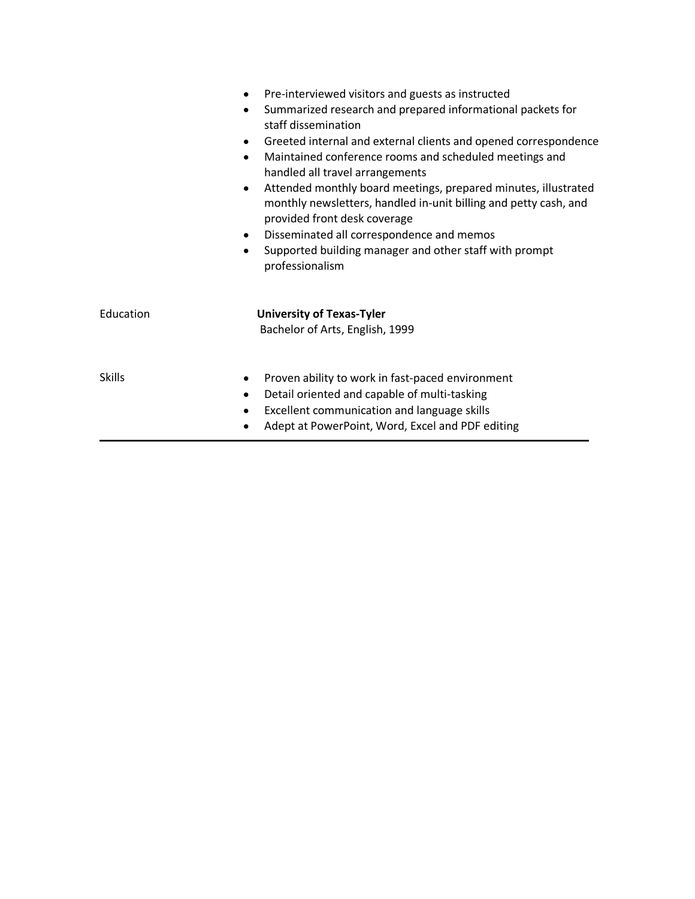- Pre-interviewed visitors and guests as instructed
- Summarized research and prepared informational packets for staff dissemination
- Greeted internal and external clients and opened correspondence
- Maintained conference rooms and scheduled meetings and handled all travel arrangements
- Attended monthly board meetings, prepared minutes, illustrated monthly newsletters, handled in-unit billing and petty cash, and provided front desk coverage
- Disseminated all correspondence and memos
- Supported building manager and other staff with prompt professionalism

Education

**University of Texas-Tyler**
Bachelor of Arts, English, 1999

Skills

- Proven ability to work in fast-paced environment
- Detail oriented and capable of multi-tasking
- Excellent communication and language skills
- Adept at PowerPoint, Word, Excel and PDF editing

---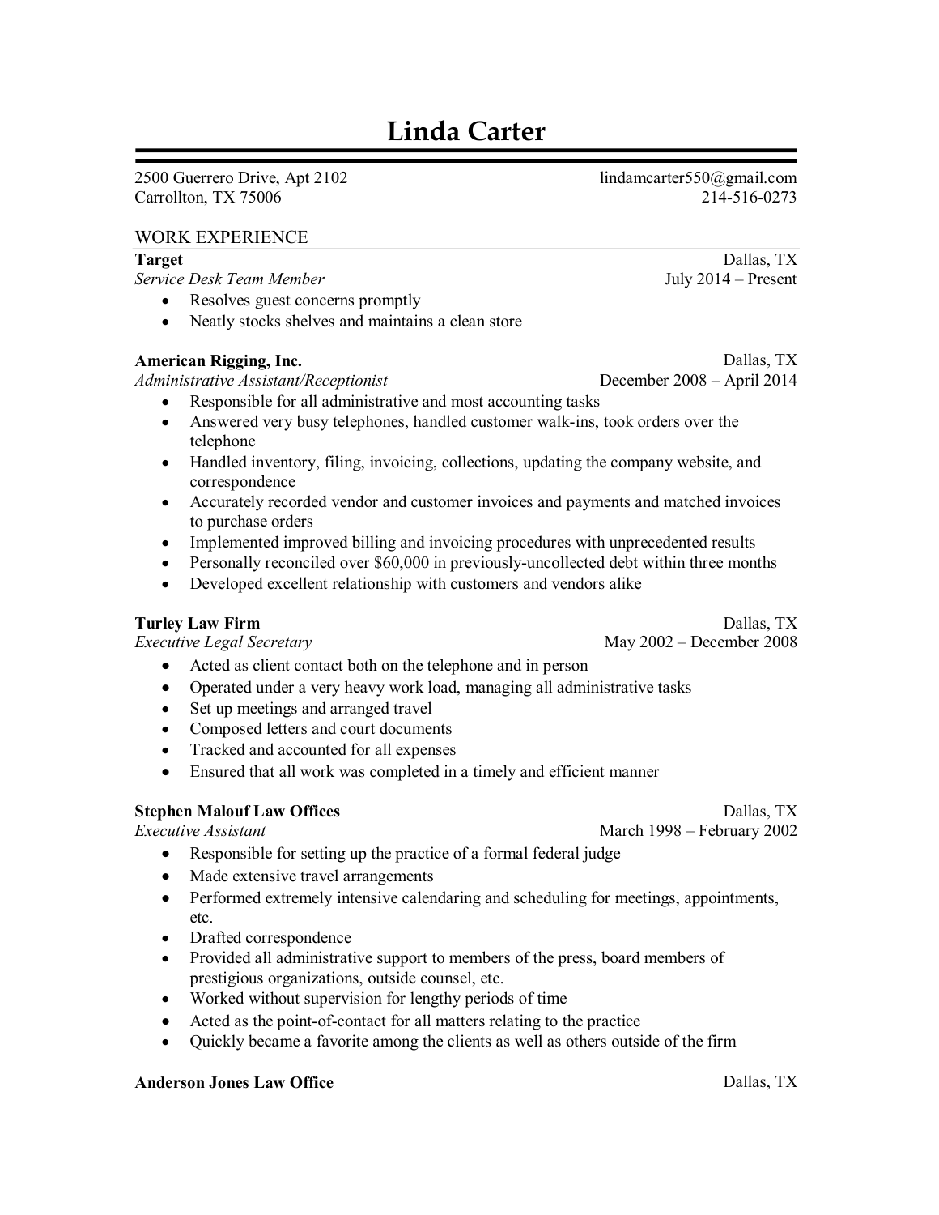# Linda Carter

2500 Guerrero Drive, Apt 2102
Carrollton, TX 75006

lindamcarter550@gmail.com
214-516-0273

## WORK EXPERIENCE

**Target** — Dallas, TX
*Service Desk Team Member* — July 2014 – Present

- Resolves guest concerns promptly
- Neatly stocks shelves and maintains a clean store

**American Rigging, Inc.** — Dallas, TX
*Administrative Assistant/Receptionist* — December 2008 – April 2014

- Responsible for all administrative and most accounting tasks
- Answered very busy telephones, handled customer walk-ins, took orders over the telephone
- Handled inventory, filing, invoicing, collections, updating the company website, and correspondence
- Accurately recorded vendor and customer invoices and payments and matched invoices to purchase orders
- Implemented improved billing and invoicing procedures with unprecedented results
- Personally reconciled over $60,000 in previously-uncollected debt within three months
- Developed excellent relationship with customers and vendors alike

**Turley Law Firm** — Dallas, TX
*Executive Legal Secretary* — May 2002 – December 2008

- Acted as client contact both on the telephone and in person
- Operated under a very heavy work load, managing all administrative tasks
- Set up meetings and arranged travel
- Composed letters and court documents
- Tracked and accounted for all expenses
- Ensured that all work was completed in a timely and efficient manner

**Stephen Malouf Law Offices** — Dallas, TX
*Executive Assistant* — March 1998 – February 2002

- Responsible for setting up the practice of a formal federal judge
- Made extensive travel arrangements
- Performed extremely intensive calendaring and scheduling for meetings, appointments, etc.
- Drafted correspondence
- Provided all administrative support to members of the press, board members of prestigious organizations, outside counsel, etc.
- Worked without supervision for lengthy periods of time
- Acted as the point-of-contact for all matters relating to the practice
- Quickly became a favorite among the clients as well as others outside of the firm

**Anderson Jones Law Office** — Dallas, TX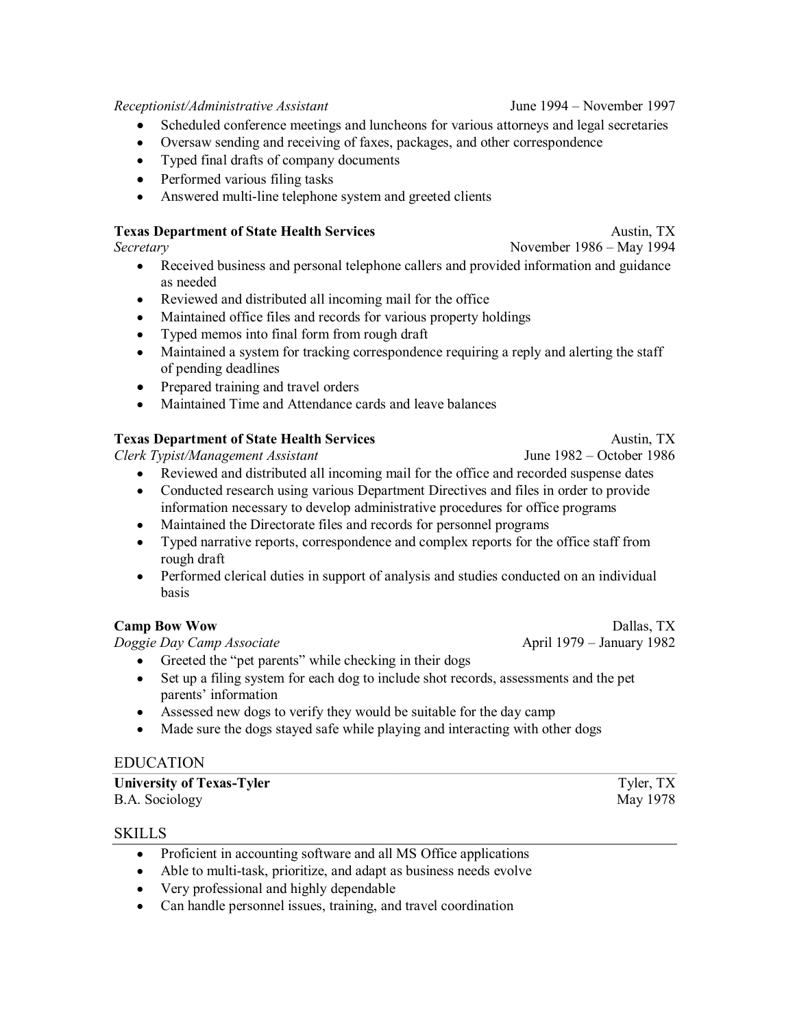*Receptionist/Administrative Assistant* June 1994 – November 1997

- Scheduled conference meetings and luncheons for various attorneys and legal secretaries
- Oversaw sending and receiving of faxes, packages, and other correspondence
- Typed final drafts of company documents
- Performed various filing tasks
- Answered multi-line telephone system and greeted clients

**Texas Department of State Health Services** Austin, TX
*Secretary* November 1986 – May 1994

- Received business and personal telephone callers and provided information and guidance as needed
- Reviewed and distributed all incoming mail for the office
- Maintained office files and records for various property holdings
- Typed memos into final form from rough draft
- Maintained a system for tracking correspondence requiring a reply and alerting the staff of pending deadlines
- Prepared training and travel orders
- Maintained Time and Attendance cards and leave balances

**Texas Department of State Health Services** Austin, TX
*Clerk Typist/Management Assistant* June 1982 – October 1986

- Reviewed and distributed all incoming mail for the office and recorded suspense dates
- Conducted research using various Department Directives and files in order to provide information necessary to develop administrative procedures for office programs
- Maintained the Directorate files and records for personnel programs
- Typed narrative reports, correspondence and complex reports for the office staff from rough draft
- Performed clerical duties in support of analysis and studies conducted on an individual basis

**Camp Bow Wow** Dallas, TX
*Doggie Day Camp Associate* April 1979 – January 1982

- Greeted the "pet parents" while checking in their dogs
- Set up a filing system for each dog to include shot records, assessments and the pet parents' information
- Assessed new dogs to verify they would be suitable for the day camp
- Made sure the dogs stayed safe while playing and interacting with other dogs

## EDUCATION

**University of Texas-Tyler** Tyler, TX
B.A. Sociology May 1978

## SKILLS

- Proficient in accounting software and all MS Office applications
- Able to multi-task, prioritize, and adapt as business needs evolve
- Very professional and highly dependable
- Can handle personnel issues, training, and travel coordination